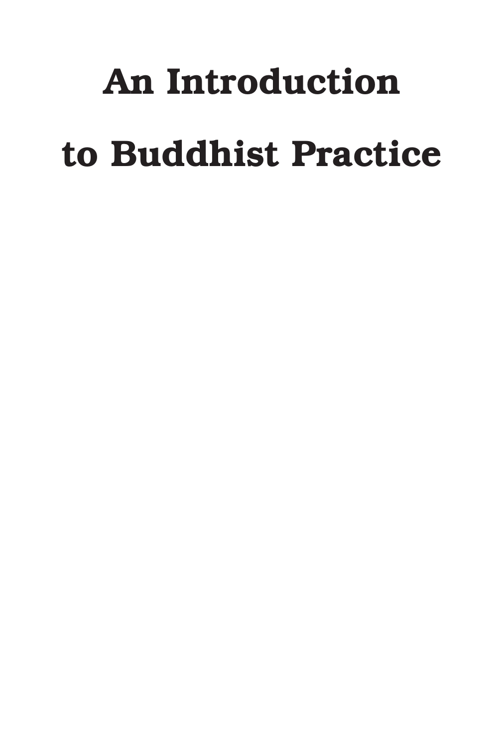# An Introduction to Buddhist Practice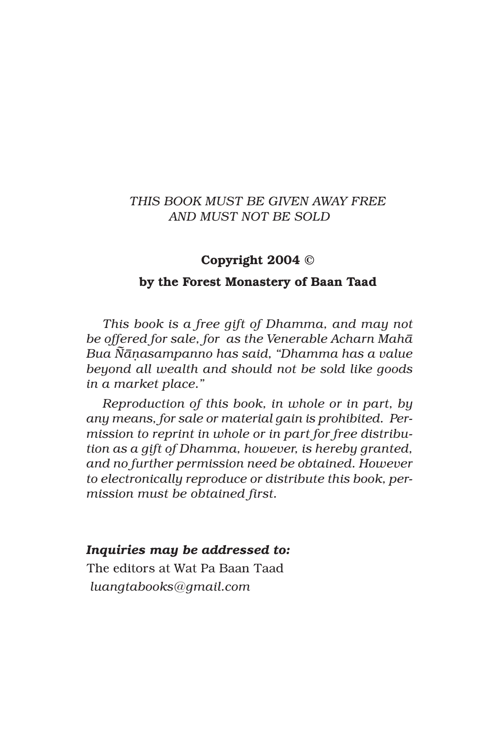*THIS BOOK MUST BE GIVEN AWAY FREE AND MUST NOT BE SOLD*

**Copyright 2004 ©**

**by the Forest Monastery of Baan Taad**

*This book is a free gift of Dhamma, and may not be offered for sale, for as the Venerable Acharn Mahā Bua Ñāṇasampanno has said, "Dhamma has a value beyond all wealth and should not be sold like goods in a market place."*

*Reproduction of this book, in whole or in part, by any means, for sale or material gain is prohibited. Permission to reprint in whole or in part for free distribution as a gift of Dhamma, however, is hereby granted, and no further permission need be obtained. However to electronically reproduce or distribute this book, permission must be obtained first.*

***Inquiries may be addressed to:***
The editors at Wat Pa Baan Taad
*luangtabooks@gmail.com*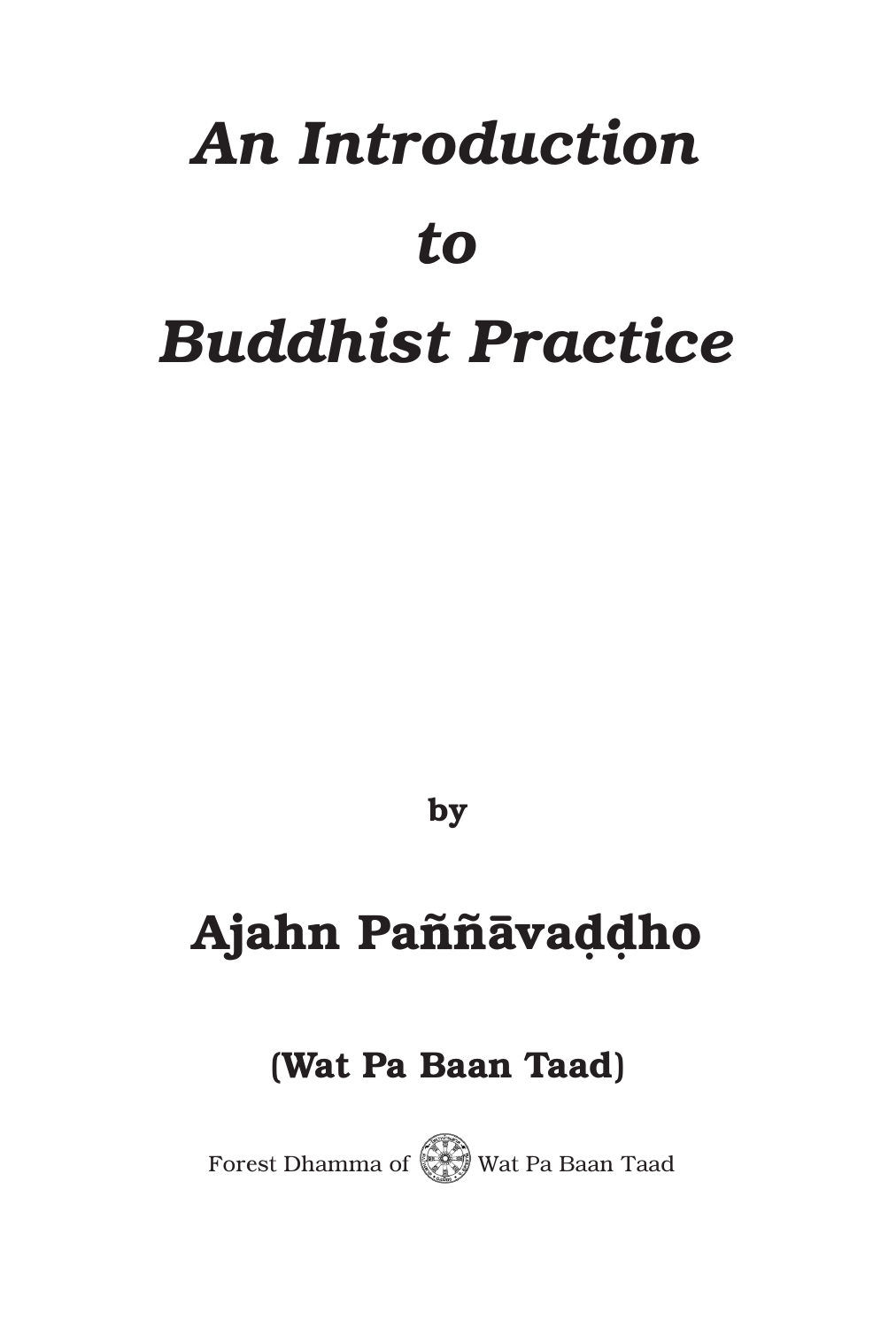# *An Introduction to Buddhist Practice*

**by**

## Ajahn Paññāvaḍḍho

**(Wat Pa Baan Taad)**

Forest Dhamma of Wat Pa Baan Taad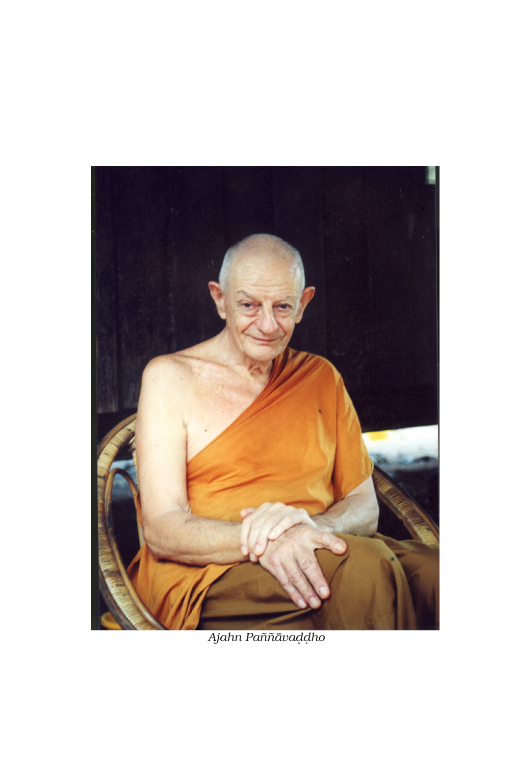*Ajahn Paññāvaḍḍho*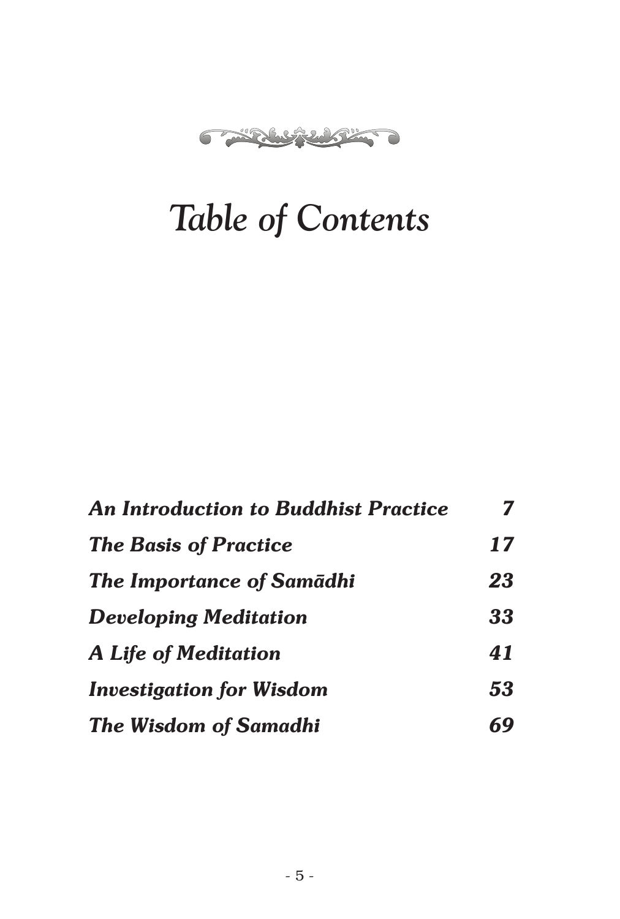# *Table of Contents*

| | |
|---|---|
| ***An Introduction to Buddhist Practice*** | ***7*** |
| ***The Basis of Practice*** | ***17*** |
| ***The Importance of Samādhi*** | ***23*** |
| ***Developing Meditation*** | ***33*** |
| ***A Life of Meditation*** | ***41*** |
| ***Investigation for Wisdom*** | ***53*** |
| ***The Wisdom of Samadhi*** | ***69*** |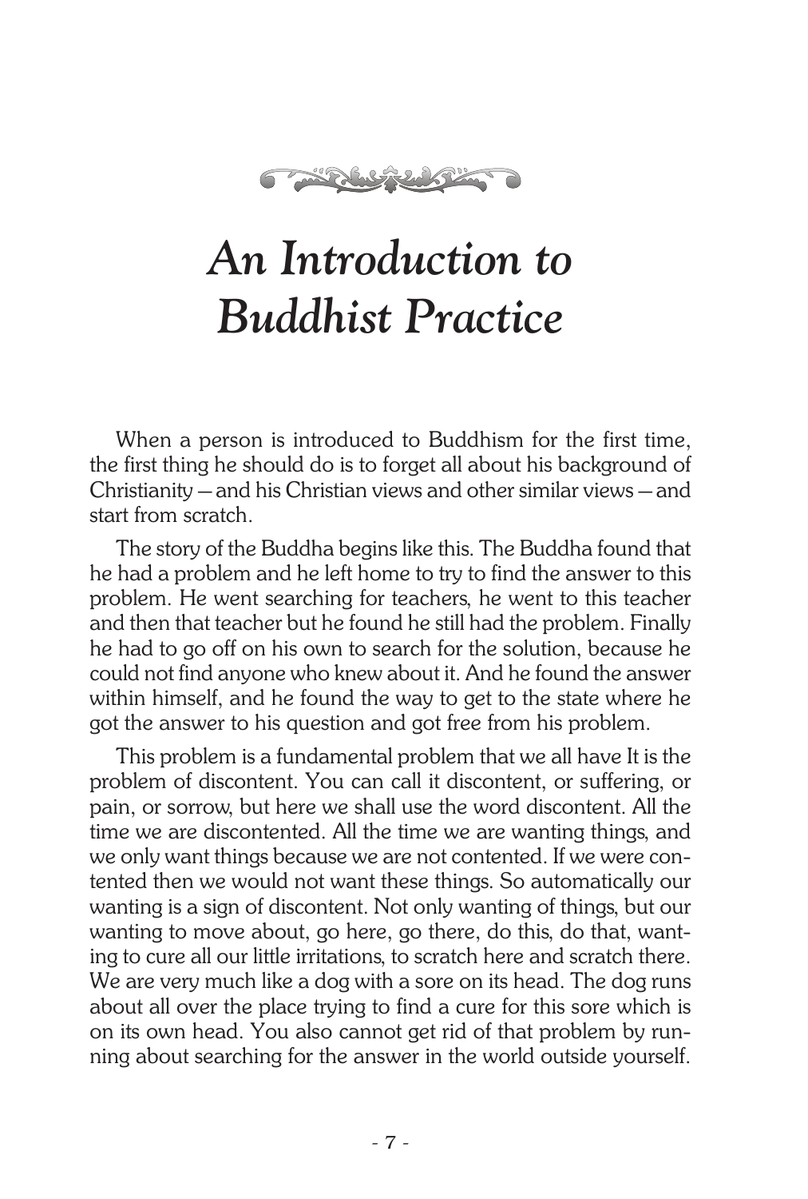# *An Introduction to Buddhist Practice*

When a person is introduced to Buddhism for the first time, the first thing he should do is to forget all about his background of Christianity — and his Christian views and other similar views — and start from scratch.

The story of the Buddha begins like this. The Buddha found that he had a problem and he left home to try to find the answer to this problem. He went searching for teachers, he went to this teacher and then that teacher but he found he still had the problem. Finally he had to go off on his own to search for the solution, because he could not find anyone who knew about it. And he found the answer within himself, and he found the way to get to the state where he got the answer to his question and got free from his problem.

This problem is a fundamental problem that we all have It is the problem of discontent. You can call it discontent, or suffering, or pain, or sorrow, but here we shall use the word discontent. All the time we are discontented. All the time we are wanting things, and we only want things because we are not contented. If we were contented then we would not want these things. So automatically our wanting is a sign of discontent. Not only wanting of things, but our wanting to move about, go here, go there, do this, do that, wanting to cure all our little irritations, to scratch here and scratch there. We are very much like a dog with a sore on its head. The dog runs about all over the place trying to find a cure for this sore which is on its own head. You also cannot get rid of that problem by running about searching for the answer in the world outside yourself.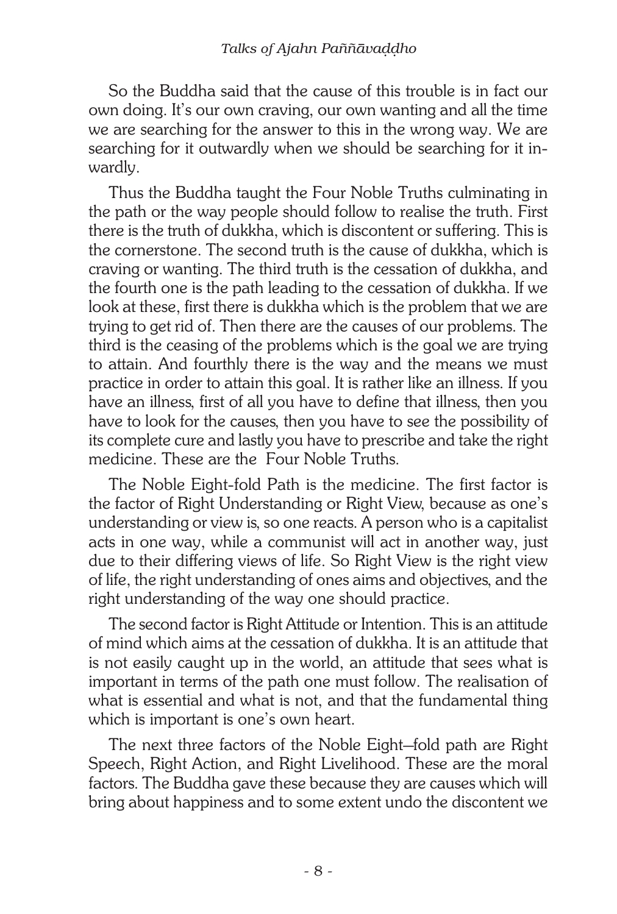So the Buddha said that the cause of this trouble is in fact our own doing. It's our own craving, our own wanting and all the time we are searching for the answer to this in the wrong way. We are searching for it outwardly when we should be searching for it inwardly.

Thus the Buddha taught the Four Noble Truths culminating in the path or the way people should follow to realise the truth. First there is the truth of dukkha, which is discontent or suffering. This is the cornerstone. The second truth is the cause of dukkha, which is craving or wanting. The third truth is the cessation of dukkha, and the fourth one is the path leading to the cessation of dukkha. If we look at these, first there is dukkha which is the problem that we are trying to get rid of. Then there are the causes of our problems. The third is the ceasing of the problems which is the goal we are trying to attain. And fourthly there is the way and the means we must practice in order to attain this goal. It is rather like an illness. If you have an illness, first of all you have to define that illness, then you have to look for the causes, then you have to see the possibility of its complete cure and lastly you have to prescribe and take the right medicine. These are the Four Noble Truths.

The Noble Eight-fold Path is the medicine. The first factor is the factor of Right Understanding or Right View, because as one's understanding or view is, so one reacts. A person who is a capitalist acts in one way, while a communist will act in another way, just due to their differing views of life. So Right View is the right view of life, the right understanding of ones aims and objectives, and the right understanding of the way one should practice.

The second factor is Right Attitude or Intention. This is an attitude of mind which aims at the cessation of dukkha. It is an attitude that is not easily caught up in the world, an attitude that sees what is important in terms of the path one must follow. The realisation of what is essential and what is not, and that the fundamental thing which is important is one's own heart.

The next three factors of the Noble Eight–fold path are Right Speech, Right Action, and Right Livelihood. These are the moral factors. The Buddha gave these because they are causes which will bring about happiness and to some extent undo the discontent we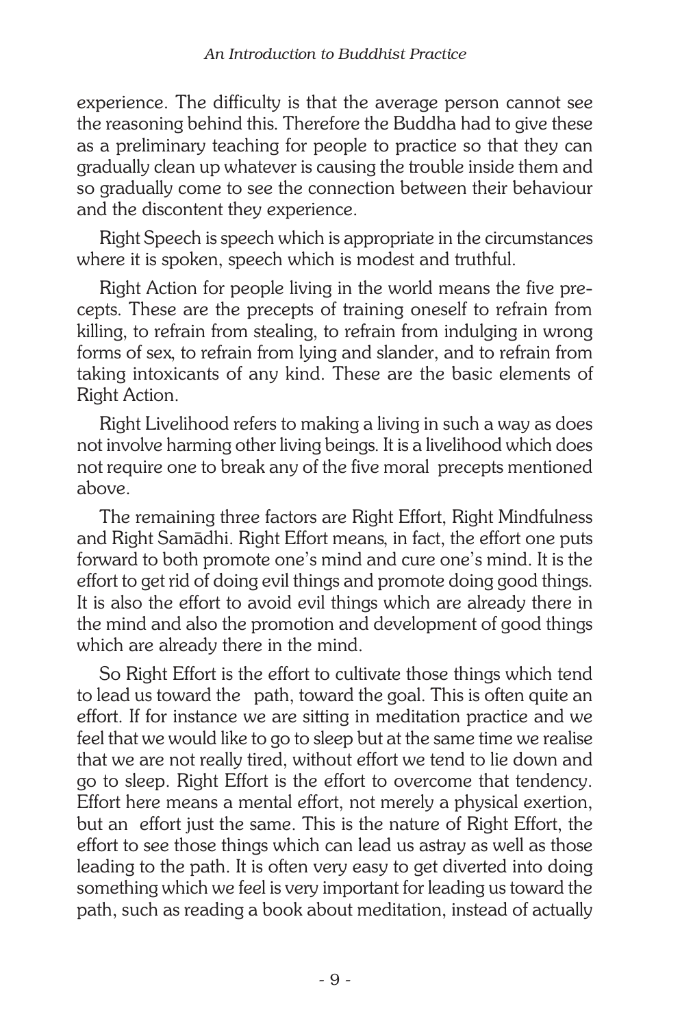experience. The difficulty is that the average person cannot see the reasoning behind this. Therefore the Buddha had to give these as a preliminary teaching for people to practice so that they can gradually clean up whatever is causing the trouble inside them and so gradually come to see the connection between their behaviour and the discontent they experience.

Right Speech is speech which is appropriate in the circumstances where it is spoken, speech which is modest and truthful.

Right Action for people living in the world means the five precepts. These are the precepts of training oneself to refrain from killing, to refrain from stealing, to refrain from indulging in wrong forms of sex, to refrain from lying and slander, and to refrain from taking intoxicants of any kind. These are the basic elements of Right Action.

Right Livelihood refers to making a living in such a way as does not involve harming other living beings. It is a livelihood which does not require one to break any of the five moral precepts mentioned above.

The remaining three factors are Right Effort, Right Mindfulness and Right Samādhi. Right Effort means, in fact, the effort one puts forward to both promote one's mind and cure one's mind. It is the effort to get rid of doing evil things and promote doing good things. It is also the effort to avoid evil things which are already there in the mind and also the promotion and development of good things which are already there in the mind.

So Right Effort is the effort to cultivate those things which tend to lead us toward the path, toward the goal. This is often quite an effort. If for instance we are sitting in meditation practice and we feel that we would like to go to sleep but at the same time we realise that we are not really tired, without effort we tend to lie down and go to sleep. Right Effort is the effort to overcome that tendency. Effort here means a mental effort, not merely a physical exertion, but an effort just the same. This is the nature of Right Effort, the effort to see those things which can lead us astray as well as those leading to the path. It is often very easy to get diverted into doing something which we feel is very important for leading us toward the path, such as reading a book about meditation, instead of actually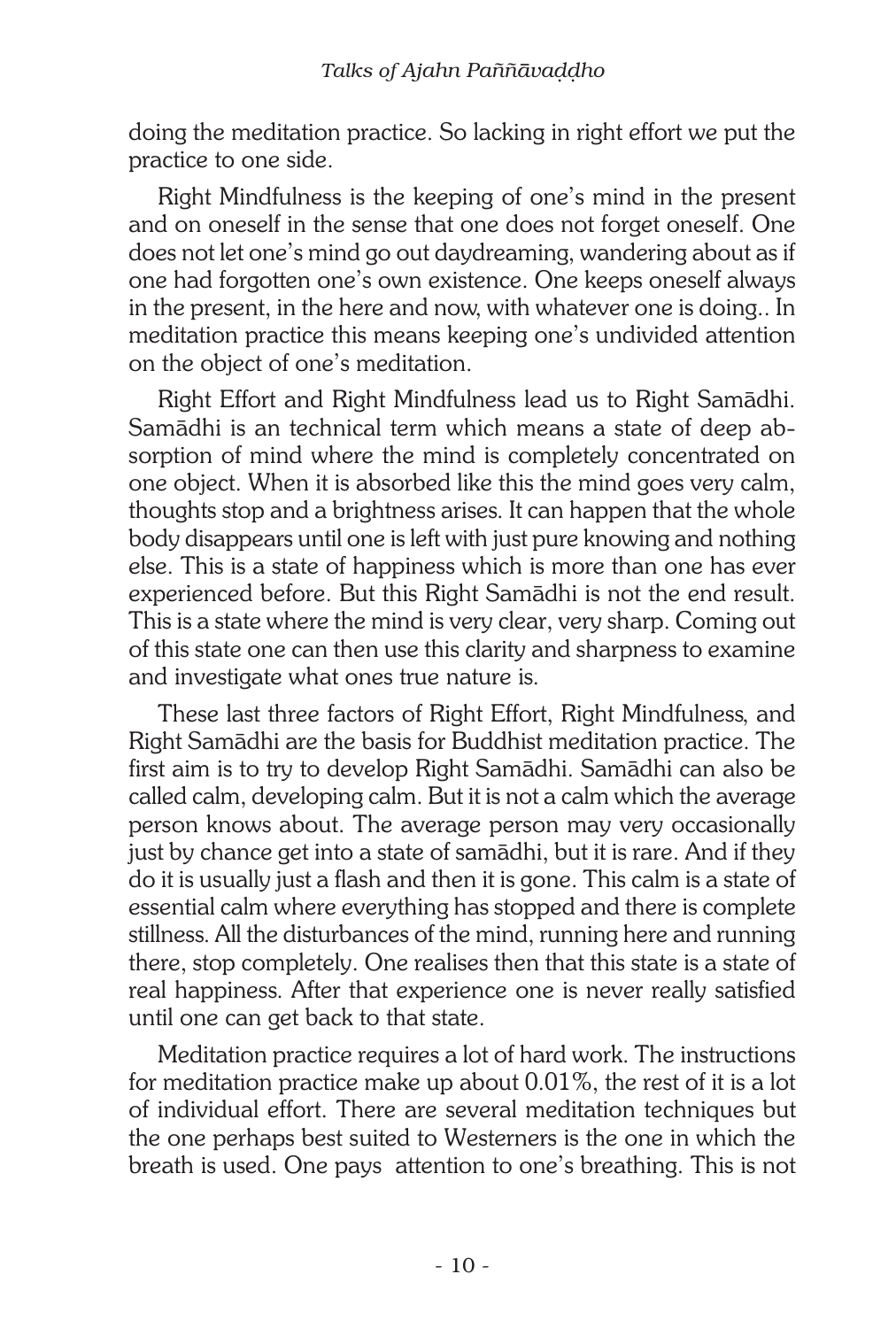doing the meditation practice. So lacking in right effort we put the practice to one side.

Right Mindfulness is the keeping of one's mind in the present and on oneself in the sense that one does not forget oneself. One does not let one's mind go out daydreaming, wandering about as if one had forgotten one's own existence. One keeps oneself always in the present, in the here and now, with whatever one is doing.. In meditation practice this means keeping one's undivided attention on the object of one's meditation.

Right Effort and Right Mindfulness lead us to Right Samādhi. Samādhi is an technical term which means a state of deep absorption of mind where the mind is completely concentrated on one object. When it is absorbed like this the mind goes very calm, thoughts stop and a brightness arises. It can happen that the whole body disappears until one is left with just pure knowing and nothing else. This is a state of happiness which is more than one has ever experienced before. But this Right Samādhi is not the end result. This is a state where the mind is very clear, very sharp. Coming out of this state one can then use this clarity and sharpness to examine and investigate what ones true nature is.

These last three factors of Right Effort, Right Mindfulness, and Right Samādhi are the basis for Buddhist meditation practice. The first aim is to try to develop Right Samādhi. Samādhi can also be called calm, developing calm. But it is not a calm which the average person knows about. The average person may very occasionally just by chance get into a state of samādhi, but it is rare. And if they do it is usually just a flash and then it is gone. This calm is a state of essential calm where everything has stopped and there is complete stillness. All the disturbances of the mind, running here and running there, stop completely. One realises then that this state is a state of real happiness. After that experience one is never really satisfied until one can get back to that state.

Meditation practice requires a lot of hard work. The instructions for meditation practice make up about 0.01%, the rest of it is a lot of individual effort. There are several meditation techniques but the one perhaps best suited to Westerners is the one in which the breath is used. One pays attention to one's breathing. This is not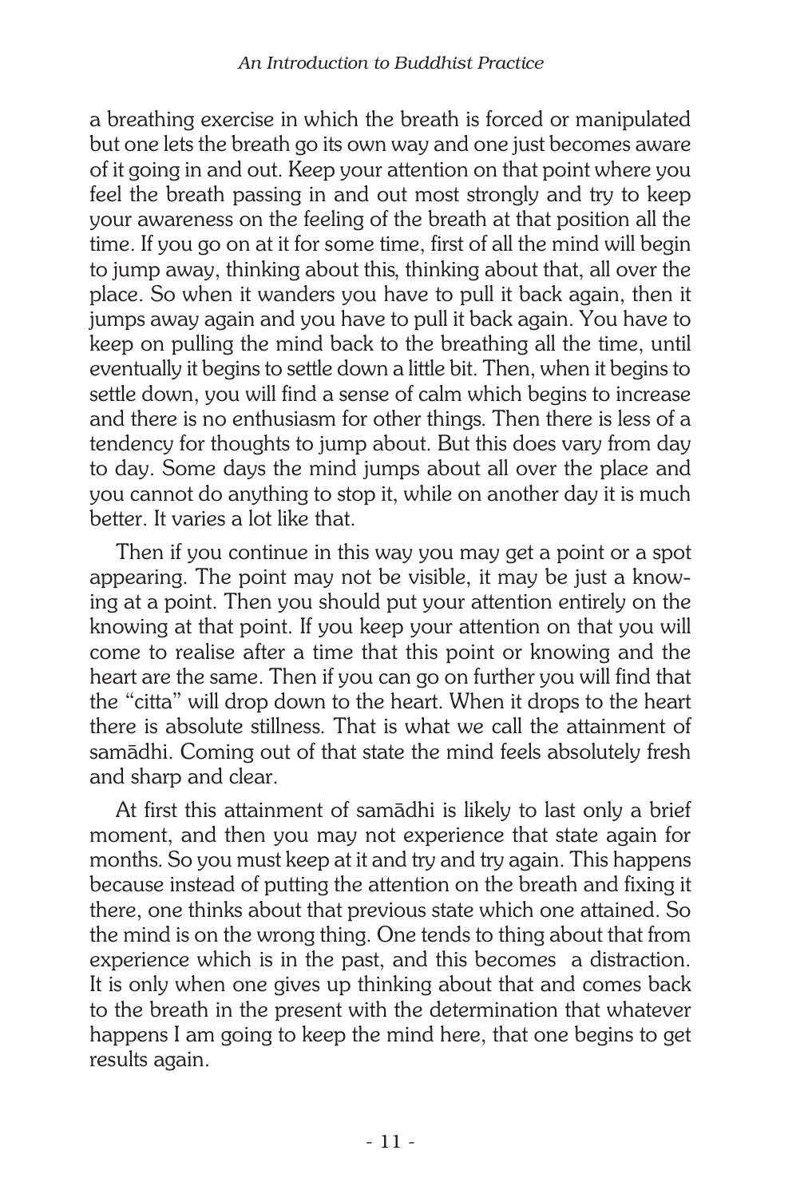a breathing exercise in which the breath is forced or manipulated but one lets the breath go its own way and one just becomes aware of it going in and out. Keep your attention on that point where you feel the breath passing in and out most strongly and try to keep your awareness on the feeling of the breath at that position all the time. If you go on at it for some time, first of all the mind will begin to jump away, thinking about this, thinking about that, all over the place. So when it wanders you have to pull it back again, then it jumps away again and you have to pull it back again. You have to keep on pulling the mind back to the breathing all the time, until eventually it begins to settle down a little bit. Then, when it begins to settle down, you will find a sense of calm which begins to increase and there is no enthusiasm for other things. Then there is less of a tendency for thoughts to jump about. But this does vary from day to day. Some days the mind jumps about all over the place and you cannot do anything to stop it, while on another day it is much better. It varies a lot like that.

Then if you continue in this way you may get a point or a spot appearing. The point may not be visible, it may be just a knowing at a point. Then you should put your attention entirely on the knowing at that point. If you keep your attention on that you will come to realise after a time that this point or knowing and the heart are the same. Then if you can go on further you will find that the "citta" will drop down to the heart. When it drops to the heart there is absolute stillness. That is what we call the attainment of samādhi. Coming out of that state the mind feels absolutely fresh and sharp and clear.

At first this attainment of samādhi is likely to last only a brief moment, and then you may not experience that state again for months. So you must keep at it and try and try again. This happens because instead of putting the attention on the breath and fixing it there, one thinks about that previous state which one attained. So the mind is on the wrong thing. One tends to thing about that from experience which is in the past, and this becomes a distraction. It is only when one gives up thinking about that and comes back to the breath in the present with the determination that whatever happens I am going to keep the mind here, that one begins to get results again.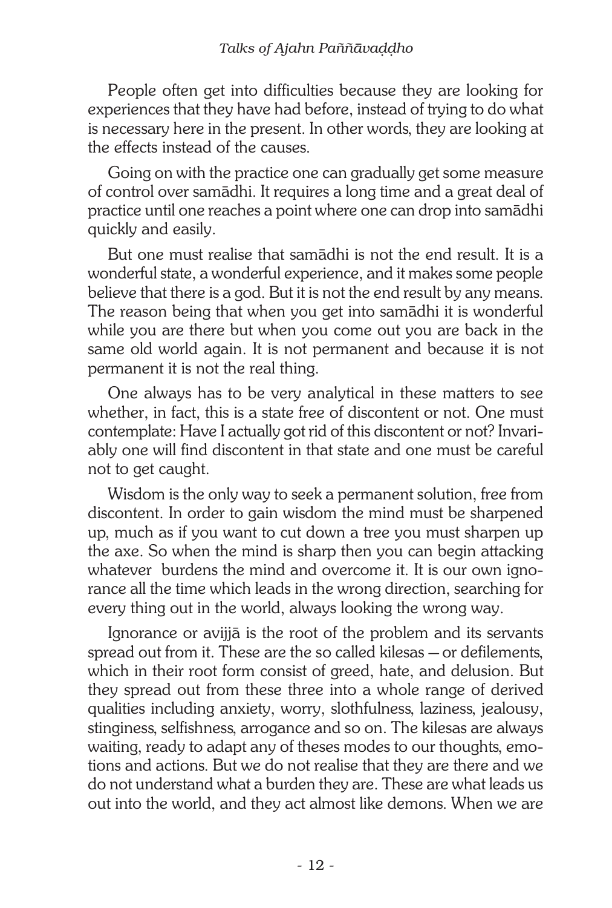People often get into difficulties because they are looking for experiences that they have had before, instead of trying to do what is necessary here in the present. In other words, they are looking at the effects instead of the causes.

Going on with the practice one can gradually get some measure of control over samādhi. It requires a long time and a great deal of practice until one reaches a point where one can drop into samādhi quickly and easily.

But one must realise that samādhi is not the end result. It is a wonderful state, a wonderful experience, and it makes some people believe that there is a god. But it is not the end result by any means. The reason being that when you get into samādhi it is wonderful while you are there but when you come out you are back in the same old world again. It is not permanent and because it is not permanent it is not the real thing.

One always has to be very analytical in these matters to see whether, in fact, this is a state free of discontent or not. One must contemplate: Have I actually got rid of this discontent or not? Invariably one will find discontent in that state and one must be careful not to get caught.

Wisdom is the only way to seek a permanent solution, free from discontent. In order to gain wisdom the mind must be sharpened up, much as if you want to cut down a tree you must sharpen up the axe. So when the mind is sharp then you can begin attacking whatever burdens the mind and overcome it. It is our own ignorance all the time which leads in the wrong direction, searching for every thing out in the world, always looking the wrong way.

Ignorance or avijjā is the root of the problem and its servants spread out from it. These are the so called kilesas — or defilements, which in their root form consist of greed, hate, and delusion. But they spread out from these three into a whole range of derived qualities including anxiety, worry, slothfulness, laziness, jealousy, stinginess, selfishness, arrogance and so on. The kilesas are always waiting, ready to adapt any of theses modes to our thoughts, emotions and actions. But we do not realise that they are there and we do not understand what a burden they are. These are what leads us out into the world, and they act almost like demons. When we are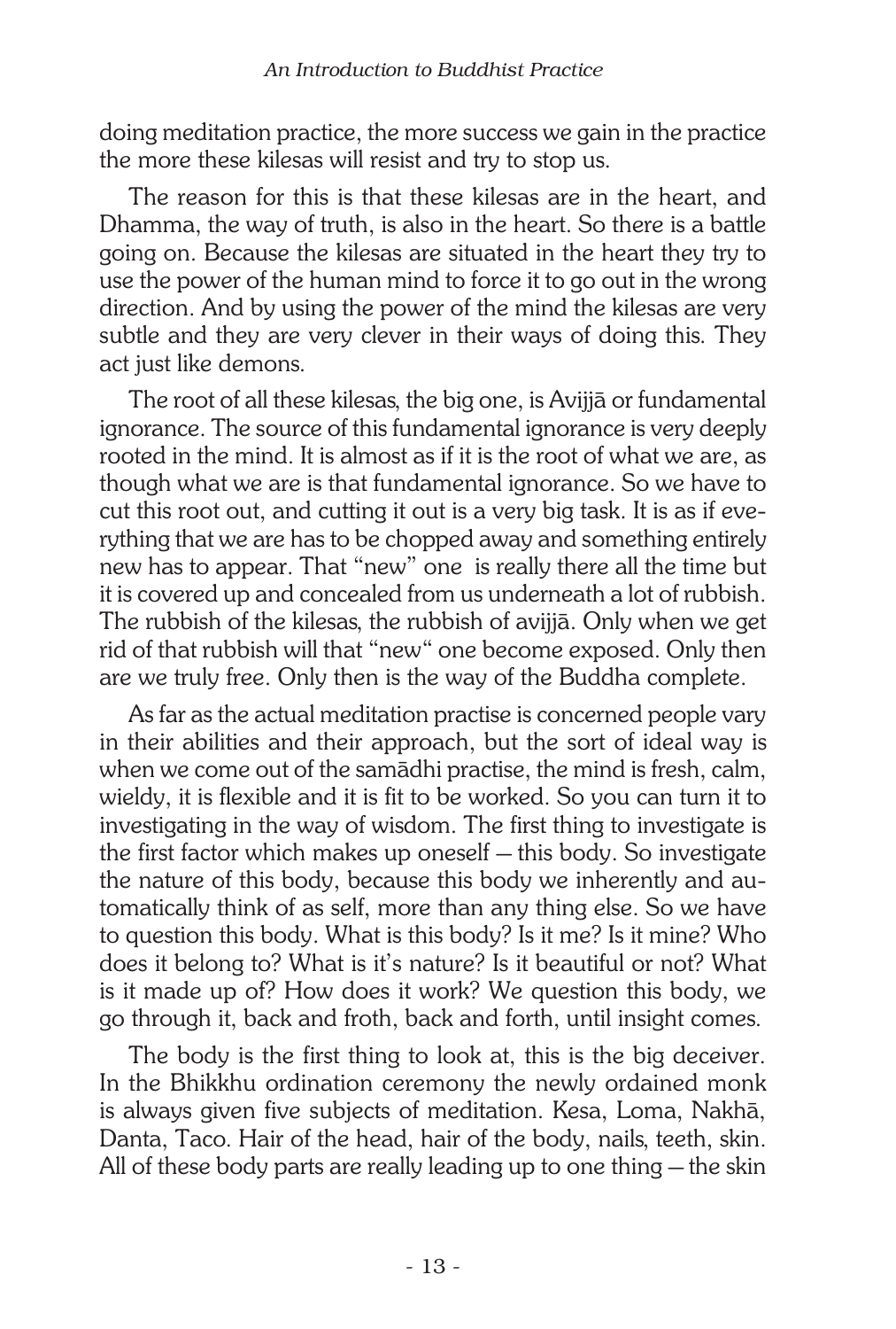doing meditation practice, the more success we gain in the practice the more these kilesas will resist and try to stop us.

The reason for this is that these kilesas are in the heart, and Dhamma, the way of truth, is also in the heart. So there is a battle going on. Because the kilesas are situated in the heart they try to use the power of the human mind to force it to go out in the wrong direction. And by using the power of the mind the kilesas are very subtle and they are very clever in their ways of doing this. They act just like demons.

The root of all these kilesas, the big one, is Avijjā or fundamental ignorance. The source of this fundamental ignorance is very deeply rooted in the mind. It is almost as if it is the root of what we are, as though what we are is that fundamental ignorance. So we have to cut this root out, and cutting it out is a very big task. It is as if everything that we are has to be chopped away and something entirely new has to appear. That "new" one is really there all the time but it is covered up and concealed from us underneath a lot of rubbish. The rubbish of the kilesas, the rubbish of avijjā. Only when we get rid of that rubbish will that "new" one become exposed. Only then are we truly free. Only then is the way of the Buddha complete.

As far as the actual meditation practise is concerned people vary in their abilities and their approach, but the sort of ideal way is when we come out of the samādhi practise, the mind is fresh, calm, wieldy, it is flexible and it is fit to be worked. So you can turn it to investigating in the way of wisdom. The first thing to investigate is the first factor which makes up oneself — this body. So investigate the nature of this body, because this body we inherently and automatically think of as self, more than any thing else. So we have to question this body. What is this body? Is it me? Is it mine? Who does it belong to? What is it's nature? Is it beautiful or not? What is it made up of? How does it work? We question this body, we go through it, back and froth, back and forth, until insight comes.

The body is the first thing to look at, this is the big deceiver. In the Bhikkhu ordination ceremony the newly ordained monk is always given five subjects of meditation. Kesa, Loma, Nakhā, Danta, Taco. Hair of the head, hair of the body, nails, teeth, skin. All of these body parts are really leading up to one thing — the skin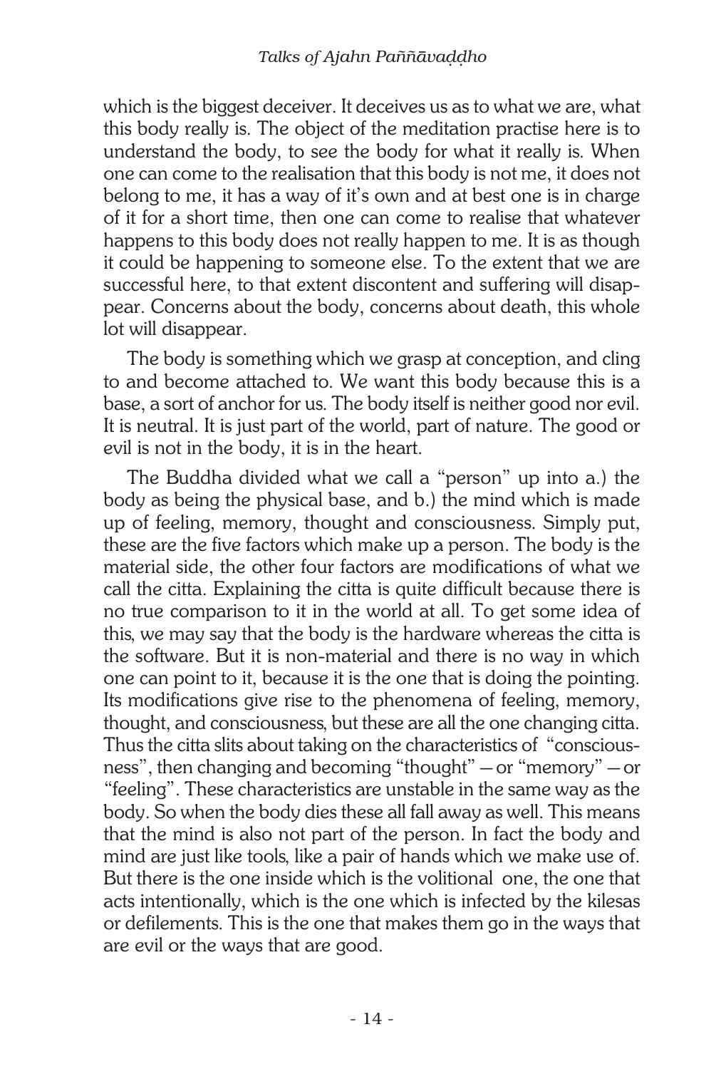which is the biggest deceiver. It deceives us as to what we are, what this body really is. The object of the meditation practise here is to understand the body, to see the body for what it really is. When one can come to the realisation that this body is not me, it does not belong to me, it has a way of it's own and at best one is in charge of it for a short time, then one can come to realise that whatever happens to this body does not really happen to me. It is as though it could be happening to someone else. To the extent that we are successful here, to that extent discontent and suffering will disappear. Concerns about the body, concerns about death, this whole lot will disappear.

The body is something which we grasp at conception, and cling to and become attached to. We want this body because this is a base, a sort of anchor for us. The body itself is neither good nor evil. It is neutral. It is just part of the world, part of nature. The good or evil is not in the body, it is in the heart.

The Buddha divided what we call a "person" up into a.) the body as being the physical base, and b.) the mind which is made up of feeling, memory, thought and consciousness. Simply put, these are the five factors which make up a person. The body is the material side, the other four factors are modifications of what we call the citta. Explaining the citta is quite difficult because there is no true comparison to it in the world at all. To get some idea of this, we may say that the body is the hardware whereas the citta is the software. But it is non-material and there is no way in which one can point to it, because it is the one that is doing the pointing. Its modifications give rise to the phenomena of feeling, memory, thought, and consciousness, but these are all the one changing citta. Thus the citta slits about taking on the characteristics of "consciousness", then changing and becoming "thought" — or "memory" — or "feeling". These characteristics are unstable in the same way as the body. So when the body dies these all fall away as well. This means that the mind is also not part of the person. In fact the body and mind are just like tools, like a pair of hands which we make use of. But there is the one inside which is the volitional one, the one that acts intentionally, which is the one which is infected by the kilesas or defilements. This is the one that makes them go in the ways that are evil or the ways that are good.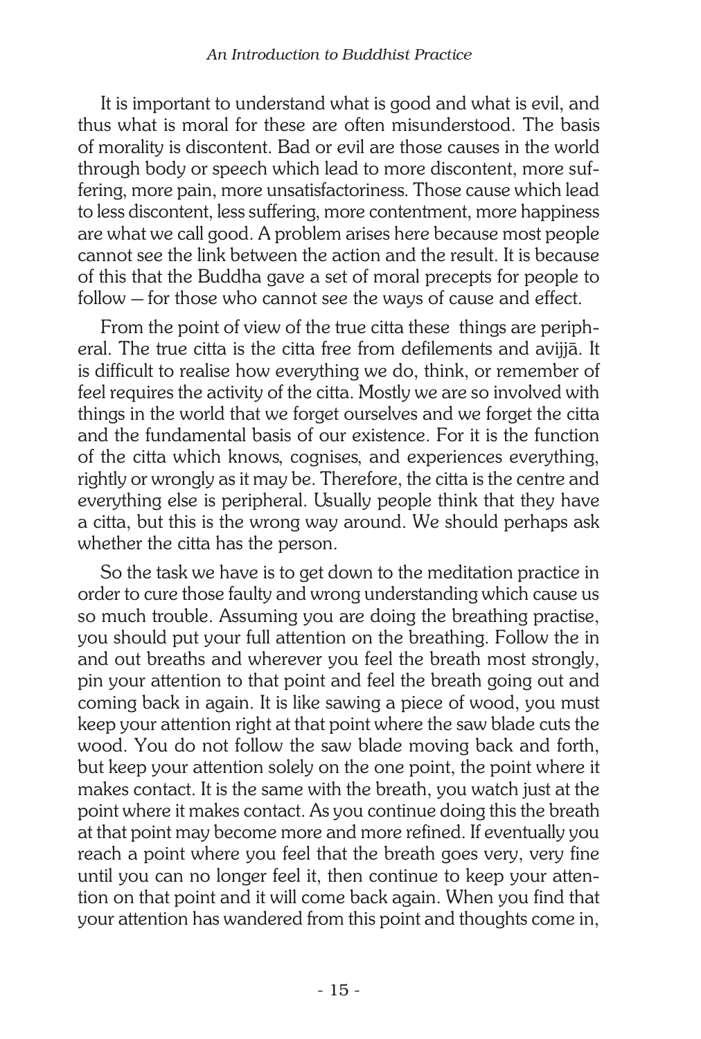It is important to understand what is good and what is evil, and thus what is moral for these are often misunderstood. The basis of morality is discontent. Bad or evil are those causes in the world through body or speech which lead to more discontent, more suffering, more pain, more unsatisfactoriness. Those cause which lead to less discontent, less suffering, more contentment, more happiness are what we call good. A problem arises here because most people cannot see the link between the action and the result. It is because of this that the Buddha gave a set of moral precepts for people to follow — for those who cannot see the ways of cause and effect.

From the point of view of the true citta these things are peripheral. The true citta is the citta free from defilements and avijjā. It is difficult to realise how everything we do, think, or remember of feel requires the activity of the citta. Mostly we are so involved with things in the world that we forget ourselves and we forget the citta and the fundamental basis of our existence. For it is the function of the citta which knows, cognises, and experiences everything, rightly or wrongly as it may be. Therefore, the citta is the centre and everything else is peripheral. Usually people think that they have a citta, but this is the wrong way around. We should perhaps ask whether the citta has the person.

So the task we have is to get down to the meditation practice in order to cure those faulty and wrong understanding which cause us so much trouble. Assuming you are doing the breathing practise, you should put your full attention on the breathing. Follow the in and out breaths and wherever you feel the breath most strongly, pin your attention to that point and feel the breath going out and coming back in again. It is like sawing a piece of wood, you must keep your attention right at that point where the saw blade cuts the wood. You do not follow the saw blade moving back and forth, but keep your attention solely on the one point, the point where it makes contact. It is the same with the breath, you watch just at the point where it makes contact. As you continue doing this the breath at that point may become more and more refined. If eventually you reach a point where you feel that the breath goes very, very fine until you can no longer feel it, then continue to keep your attention on that point and it will come back again. When you find that your attention has wandered from this point and thoughts come in,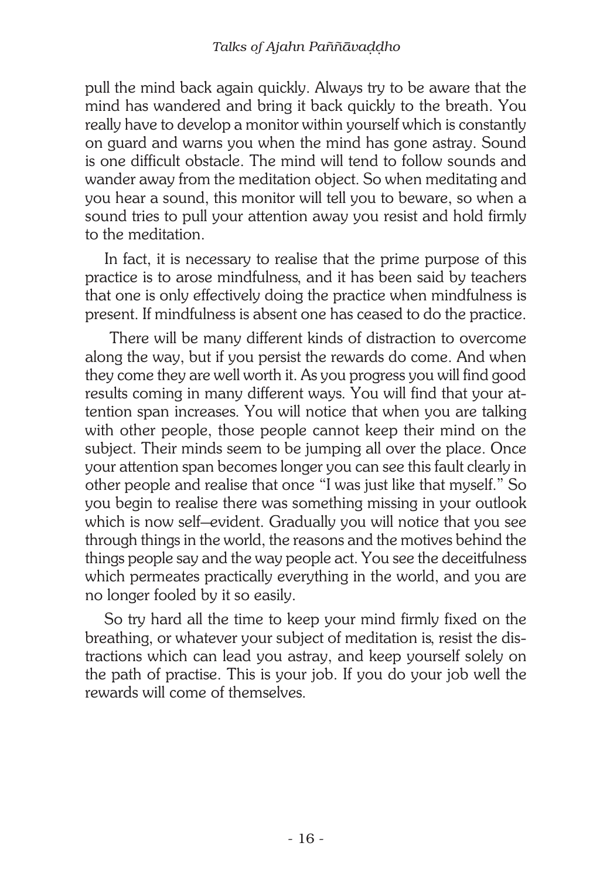pull the mind back again quickly. Always try to be aware that the mind has wandered and bring it back quickly to the breath. You really have to develop a monitor within yourself which is constantly on guard and warns you when the mind has gone astray. Sound is one difficult obstacle. The mind will tend to follow sounds and wander away from the meditation object. So when meditating and you hear a sound, this monitor will tell you to beware, so when a sound tries to pull your attention away you resist and hold firmly to the meditation.

In fact, it is necessary to realise that the prime purpose of this practice is to arose mindfulness, and it has been said by teachers that one is only effectively doing the practice when mindfulness is present. If mindfulness is absent one has ceased to do the practice.

There will be many different kinds of distraction to overcome along the way, but if you persist the rewards do come. And when they come they are well worth it. As you progress you will find good results coming in many different ways. You will find that your attention span increases. You will notice that when you are talking with other people, those people cannot keep their mind on the subject. Their minds seem to be jumping all over the place. Once your attention span becomes longer you can see this fault clearly in other people and realise that once "I was just like that myself." So you begin to realise there was something missing in your outlook which is now self–evident. Gradually you will notice that you see through things in the world, the reasons and the motives behind the things people say and the way people act. You see the deceitfulness which permeates practically everything in the world, and you are no longer fooled by it so easily.

So try hard all the time to keep your mind firmly fixed on the breathing, or whatever your subject of meditation is, resist the distractions which can lead you astray, and keep yourself solely on the path of practise. This is your job. If you do your job well the rewards will come of themselves.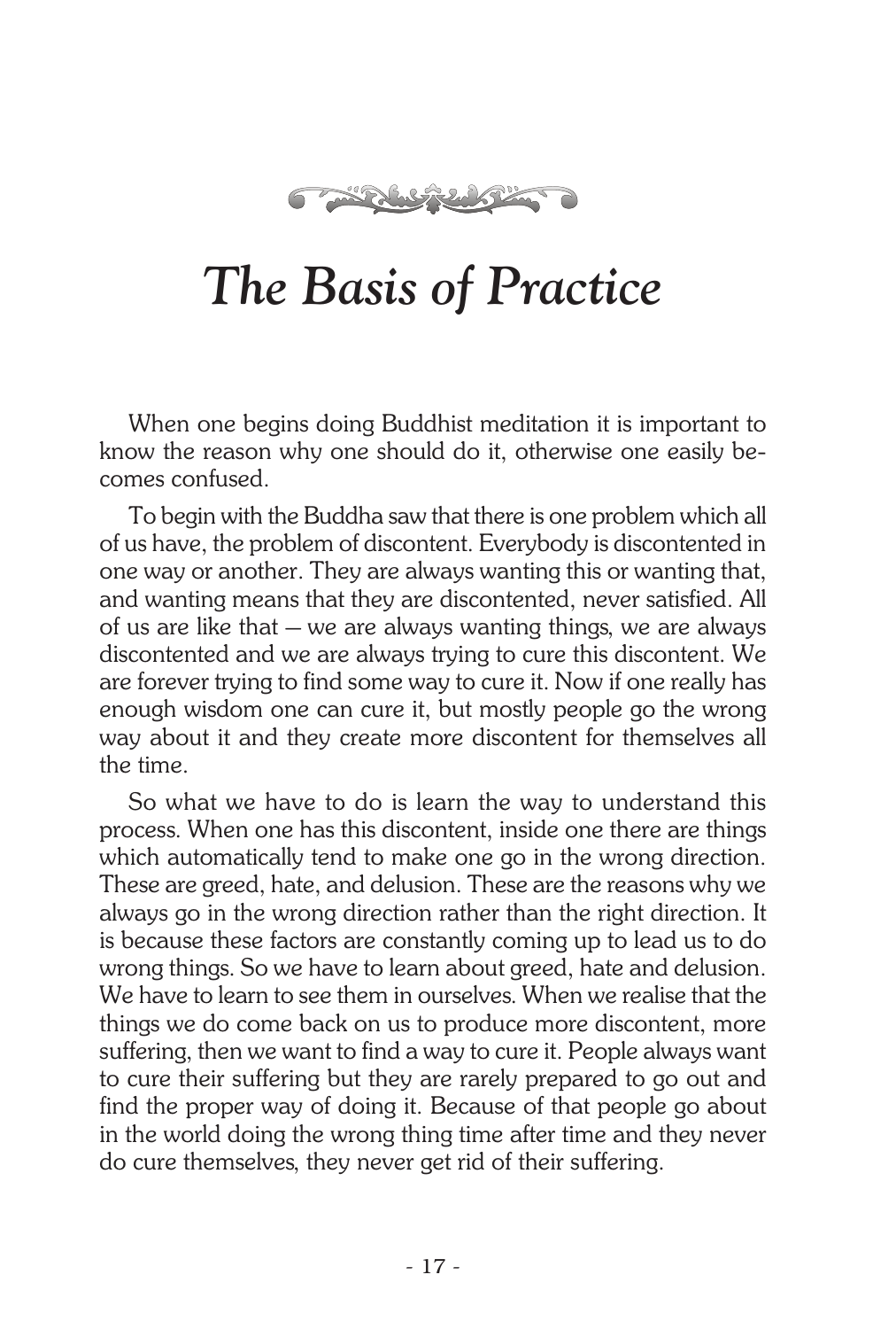# *The Basis of Practice*

When one begins doing Buddhist meditation it is important to know the reason why one should do it, otherwise one easily becomes confused.

To begin with the Buddha saw that there is one problem which all of us have, the problem of discontent. Everybody is discontented in one way or another. They are always wanting this or wanting that, and wanting means that they are discontented, never satisfied. All of us are like that – we are always wanting things, we are always discontented and we are always trying to cure this discontent. We are forever trying to find some way to cure it. Now if one really has enough wisdom one can cure it, but mostly people go the wrong way about it and they create more discontent for themselves all the time.

So what we have to do is learn the way to understand this process. When one has this discontent, inside one there are things which automatically tend to make one go in the wrong direction. These are greed, hate, and delusion. These are the reasons why we always go in the wrong direction rather than the right direction. It is because these factors are constantly coming up to lead us to do wrong things. So we have to learn about greed, hate and delusion. We have to learn to see them in ourselves. When we realise that the things we do come back on us to produce more discontent, more suffering, then we want to find a way to cure it. People always want to cure their suffering but they are rarely prepared to go out and find the proper way of doing it. Because of that people go about in the world doing the wrong thing time after time and they never do cure themselves, they never get rid of their suffering.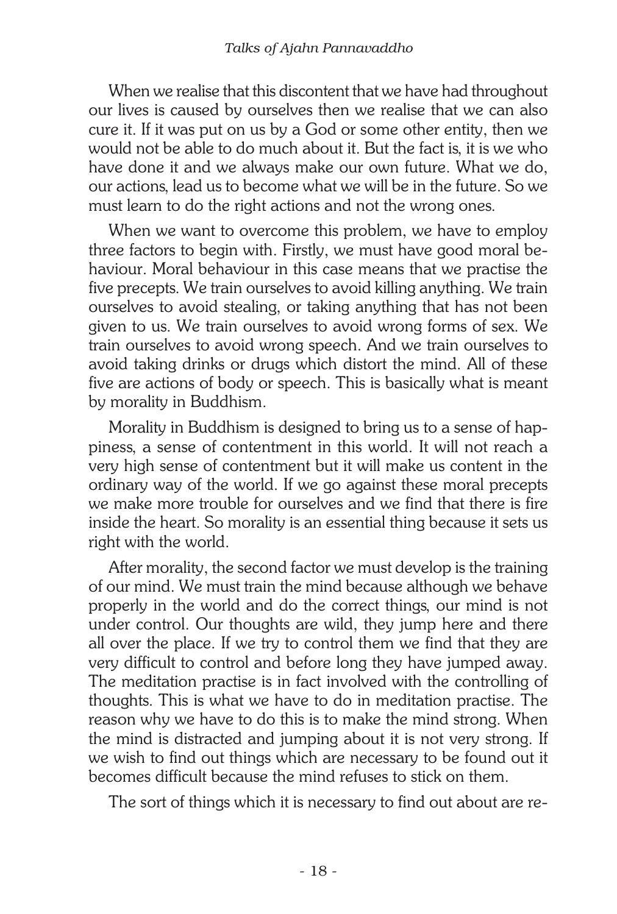When we realise that this discontent that we have had throughout our lives is caused by ourselves then we realise that we can also cure it. If it was put on us by a God or some other entity, then we would not be able to do much about it. But the fact is, it is we who have done it and we always make our own future. What we do, our actions, lead us to become what we will be in the future. So we must learn to do the right actions and not the wrong ones.

When we want to overcome this problem, we have to employ three factors to begin with. Firstly, we must have good moral behaviour. Moral behaviour in this case means that we practise the five precepts. We train ourselves to avoid killing anything. We train ourselves to avoid stealing, or taking anything that has not been given to us. We train ourselves to avoid wrong forms of sex. We train ourselves to avoid wrong speech. And we train ourselves to avoid taking drinks or drugs which distort the mind. All of these five are actions of body or speech. This is basically what is meant by morality in Buddhism.

Morality in Buddhism is designed to bring us to a sense of happiness, a sense of contentment in this world. It will not reach a very high sense of contentment but it will make us content in the ordinary way of the world. If we go against these moral precepts we make more trouble for ourselves and we find that there is fire inside the heart. So morality is an essential thing because it sets us right with the world.

After morality, the second factor we must develop is the training of our mind. We must train the mind because although we behave properly in the world and do the correct things, our mind is not under control. Our thoughts are wild, they jump here and there all over the place. If we try to control them we find that they are very difficult to control and before long they have jumped away. The meditation practise is in fact involved with the controlling of thoughts. This is what we have to do in meditation practise. The reason why we have to do this is to make the mind strong. When the mind is distracted and jumping about it is not very strong. If we wish to find out things which are necessary to be found out it becomes difficult because the mind refuses to stick on them.

The sort of things which it is necessary to find out about are re-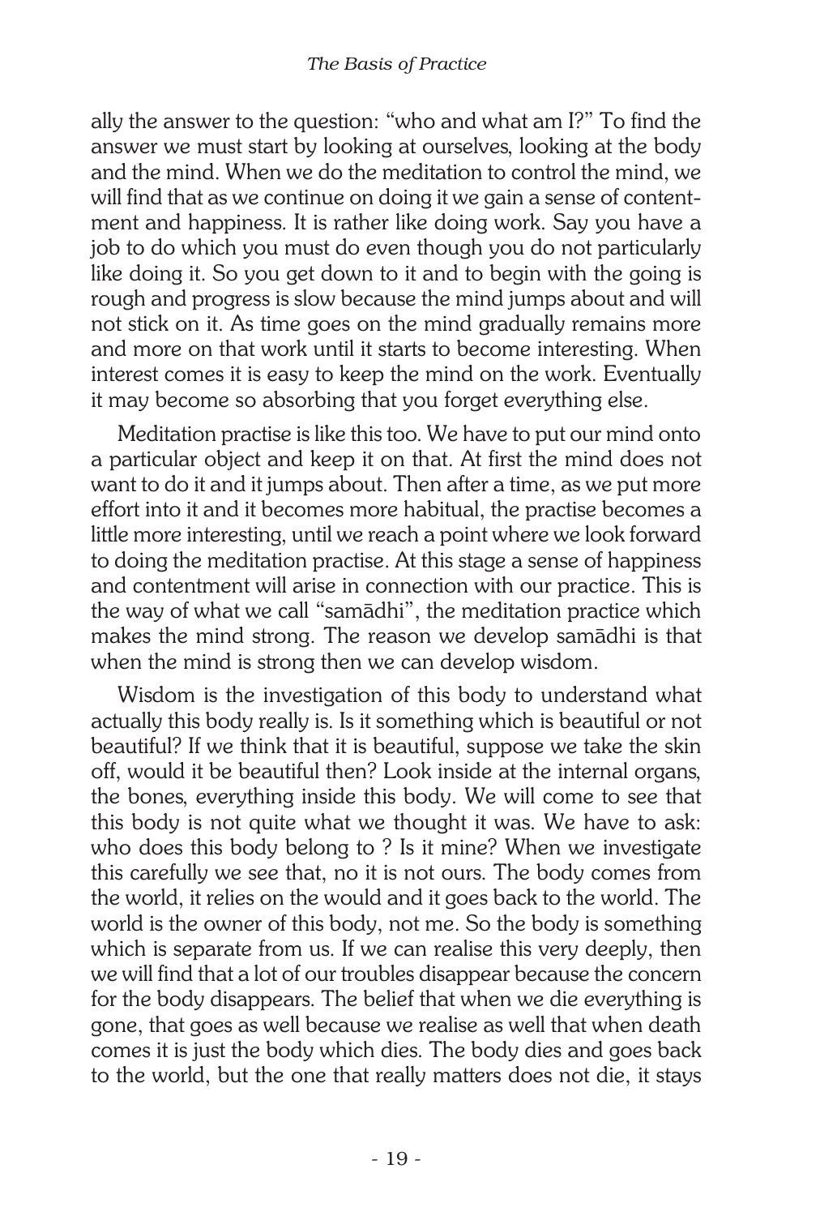ally the answer to the question: "who and what am I?" To find the answer we must start by looking at ourselves, looking at the body and the mind. When we do the meditation to control the mind, we will find that as we continue on doing it we gain a sense of contentment and happiness. It is rather like doing work. Say you have a job to do which you must do even though you do not particularly like doing it. So you get down to it and to begin with the going is rough and progress is slow because the mind jumps about and will not stick on it. As time goes on the mind gradually remains more and more on that work until it starts to become interesting. When interest comes it is easy to keep the mind on the work. Eventually it may become so absorbing that you forget everything else.

Meditation practise is like this too. We have to put our mind onto a particular object and keep it on that. At first the mind does not want to do it and it jumps about. Then after a time, as we put more effort into it and it becomes more habitual, the practise becomes a little more interesting, until we reach a point where we look forward to doing the meditation practise. At this stage a sense of happiness and contentment will arise in connection with our practice. This is the way of what we call "samādhi", the meditation practice which makes the mind strong. The reason we develop samādhi is that when the mind is strong then we can develop wisdom.

Wisdom is the investigation of this body to understand what actually this body really is. Is it something which is beautiful or not beautiful? If we think that it is beautiful, suppose we take the skin off, would it be beautiful then? Look inside at the internal organs, the bones, everything inside this body. We will come to see that this body is not quite what we thought it was. We have to ask: who does this body belong to ? Is it mine? When we investigate this carefully we see that, no it is not ours. The body comes from the world, it relies on the would and it goes back to the world. The world is the owner of this body, not me. So the body is something which is separate from us. If we can realise this very deeply, then we will find that a lot of our troubles disappear because the concern for the body disappears. The belief that when we die everything is gone, that goes as well because we realise as well that when death comes it is just the body which dies. The body dies and goes back to the world, but the one that really matters does not die, it stays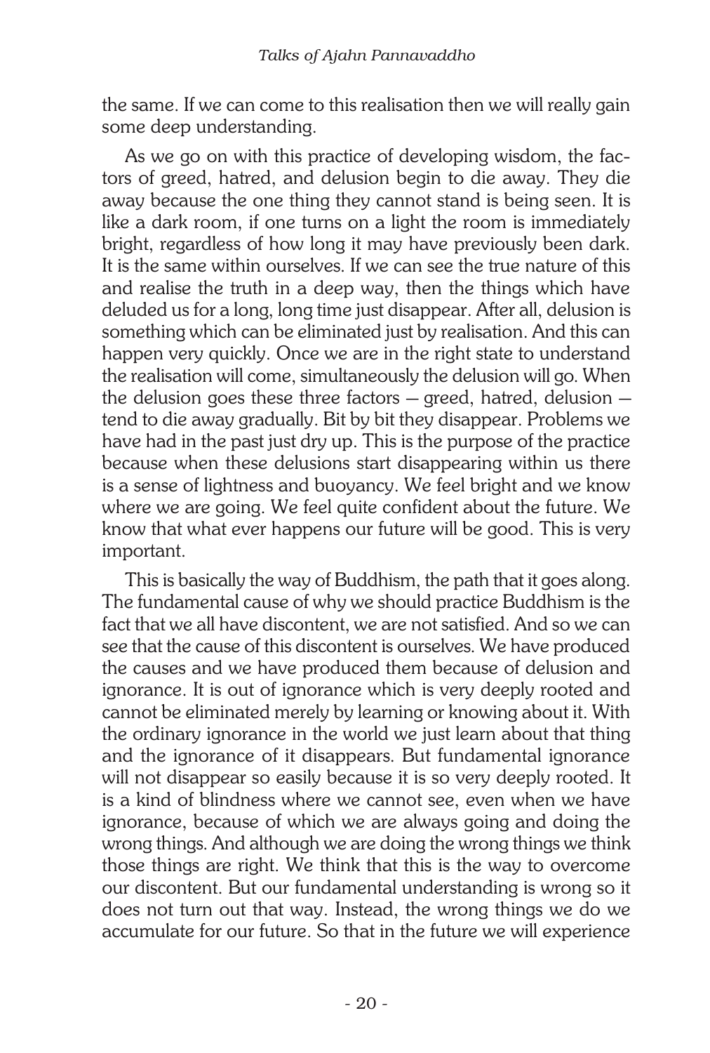the same. If we can come to this realisation then we will really gain some deep understanding.

As we go on with this practice of developing wisdom, the factors of greed, hatred, and delusion begin to die away. They die away because the one thing they cannot stand is being seen. It is like a dark room, if one turns on a light the room is immediately bright, regardless of how long it may have previously been dark. It is the same within ourselves. If we can see the true nature of this and realise the truth in a deep way, then the things which have deluded us for a long, long time just disappear. After all, delusion is something which can be eliminated just by realisation. And this can happen very quickly. Once we are in the right state to understand the realisation will come, simultaneously the delusion will go. When the delusion goes these three factors — greed, hatred, delusion — tend to die away gradually. Bit by bit they disappear. Problems we have had in the past just dry up. This is the purpose of the practice because when these delusions start disappearing within us there is a sense of lightness and buoyancy. We feel bright and we know where we are going. We feel quite confident about the future. We know that what ever happens our future will be good. This is very important.

This is basically the way of Buddhism, the path that it goes along. The fundamental cause of why we should practice Buddhism is the fact that we all have discontent, we are not satisfied. And so we can see that the cause of this discontent is ourselves. We have produced the causes and we have produced them because of delusion and ignorance. It is out of ignorance which is very deeply rooted and cannot be eliminated merely by learning or knowing about it. With the ordinary ignorance in the world we just learn about that thing and the ignorance of it disappears. But fundamental ignorance will not disappear so easily because it is so very deeply rooted. It is a kind of blindness where we cannot see, even when we have ignorance, because of which we are always going and doing the wrong things. And although we are doing the wrong things we think those things are right. We think that this is the way to overcome our discontent. But our fundamental understanding is wrong so it does not turn out that way. Instead, the wrong things we do we accumulate for our future. So that in the future we will experience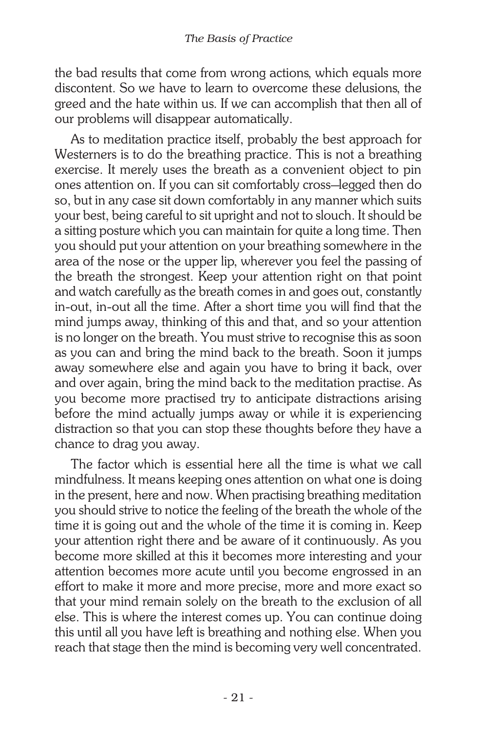the bad results that come from wrong actions, which equals more discontent. So we have to learn to overcome these delusions, the greed and the hate within us. If we can accomplish that then all of our problems will disappear automatically.

As to meditation practice itself, probably the best approach for Westerners is to do the breathing practice. This is not a breathing exercise. It merely uses the breath as a convenient object to pin ones attention on. If you can sit comfortably cross–legged then do so, but in any case sit down comfortably in any manner which suits your best, being careful to sit upright and not to slouch. It should be a sitting posture which you can maintain for quite a long time. Then you should put your attention on your breathing somewhere in the area of the nose or the upper lip, wherever you feel the passing of the breath the strongest. Keep your attention right on that point and watch carefully as the breath comes in and goes out, constantly in-out, in-out all the time. After a short time you will find that the mind jumps away, thinking of this and that, and so your attention is no longer on the breath. You must strive to recognise this as soon as you can and bring the mind back to the breath. Soon it jumps away somewhere else and again you have to bring it back, over and over again, bring the mind back to the meditation practise. As you become more practised try to anticipate distractions arising before the mind actually jumps away or while it is experiencing distraction so that you can stop these thoughts before they have a chance to drag you away.

The factor which is essential here all the time is what we call mindfulness. It means keeping ones attention on what one is doing in the present, here and now. When practising breathing meditation you should strive to notice the feeling of the breath the whole of the time it is going out and the whole of the time it is coming in. Keep your attention right there and be aware of it continuously. As you become more skilled at this it becomes more interesting and your attention becomes more acute until you become engrossed in an effort to make it more and more precise, more and more exact so that your mind remain solely on the breath to the exclusion of all else. This is where the interest comes up. You can continue doing this until all you have left is breathing and nothing else. When you reach that stage then the mind is becoming very well concentrated.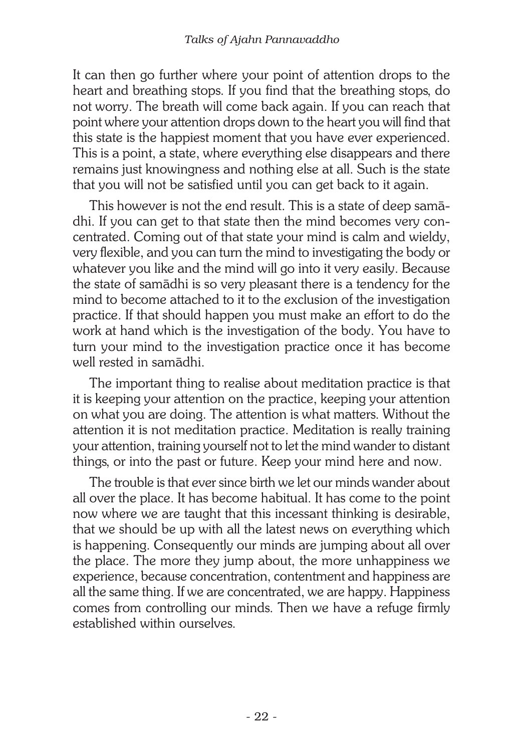It can then go further where your point of attention drops to the heart and breathing stops. If you find that the breathing stops, do not worry. The breath will come back again. If you can reach that point where your attention drops down to the heart you will find that this state is the happiest moment that you have ever experienced. This is a point, a state, where everything else disappears and there remains just knowingness and nothing else at all. Such is the state that you will not be satisfied until you can get back to it again.

This however is not the end result. This is a state of deep samādhi. If you can get to that state then the mind becomes very concentrated. Coming out of that state your mind is calm and wieldy, very flexible, and you can turn the mind to investigating the body or whatever you like and the mind will go into it very easily. Because the state of samādhi is so very pleasant there is a tendency for the mind to become attached to it to the exclusion of the investigation practice. If that should happen you must make an effort to do the work at hand which is the investigation of the body. You have to turn your mind to the investigation practice once it has become well rested in samādhi.

The important thing to realise about meditation practice is that it is keeping your attention on the practice, keeping your attention on what you are doing. The attention is what matters. Without the attention it is not meditation practice. Meditation is really training your attention, training yourself not to let the mind wander to distant things, or into the past or future. Keep your mind here and now.

The trouble is that ever since birth we let our minds wander about all over the place. It has become habitual. It has come to the point now where we are taught that this incessant thinking is desirable, that we should be up with all the latest news on everything which is happening. Consequently our minds are jumping about all over the place. The more they jump about, the more unhappiness we experience, because concentration, contentment and happiness are all the same thing. If we are concentrated, we are happy. Happiness comes from controlling our minds. Then we have a refuge firmly established within ourselves.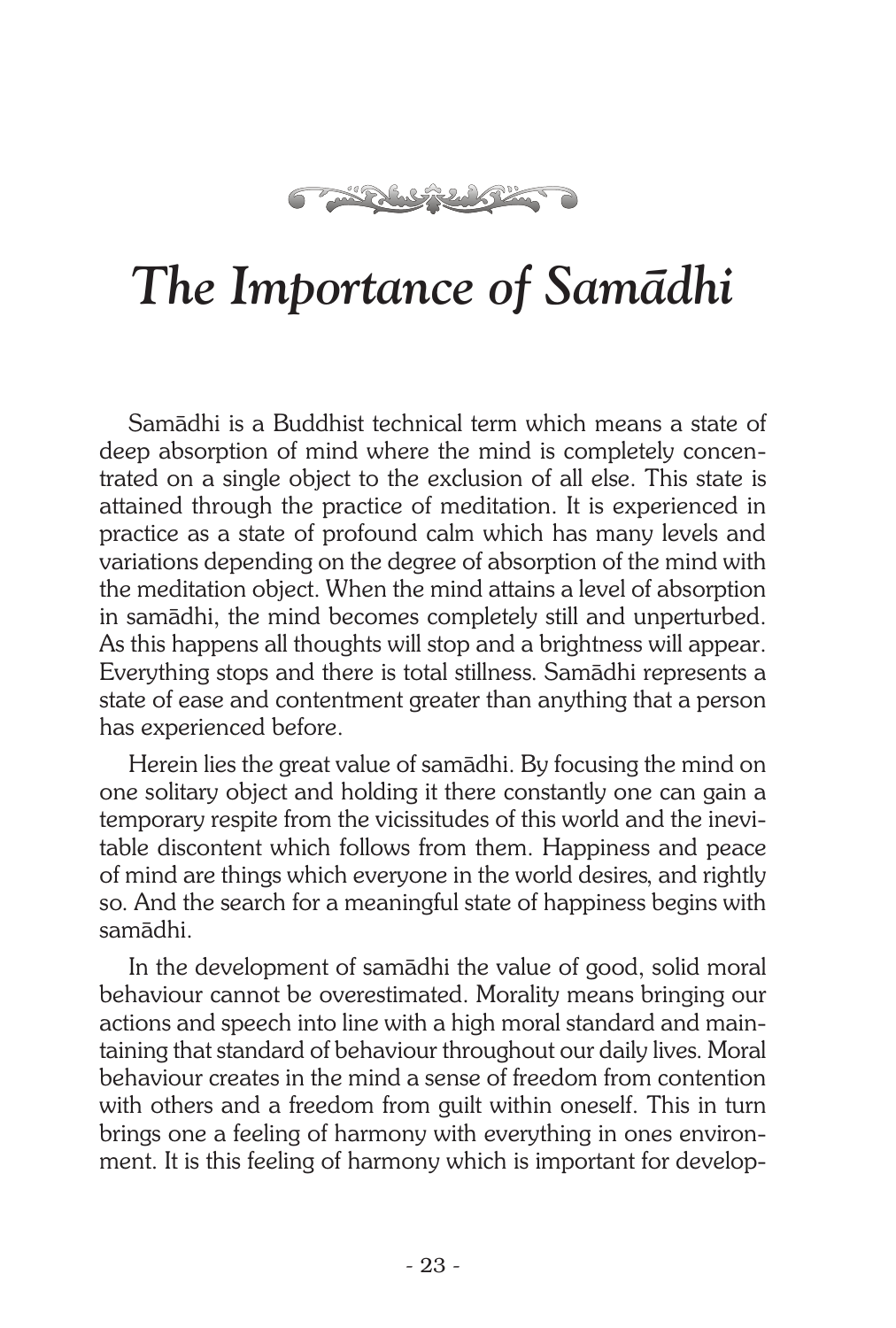# *The Importance of Samādhi*

Samādhi is a Buddhist technical term which means a state of deep absorption of mind where the mind is completely concentrated on a single object to the exclusion of all else. This state is attained through the practice of meditation. It is experienced in practice as a state of profound calm which has many levels and variations depending on the degree of absorption of the mind with the meditation object. When the mind attains a level of absorption in samādhi, the mind becomes completely still and unperturbed. As this happens all thoughts will stop and a brightness will appear. Everything stops and there is total stillness. Samādhi represents a state of ease and contentment greater than anything that a person has experienced before.

Herein lies the great value of samādhi. By focusing the mind on one solitary object and holding it there constantly one can gain a temporary respite from the vicissitudes of this world and the inevitable discontent which follows from them. Happiness and peace of mind are things which everyone in the world desires, and rightly so. And the search for a meaningful state of happiness begins with samādhi.

In the development of samādhi the value of good, solid moral behaviour cannot be overestimated. Morality means bringing our actions and speech into line with a high moral standard and maintaining that standard of behaviour throughout our daily lives. Moral behaviour creates in the mind a sense of freedom from contention with others and a freedom from guilt within oneself. This in turn brings one a feeling of harmony with everything in ones environment. It is this feeling of harmony which is important for develop-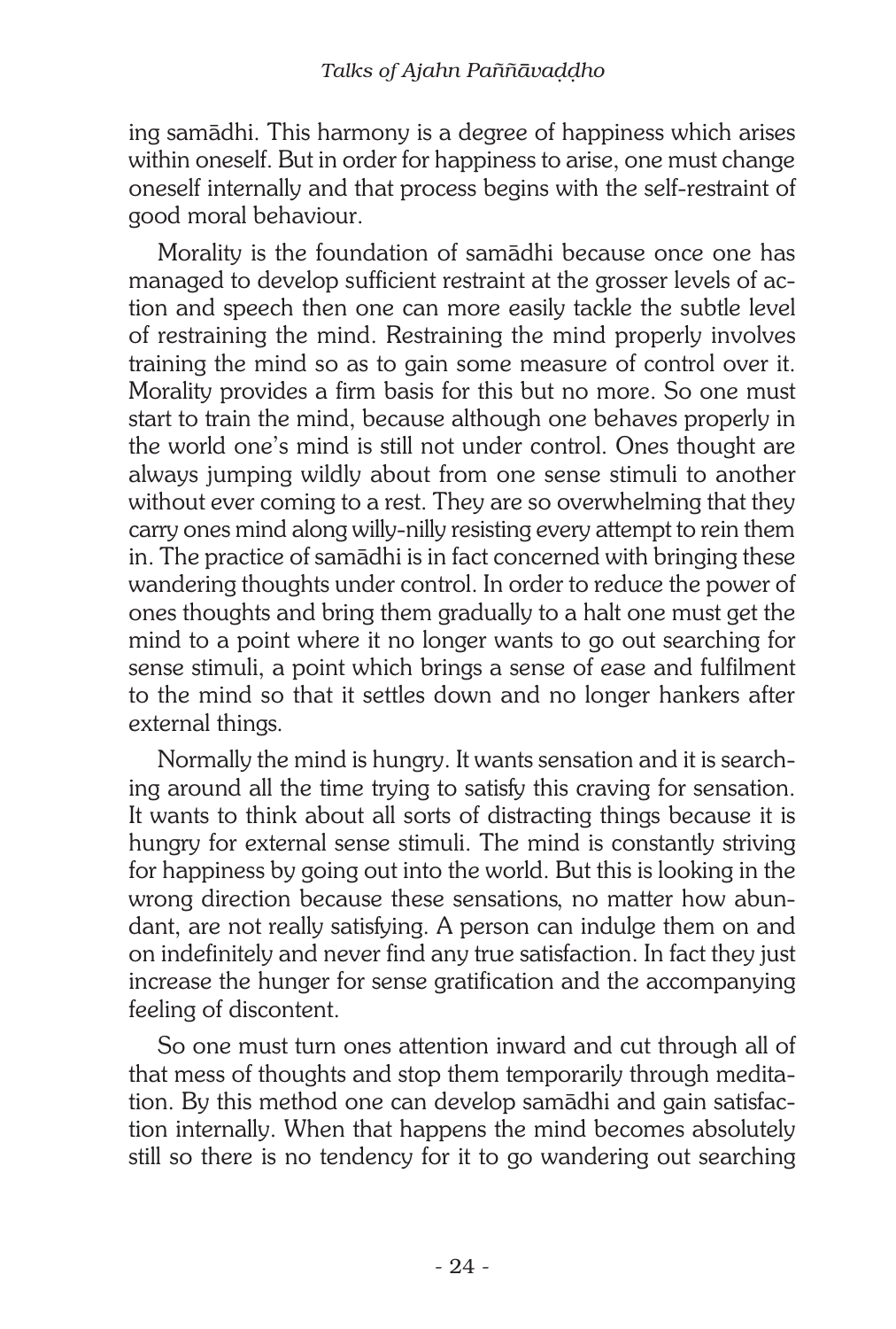ing samādhi. This harmony is a degree of happiness which arises within oneself. But in order for happiness to arise, one must change oneself internally and that process begins with the self-restraint of good moral behaviour.

Morality is the foundation of samādhi because once one has managed to develop sufficient restraint at the grosser levels of action and speech then one can more easily tackle the subtle level of restraining the mind. Restraining the mind properly involves training the mind so as to gain some measure of control over it. Morality provides a firm basis for this but no more. So one must start to train the mind, because although one behaves properly in the world one's mind is still not under control. Ones thought are always jumping wildly about from one sense stimuli to another without ever coming to a rest. They are so overwhelming that they carry ones mind along willy-nilly resisting every attempt to rein them in. The practice of samādhi is in fact concerned with bringing these wandering thoughts under control. In order to reduce the power of ones thoughts and bring them gradually to a halt one must get the mind to a point where it no longer wants to go out searching for sense stimuli, a point which brings a sense of ease and fulfilment to the mind so that it settles down and no longer hankers after external things.

Normally the mind is hungry. It wants sensation and it is searching around all the time trying to satisfy this craving for sensation. It wants to think about all sorts of distracting things because it is hungry for external sense stimuli. The mind is constantly striving for happiness by going out into the world. But this is looking in the wrong direction because these sensations, no matter how abundant, are not really satisfying. A person can indulge them on and on indefinitely and never find any true satisfaction. In fact they just increase the hunger for sense gratification and the accompanying feeling of discontent.

So one must turn ones attention inward and cut through all of that mess of thoughts and stop them temporarily through meditation. By this method one can develop samādhi and gain satisfaction internally. When that happens the mind becomes absolutely still so there is no tendency for it to go wandering out searching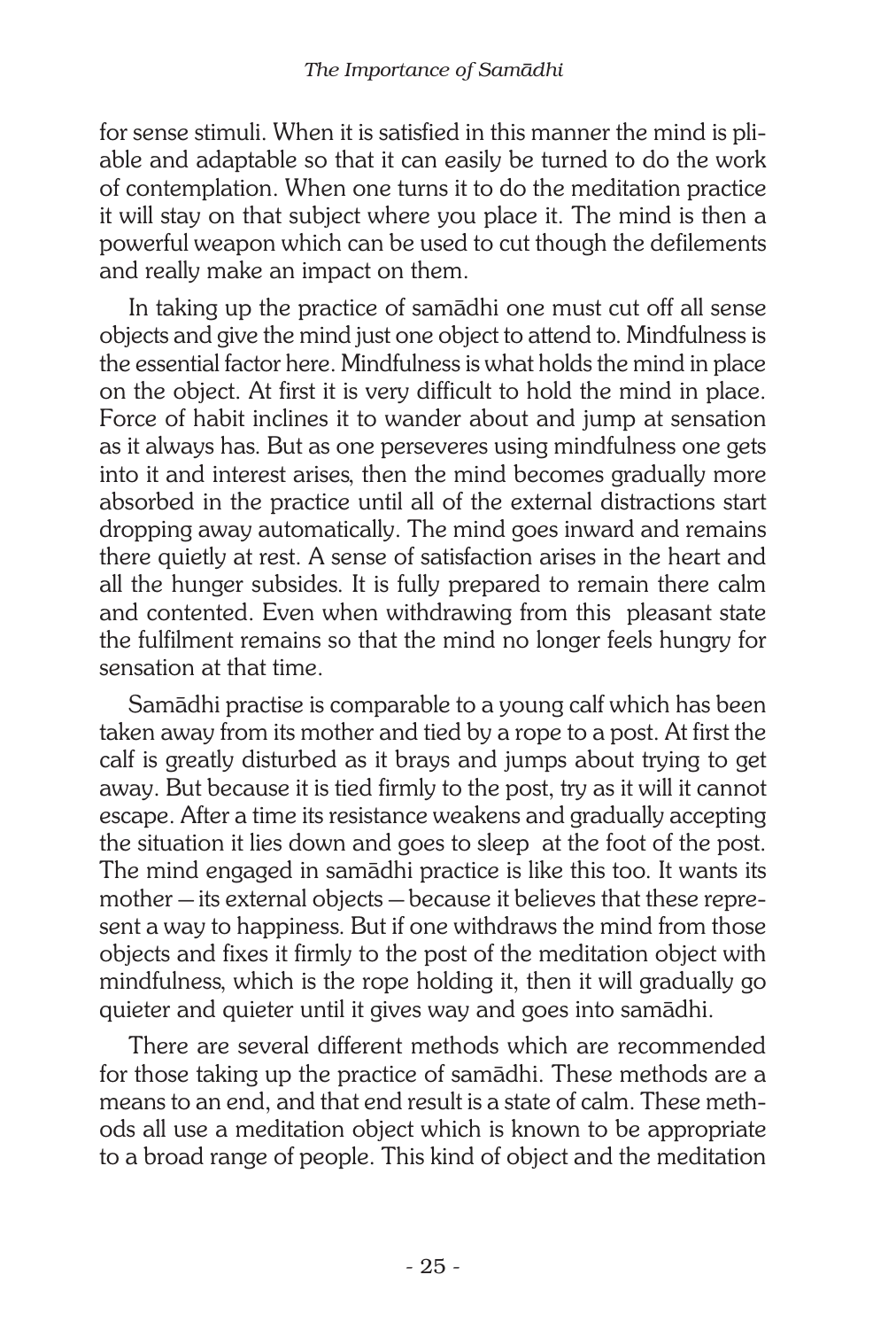for sense stimuli. When it is satisfied in this manner the mind is pliable and adaptable so that it can easily be turned to do the work of contemplation. When one turns it to do the meditation practice it will stay on that subject where you place it. The mind is then a powerful weapon which can be used to cut though the defilements and really make an impact on them.

In taking up the practice of samādhi one must cut off all sense objects and give the mind just one object to attend to. Mindfulness is the essential factor here. Mindfulness is what holds the mind in place on the object. At first it is very difficult to hold the mind in place. Force of habit inclines it to wander about and jump at sensation as it always has. But as one perseveres using mindfulness one gets into it and interest arises, then the mind becomes gradually more absorbed in the practice until all of the external distractions start dropping away automatically. The mind goes inward and remains there quietly at rest. A sense of satisfaction arises in the heart and all the hunger subsides. It is fully prepared to remain there calm and contented. Even when withdrawing from this pleasant state the fulfilment remains so that the mind no longer feels hungry for sensation at that time.

Samādhi practise is comparable to a young calf which has been taken away from its mother and tied by a rope to a post. At first the calf is greatly disturbed as it brays and jumps about trying to get away. But because it is tied firmly to the post, try as it will it cannot escape. After a time its resistance weakens and gradually accepting the situation it lies down and goes to sleep at the foot of the post. The mind engaged in samādhi practice is like this too. It wants its mother — its external objects — because it believes that these represent a way to happiness. But if one withdraws the mind from those objects and fixes it firmly to the post of the meditation object with mindfulness, which is the rope holding it, then it will gradually go quieter and quieter until it gives way and goes into samādhi.

There are several different methods which are recommended for those taking up the practice of samādhi. These methods are a means to an end, and that end result is a state of calm. These methods all use a meditation object which is known to be appropriate to a broad range of people. This kind of object and the meditation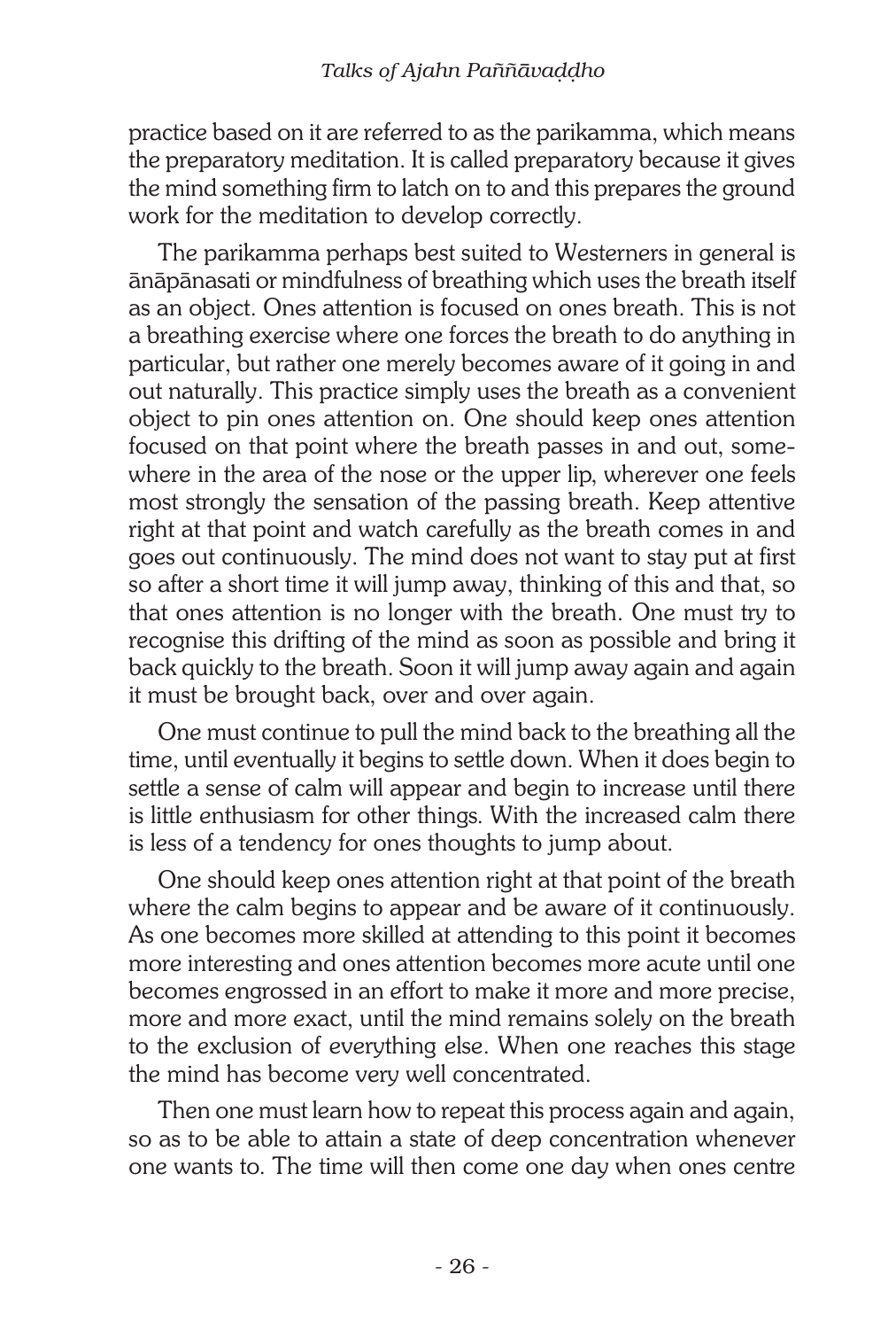practice based on it are referred to as the parikamma, which means the preparatory meditation. It is called preparatory because it gives the mind something firm to latch on to and this prepares the ground work for the meditation to develop correctly.

The parikamma perhaps best suited to Westerners in general is ānāpānasati or mindfulness of breathing which uses the breath itself as an object. Ones attention is focused on ones breath. This is not a breathing exercise where one forces the breath to do anything in particular, but rather one merely becomes aware of it going in and out naturally. This practice simply uses the breath as a convenient object to pin ones attention on. One should keep ones attention focused on that point where the breath passes in and out, somewhere in the area of the nose or the upper lip, wherever one feels most strongly the sensation of the passing breath. Keep attentive right at that point and watch carefully as the breath comes in and goes out continuously. The mind does not want to stay put at first so after a short time it will jump away, thinking of this and that, so that ones attention is no longer with the breath. One must try to recognise this drifting of the mind as soon as possible and bring it back quickly to the breath. Soon it will jump away again and again it must be brought back, over and over again.

One must continue to pull the mind back to the breathing all the time, until eventually it begins to settle down. When it does begin to settle a sense of calm will appear and begin to increase until there is little enthusiasm for other things. With the increased calm there is less of a tendency for ones thoughts to jump about.

One should keep ones attention right at that point of the breath where the calm begins to appear and be aware of it continuously. As one becomes more skilled at attending to this point it becomes more interesting and ones attention becomes more acute until one becomes engrossed in an effort to make it more and more precise, more and more exact, until the mind remains solely on the breath to the exclusion of everything else. When one reaches this stage the mind has become very well concentrated.

Then one must learn how to repeat this process again and again, so as to be able to attain a state of deep concentration whenever one wants to. The time will then come one day when ones centre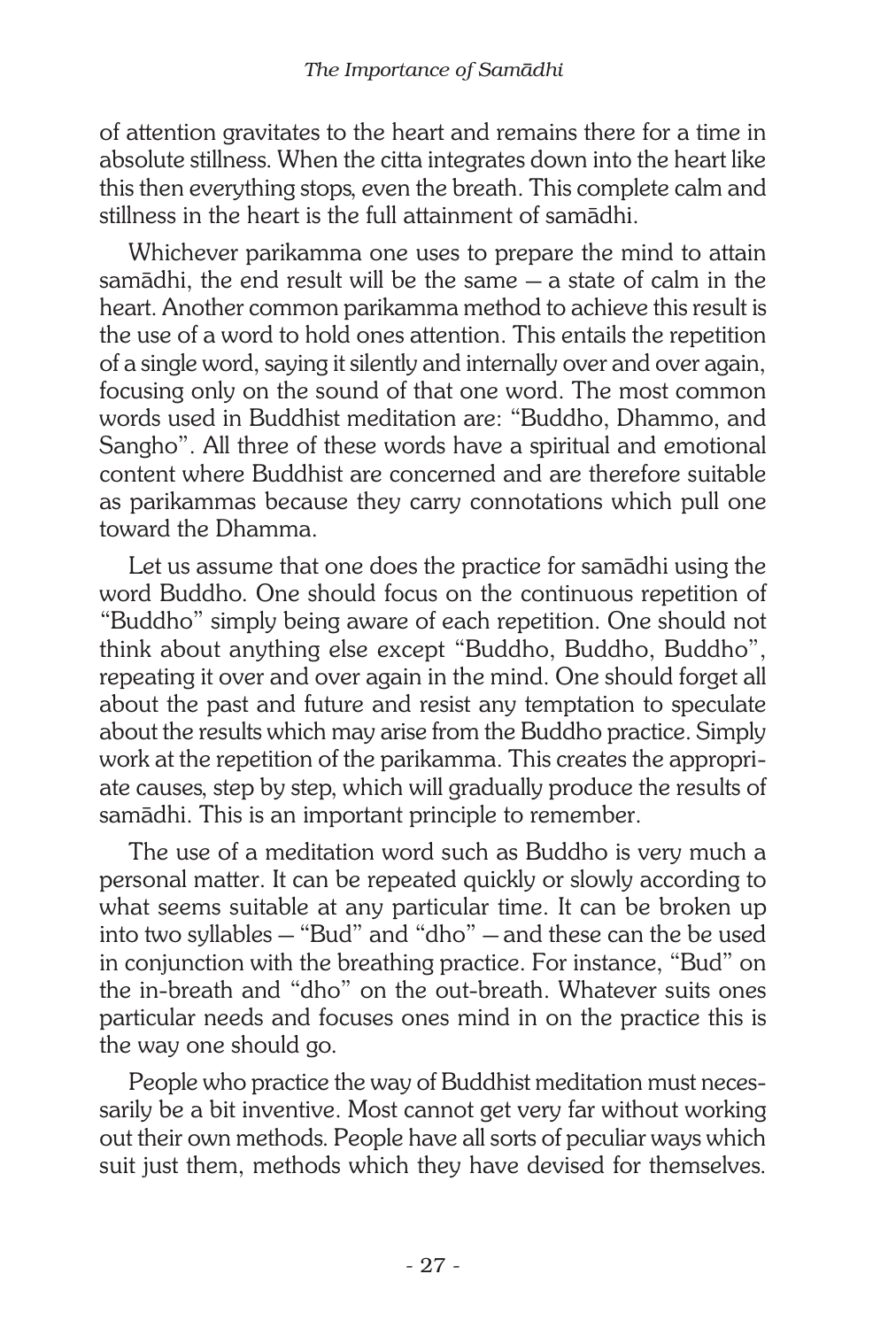of attention gravitates to the heart and remains there for a time in absolute stillness. When the citta integrates down into the heart like this then everything stops, even the breath. This complete calm and stillness in the heart is the full attainment of samādhi.

Whichever parikamma one uses to prepare the mind to attain samādhi, the end result will be the same — a state of calm in the heart. Another common parikamma method to achieve this result is the use of a word to hold ones attention. This entails the repetition of a single word, saying it silently and internally over and over again, focusing only on the sound of that one word. The most common words used in Buddhist meditation are: "Buddho, Dhammo, and Sangho". All three of these words have a spiritual and emotional content where Buddhist are concerned and are therefore suitable as parikammas because they carry connotations which pull one toward the Dhamma.

Let us assume that one does the practice for samādhi using the word Buddho. One should focus on the continuous repetition of "Buddho" simply being aware of each repetition. One should not think about anything else except "Buddho, Buddho, Buddho", repeating it over and over again in the mind. One should forget all about the past and future and resist any temptation to speculate about the results which may arise from the Buddho practice. Simply work at the repetition of the parikamma. This creates the appropriate causes, step by step, which will gradually produce the results of samādhi. This is an important principle to remember.

The use of a meditation word such as Buddho is very much a personal matter. It can be repeated quickly or slowly according to what seems suitable at any particular time. It can be broken up into two syllables — "Bud" and "dho" — and these can the be used in conjunction with the breathing practice. For instance, "Bud" on the in-breath and "dho" on the out-breath. Whatever suits ones particular needs and focuses ones mind in on the practice this is the way one should go.

People who practice the way of Buddhist meditation must necessarily be a bit inventive. Most cannot get very far without working out their own methods. People have all sorts of peculiar ways which suit just them, methods which they have devised for themselves.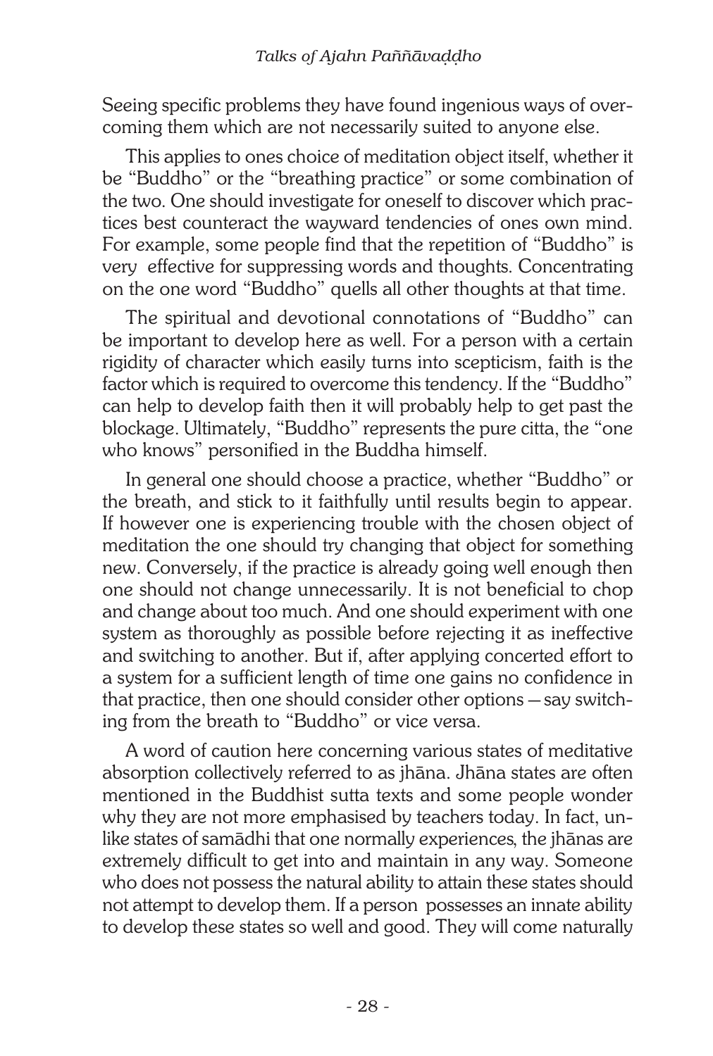Seeing specific problems they have found ingenious ways of overcoming them which are not necessarily suited to anyone else.

This applies to ones choice of meditation object itself, whether it be "Buddho" or the "breathing practice" or some combination of the two. One should investigate for oneself to discover which practices best counteract the wayward tendencies of ones own mind. For example, some people find that the repetition of "Buddho" is very effective for suppressing words and thoughts. Concentrating on the one word "Buddho" quells all other thoughts at that time.

The spiritual and devotional connotations of "Buddho" can be important to develop here as well. For a person with a certain rigidity of character which easily turns into scepticism, faith is the factor which is required to overcome this tendency. If the "Buddho" can help to develop faith then it will probably help to get past the blockage. Ultimately, "Buddho" represents the pure citta, the "one who knows" personified in the Buddha himself.

In general one should choose a practice, whether "Buddho" or the breath, and stick to it faithfully until results begin to appear. If however one is experiencing trouble with the chosen object of meditation the one should try changing that object for something new. Conversely, if the practice is already going well enough then one should not change unnecessarily. It is not beneficial to chop and change about too much. And one should experiment with one system as thoroughly as possible before rejecting it as ineffective and switching to another. But if, after applying concerted effort to a system for a sufficient length of time one gains no confidence in that practice, then one should consider other options — say switching from the breath to "Buddho" or vice versa.

A word of caution here concerning various states of meditative absorption collectively referred to as jhāna. Jhāna states are often mentioned in the Buddhist sutta texts and some people wonder why they are not more emphasised by teachers today. In fact, unlike states of samādhi that one normally experiences, the jhānas are extremely difficult to get into and maintain in any way. Someone who does not possess the natural ability to attain these states should not attempt to develop them. If a person possesses an innate ability to develop these states so well and good. They will come naturally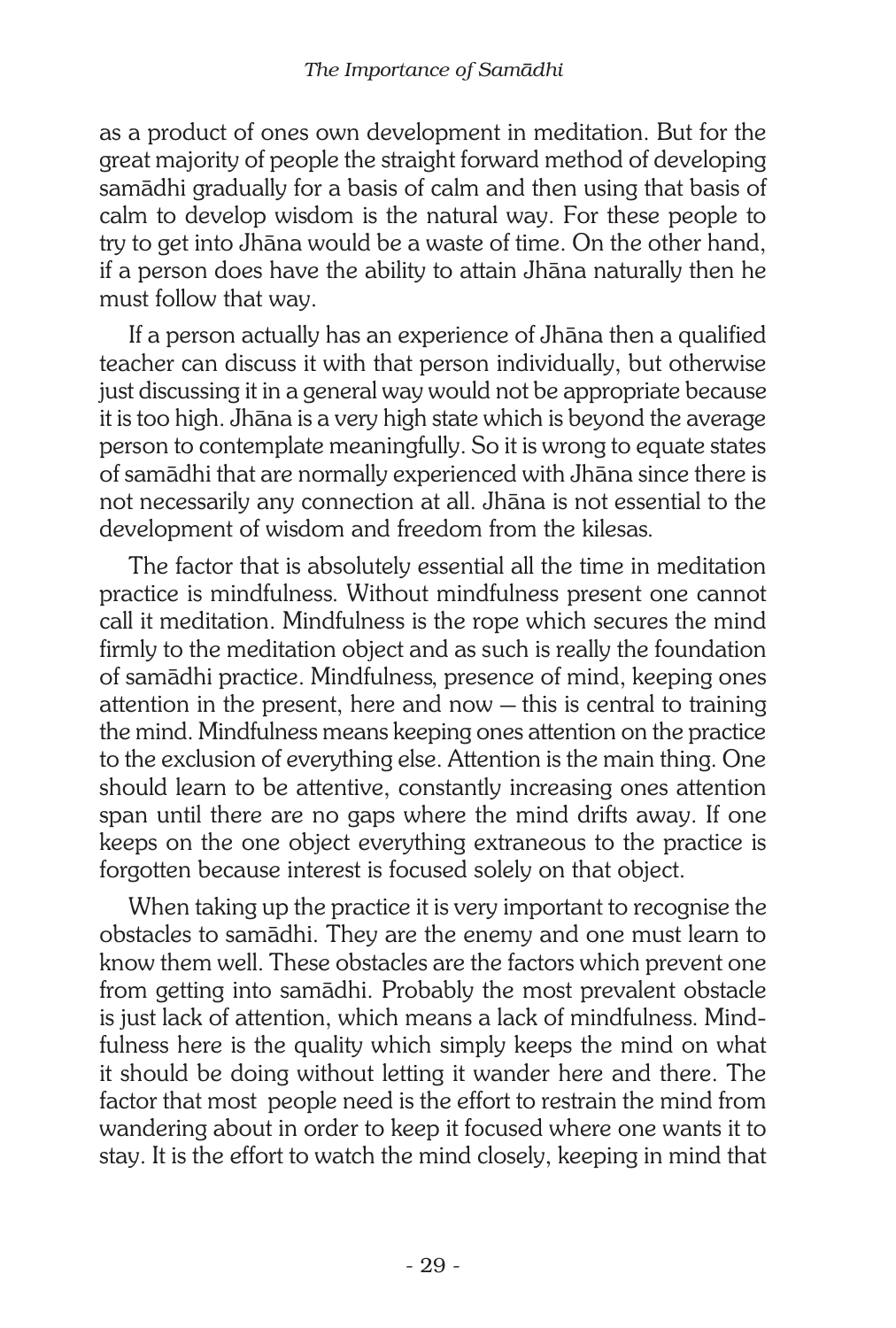as a product of ones own development in meditation. But for the great majority of people the straight forward method of developing samādhi gradually for a basis of calm and then using that basis of calm to develop wisdom is the natural way. For these people to try to get into Jhāna would be a waste of time. On the other hand, if a person does have the ability to attain Jhāna naturally then he must follow that way.

If a person actually has an experience of Jhāna then a qualified teacher can discuss it with that person individually, but otherwise just discussing it in a general way would not be appropriate because it is too high. Jhāna is a very high state which is beyond the average person to contemplate meaningfully. So it is wrong to equate states of samādhi that are normally experienced with Jhāna since there is not necessarily any connection at all. Jhāna is not essential to the development of wisdom and freedom from the kilesas.

The factor that is absolutely essential all the time in meditation practice is mindfulness. Without mindfulness present one cannot call it meditation. Mindfulness is the rope which secures the mind firmly to the meditation object and as such is really the foundation of samādhi practice. Mindfulness, presence of mind, keeping ones attention in the present, here and now — this is central to training the mind. Mindfulness means keeping ones attention on the practice to the exclusion of everything else. Attention is the main thing. One should learn to be attentive, constantly increasing ones attention span until there are no gaps where the mind drifts away. If one keeps on the one object everything extraneous to the practice is forgotten because interest is focused solely on that object.

When taking up the practice it is very important to recognise the obstacles to samādhi. They are the enemy and one must learn to know them well. These obstacles are the factors which prevent one from getting into samādhi. Probably the most prevalent obstacle is just lack of attention, which means a lack of mindfulness. Mindfulness here is the quality which simply keeps the mind on what it should be doing without letting it wander here and there. The factor that most people need is the effort to restrain the mind from wandering about in order to keep it focused where one wants it to stay. It is the effort to watch the mind closely, keeping in mind that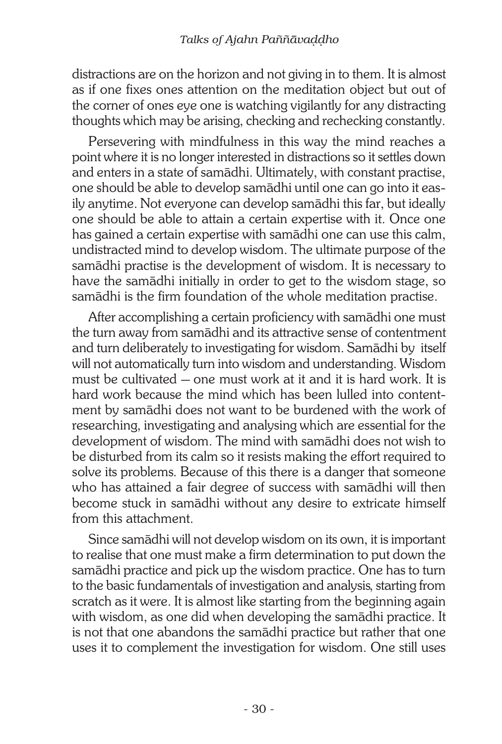distractions are on the horizon and not giving in to them. It is almost as if one fixes ones attention on the meditation object but out of the corner of ones eye one is watching vigilantly for any distracting thoughts which may be arising, checking and rechecking constantly.

Persevering with mindfulness in this way the mind reaches a point where it is no longer interested in distractions so it settles down and enters in a state of samādhi. Ultimately, with constant practise, one should be able to develop samādhi until one can go into it easily anytime. Not everyone can develop samādhi this far, but ideally one should be able to attain a certain expertise with it. Once one has gained a certain expertise with samādhi one can use this calm, undistracted mind to develop wisdom. The ultimate purpose of the samādhi practise is the development of wisdom. It is necessary to have the samādhi initially in order to get to the wisdom stage, so samādhi is the firm foundation of the whole meditation practise.

After accomplishing a certain proficiency with samādhi one must the turn away from samādhi and its attractive sense of contentment and turn deliberately to investigating for wisdom. Samādhi by itself will not automatically turn into wisdom and understanding. Wisdom must be cultivated – one must work at it and it is hard work. It is hard work because the mind which has been lulled into contentment by samādhi does not want to be burdened with the work of researching, investigating and analysing which are essential for the development of wisdom. The mind with samādhi does not wish to be disturbed from its calm so it resists making the effort required to solve its problems. Because of this there is a danger that someone who has attained a fair degree of success with samādhi will then become stuck in samādhi without any desire to extricate himself from this attachment.

Since samādhi will not develop wisdom on its own, it is important to realise that one must make a firm determination to put down the samādhi practice and pick up the wisdom practice. One has to turn to the basic fundamentals of investigation and analysis, starting from scratch as it were. It is almost like starting from the beginning again with wisdom, as one did when developing the samādhi practice. It is not that one abandons the samādhi practice but rather that one uses it to complement the investigation for wisdom. One still uses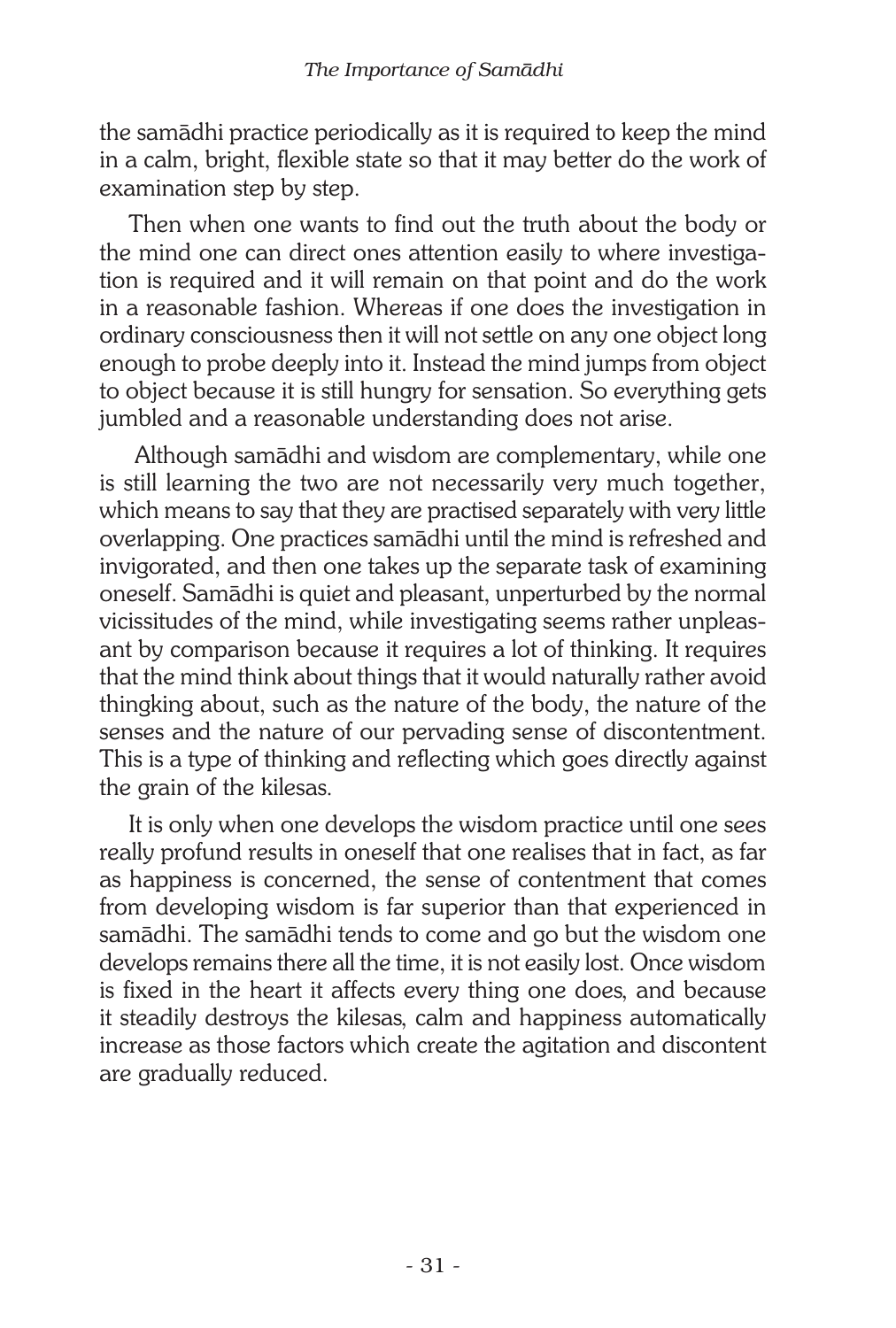the samādhi practice periodically as it is required to keep the mind in a calm, bright, flexible state so that it may better do the work of examination step by step.

Then when one wants to find out the truth about the body or the mind one can direct ones attention easily to where investigation is required and it will remain on that point and do the work in a reasonable fashion. Whereas if one does the investigation in ordinary consciousness then it will not settle on any one object long enough to probe deeply into it. Instead the mind jumps from object to object because it is still hungry for sensation. So everything gets jumbled and a reasonable understanding does not arise.

Although samādhi and wisdom are complementary, while one is still learning the two are not necessarily very much together, which means to say that they are practised separately with very little overlapping. One practices samādhi until the mind is refreshed and invigorated, and then one takes up the separate task of examining oneself. Samādhi is quiet and pleasant, unperturbed by the normal vicissitudes of the mind, while investigating seems rather unpleasant by comparison because it requires a lot of thinking. It requires that the mind think about things that it would naturally rather avoid thingking about, such as the nature of the body, the nature of the senses and the nature of our pervading sense of discontentment. This is a type of thinking and reflecting which goes directly against the grain of the kilesas.

It is only when one develops the wisdom practice until one sees really profund results in oneself that one realises that in fact, as far as happiness is concerned, the sense of contentment that comes from developing wisdom is far superior than that experienced in samādhi. The samādhi tends to come and go but the wisdom one develops remains there all the time, it is not easily lost. Once wisdom is fixed in the heart it affects every thing one does, and because it steadily destroys the kilesas, calm and happiness automatically increase as those factors which create the agitation and discontent are gradually reduced.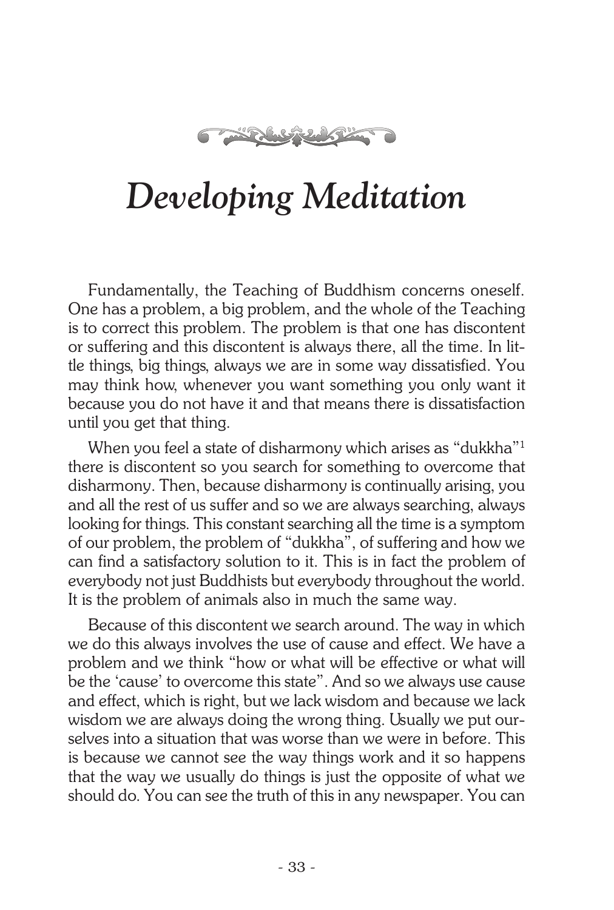# Developing Meditation

Fundamentally, the Teaching of Buddhism concerns oneself. One has a problem, a big problem, and the whole of the Teaching is to correct this problem. The problem is that one has discontent or suffering and this discontent is always there, all the time. In little things, big things, always we are in some way dissatisfied. You may think how, whenever you want something you only want it because you do not have it and that means there is dissatisfaction until you get that thing.

When you feel a state of disharmony which arises as "dukkha"[1] there is discontent so you search for something to overcome that disharmony. Then, because disharmony is continually arising, you and all the rest of us suffer and so we are always searching, always looking for things. This constant searching all the time is a symptom of our problem, the problem of "dukkha", of suffering and how we can find a satisfactory solution to it. This is in fact the problem of everybody not just Buddhists but everybody throughout the world. It is the problem of animals also in much the same way.

Because of this discontent we search around. The way in which we do this always involves the use of cause and effect. We have a problem and we think "how or what will be effective or what will be the 'cause' to overcome this state". And so we always use cause and effect, which is right, but we lack wisdom and because we lack wisdom we are always doing the wrong thing. Usually we put ourselves into a situation that was worse than we were in before. This is because we cannot see the way things work and it so happens that the way we usually do things is just the opposite of what we should do. You can see the truth of this in any newspaper. You can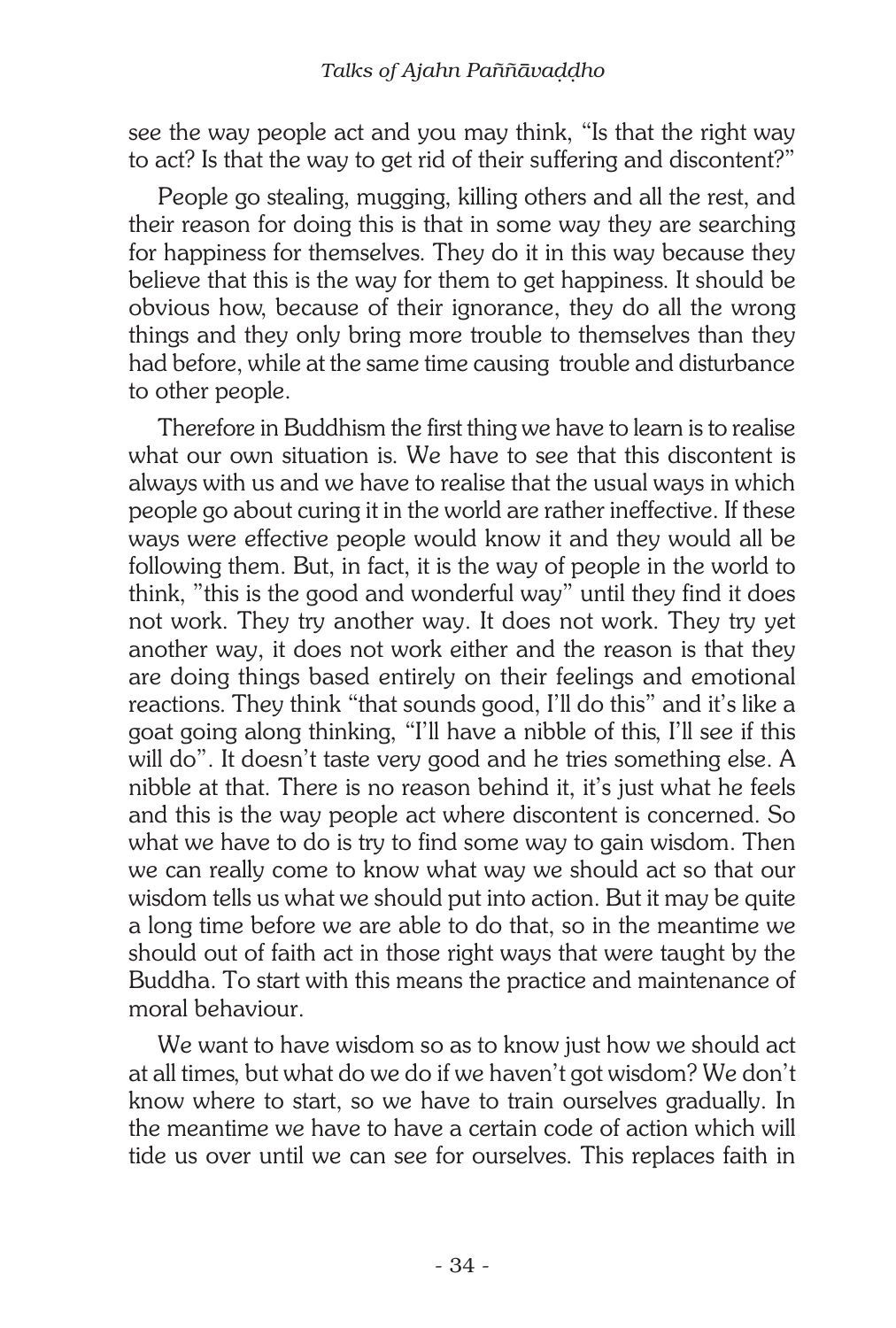see the way people act and you may think, "Is that the right way to act? Is that the way to get rid of their suffering and discontent?"

People go stealing, mugging, killing others and all the rest, and their reason for doing this is that in some way they are searching for happiness for themselves. They do it in this way because they believe that this is the way for them to get happiness. It should be obvious how, because of their ignorance, they do all the wrong things and they only bring more trouble to themselves than they had before, while at the same time causing trouble and disturbance to other people.

Therefore in Buddhism the first thing we have to learn is to realise what our own situation is. We have to see that this discontent is always with us and we have to realise that the usual ways in which people go about curing it in the world are rather ineffective. If these ways were effective people would know it and they would all be following them. But, in fact, it is the way of people in the world to think, "this is the good and wonderful way" until they find it does not work. They try another way. It does not work. They try yet another way, it does not work either and the reason is that they are doing things based entirely on their feelings and emotional reactions. They think "that sounds good, I'll do this" and it's like a goat going along thinking, "I'll have a nibble of this, I'll see if this will do". It doesn't taste very good and he tries something else. A nibble at that. There is no reason behind it, it's just what he feels and this is the way people act where discontent is concerned. So what we have to do is try to find some way to gain wisdom. Then we can really come to know what way we should act so that our wisdom tells us what we should put into action. But it may be quite a long time before we are able to do that, so in the meantime we should out of faith act in those right ways that were taught by the Buddha. To start with this means the practice and maintenance of moral behaviour.

We want to have wisdom so as to know just how we should act at all times, but what do we do if we haven't got wisdom? We don't know where to start, so we have to train ourselves gradually. In the meantime we have to have a certain code of action which will tide us over until we can see for ourselves. This replaces faith in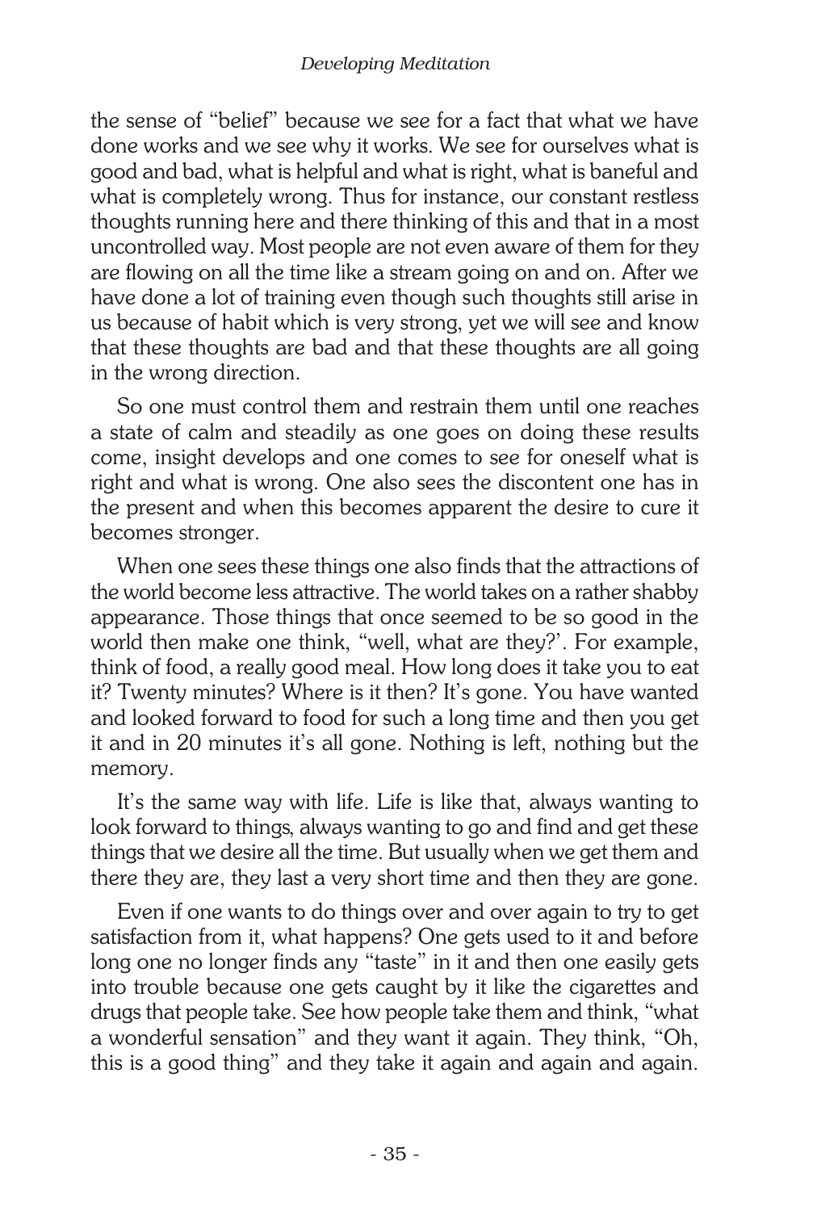the sense of "belief" because we see for a fact that what we have done works and we see why it works. We see for ourselves what is good and bad, what is helpful and what is right, what is baneful and what is completely wrong. Thus for instance, our constant restless thoughts running here and there thinking of this and that in a most uncontrolled way. Most people are not even aware of them for they are flowing on all the time like a stream going on and on. After we have done a lot of training even though such thoughts still arise in us because of habit which is very strong, yet we will see and know that these thoughts are bad and that these thoughts are all going in the wrong direction.

So one must control them and restrain them until one reaches a state of calm and steadily as one goes on doing these results come, insight develops and one comes to see for oneself what is right and what is wrong. One also sees the discontent one has in the present and when this becomes apparent the desire to cure it becomes stronger.

When one sees these things one also finds that the attractions of the world become less attractive. The world takes on a rather shabby appearance. Those things that once seemed to be so good in the world then make one think, "well, what are they?'. For example, think of food, a really good meal. How long does it take you to eat it? Twenty minutes? Where is it then? It's gone. You have wanted and looked forward to food for such a long time and then you get it and in 20 minutes it's all gone. Nothing is left, nothing but the memory.

It's the same way with life. Life is like that, always wanting to look forward to things, always wanting to go and find and get these things that we desire all the time. But usually when we get them and there they are, they last a very short time and then they are gone.

Even if one wants to do things over and over again to try to get satisfaction from it, what happens? One gets used to it and before long one no longer finds any "taste" in it and then one easily gets into trouble because one gets caught by it like the cigarettes and drugs that people take. See how people take them and think, "what a wonderful sensation" and they want it again. They think, "Oh, this is a good thing" and they take it again and again and again.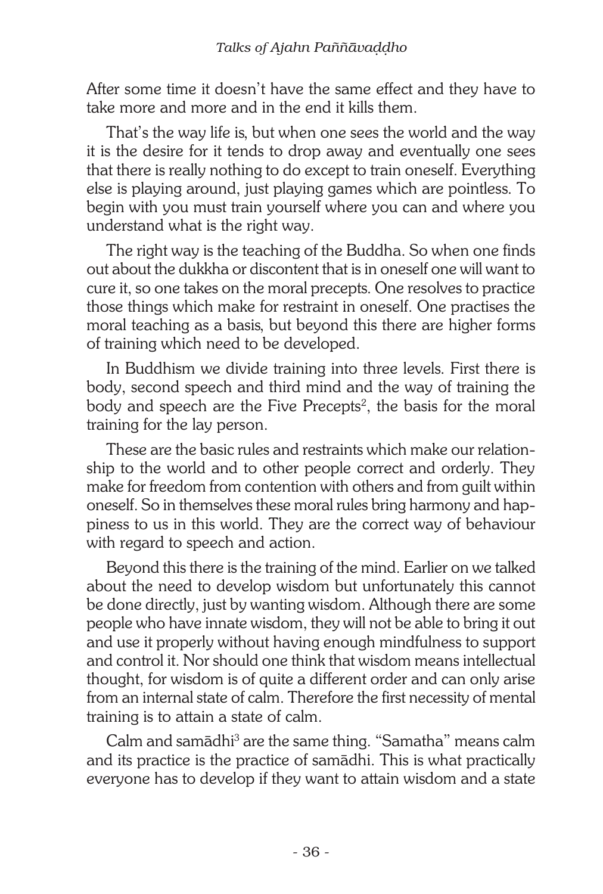After some time it doesn't have the same effect and they have to take more and more and in the end it kills them.

That's the way life is, but when one sees the world and the way it is the desire for it tends to drop away and eventually one sees that there is really nothing to do except to train oneself. Everything else is playing around, just playing games which are pointless. To begin with you must train yourself where you can and where you understand what is the right way.

The right way is the teaching of the Buddha. So when one finds out about the dukkha or discontent that is in oneself one will want to cure it, so one takes on the moral precepts. One resolves to practice those things which make for restraint in oneself. One practises the moral teaching as a basis, but beyond this there are higher forms of training which need to be developed.

In Buddhism we divide training into three levels. First there is body, second speech and third mind and the way of training the body and speech are the Five Precepts[2], the basis for the moral training for the lay person.

These are the basic rules and restraints which make our relationship to the world and to other people correct and orderly. They make for freedom from contention with others and from guilt within oneself. So in themselves these moral rules bring harmony and happiness to us in this world. They are the correct way of behaviour with regard to speech and action.

Beyond this there is the training of the mind. Earlier on we talked about the need to develop wisdom but unfortunately this cannot be done directly, just by wanting wisdom. Although there are some people who have innate wisdom, they will not be able to bring it out and use it properly without having enough mindfulness to support and control it. Nor should one think that wisdom means intellectual thought, for wisdom is of quite a different order and can only arise from an internal state of calm. Therefore the first necessity of mental training is to attain a state of calm.

Calm and samādhi[3] are the same thing. "Samatha" means calm and its practice is the practice of samādhi. This is what practically everyone has to develop if they want to attain wisdom and a state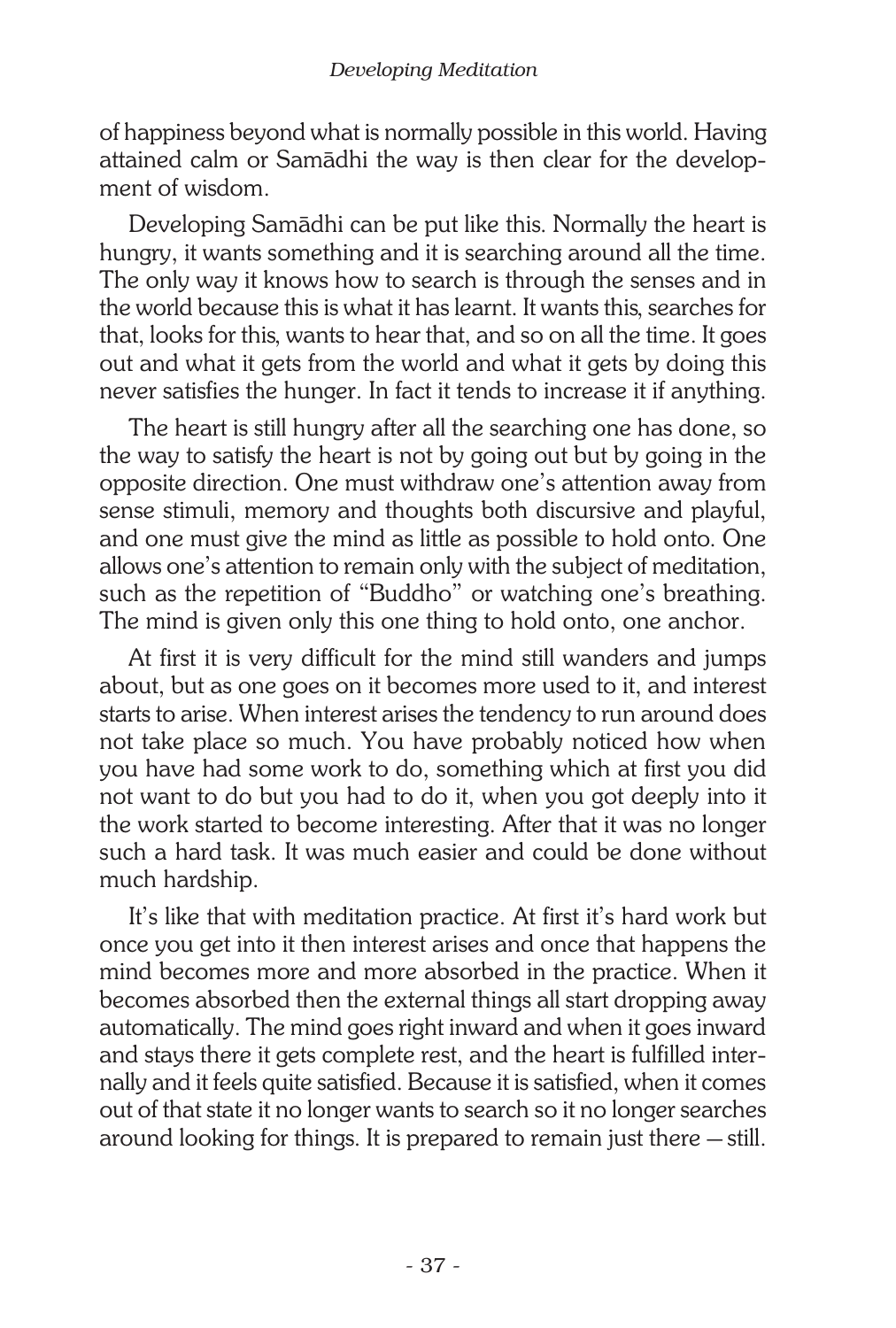of happiness beyond what is normally possible in this world. Having attained calm or Samādhi the way is then clear for the development of wisdom.

Developing Samādhi can be put like this. Normally the heart is hungry, it wants something and it is searching around all the time. The only way it knows how to search is through the senses and in the world because this is what it has learnt. It wants this, searches for that, looks for this, wants to hear that, and so on all the time. It goes out and what it gets from the world and what it gets by doing this never satisfies the hunger. In fact it tends to increase it if anything.

The heart is still hungry after all the searching one has done, so the way to satisfy the heart is not by going out but by going in the opposite direction. One must withdraw one's attention away from sense stimuli, memory and thoughts both discursive and playful, and one must give the mind as little as possible to hold onto. One allows one's attention to remain only with the subject of meditation, such as the repetition of "Buddho" or watching one's breathing. The mind is given only this one thing to hold onto, one anchor.

At first it is very difficult for the mind still wanders and jumps about, but as one goes on it becomes more used to it, and interest starts to arise. When interest arises the tendency to run around does not take place so much. You have probably noticed how when you have had some work to do, something which at first you did not want to do but you had to do it, when you got deeply into it the work started to become interesting. After that it was no longer such a hard task. It was much easier and could be done without much hardship.

It's like that with meditation practice. At first it's hard work but once you get into it then interest arises and once that happens the mind becomes more and more absorbed in the practice. When it becomes absorbed then the external things all start dropping away automatically. The mind goes right inward and when it goes inward and stays there it gets complete rest, and the heart is fulfilled internally and it feels quite satisfied. Because it is satisfied, when it comes out of that state it no longer wants to search so it no longer searches around looking for things. It is prepared to remain just there — still.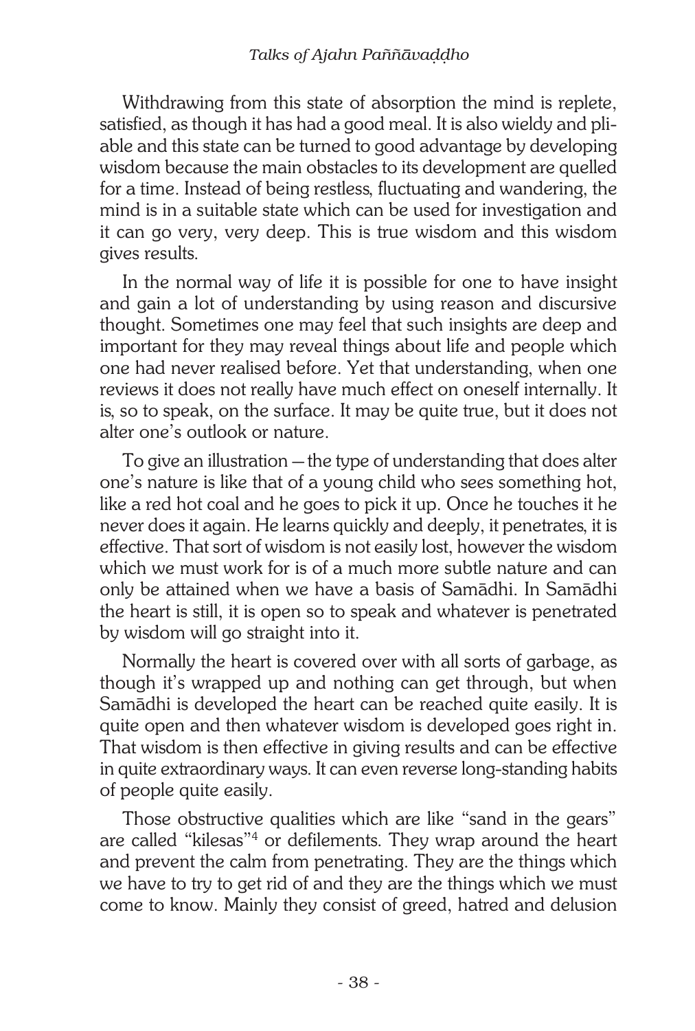Withdrawing from this state of absorption the mind is replete, satisfied, as though it has had a good meal. It is also wieldy and pliable and this state can be turned to good advantage by developing wisdom because the main obstacles to its development are quelled for a time. Instead of being restless, fluctuating and wandering, the mind is in a suitable state which can be used for investigation and it can go very, very deep. This is true wisdom and this wisdom gives results.

In the normal way of life it is possible for one to have insight and gain a lot of understanding by using reason and discursive thought. Sometimes one may feel that such insights are deep and important for they may reveal things about life and people which one had never realised before. Yet that understanding, when one reviews it does not really have much effect on oneself internally. It is, so to speak, on the surface. It may be quite true, but it does not alter one's outlook or nature.

To give an illustration — the type of understanding that does alter one's nature is like that of a young child who sees something hot, like a red hot coal and he goes to pick it up. Once he touches it he never does it again. He learns quickly and deeply, it penetrates, it is effective. That sort of wisdom is not easily lost, however the wisdom which we must work for is of a much more subtle nature and can only be attained when we have a basis of Samādhi. In Samādhi the heart is still, it is open so to speak and whatever is penetrated by wisdom will go straight into it.

Normally the heart is covered over with all sorts of garbage, as though it's wrapped up and nothing can get through, but when Samādhi is developed the heart can be reached quite easily. It is quite open and then whatever wisdom is developed goes right in. That wisdom is then effective in giving results and can be effective in quite extraordinary ways. It can even reverse long-standing habits of people quite easily.

Those obstructive qualities which are like "sand in the gears" are called "kilesas"[4] or defilements. They wrap around the heart and prevent the calm from penetrating. They are the things which we have to try to get rid of and they are the things which we must come to know. Mainly they consist of greed, hatred and delusion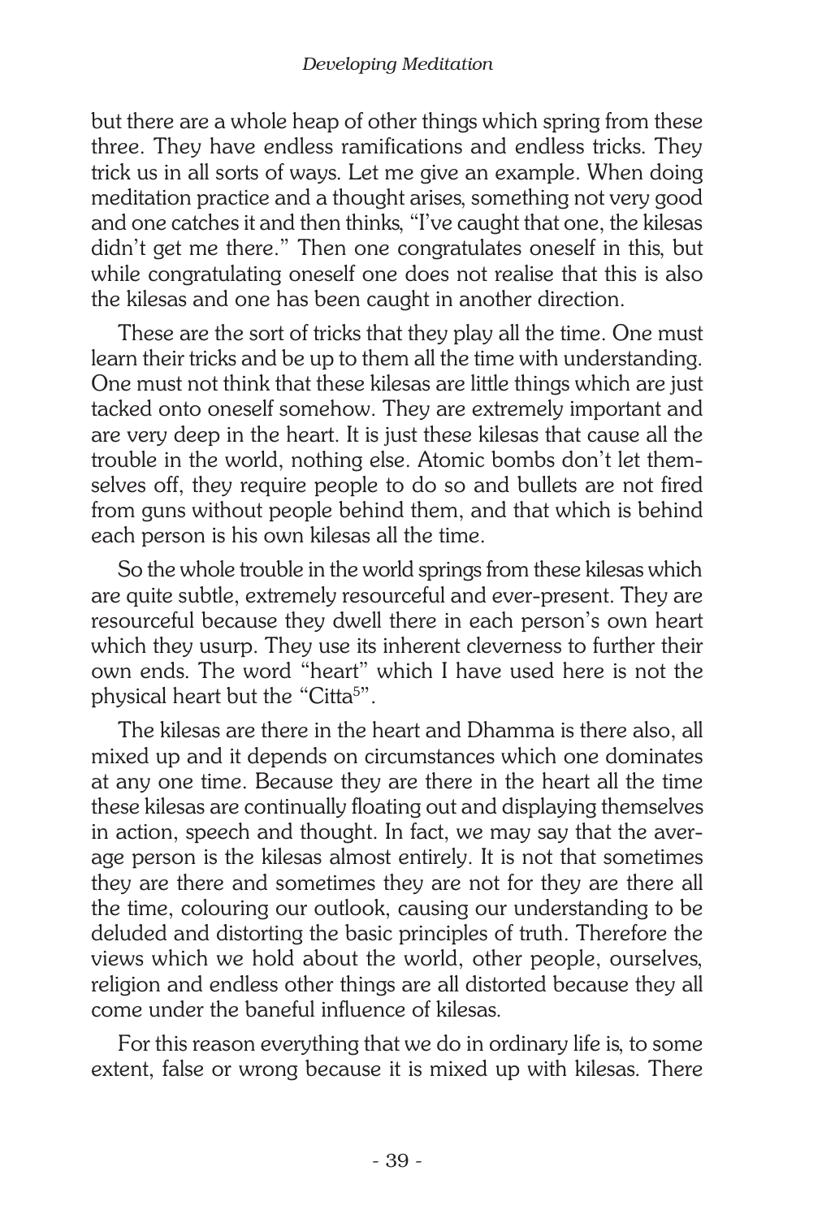but there are a whole heap of other things which spring from these three. They have endless ramifications and endless tricks. They trick us in all sorts of ways. Let me give an example. When doing meditation practice and a thought arises, something not very good and one catches it and then thinks, "I've caught that one, the kilesas didn't get me there." Then one congratulates oneself in this, but while congratulating oneself one does not realise that this is also the kilesas and one has been caught in another direction.

These are the sort of tricks that they play all the time. One must learn their tricks and be up to them all the time with understanding. One must not think that these kilesas are little things which are just tacked onto oneself somehow. They are extremely important and are very deep in the heart. It is just these kilesas that cause all the trouble in the world, nothing else. Atomic bombs don't let themselves off, they require people to do so and bullets are not fired from guns without people behind them, and that which is behind each person is his own kilesas all the time.

So the whole trouble in the world springs from these kilesas which are quite subtle, extremely resourceful and ever-present. They are resourceful because they dwell there in each person's own heart which they usurp. They use its inherent cleverness to further their own ends. The word "heart" which I have used here is not the physical heart but the "Citta[5]".

The kilesas are there in the heart and Dhamma is there also, all mixed up and it depends on circumstances which one dominates at any one time. Because they are there in the heart all the time these kilesas are continually floating out and displaying themselves in action, speech and thought. In fact, we may say that the average person is the kilesas almost entirely. It is not that sometimes they are there and sometimes they are not for they are there all the time, colouring our outlook, causing our understanding to be deluded and distorting the basic principles of truth. Therefore the views which we hold about the world, other people, ourselves, religion and endless other things are all distorted because they all come under the baneful influence of kilesas.

For this reason everything that we do in ordinary life is, to some extent, false or wrong because it is mixed up with kilesas. There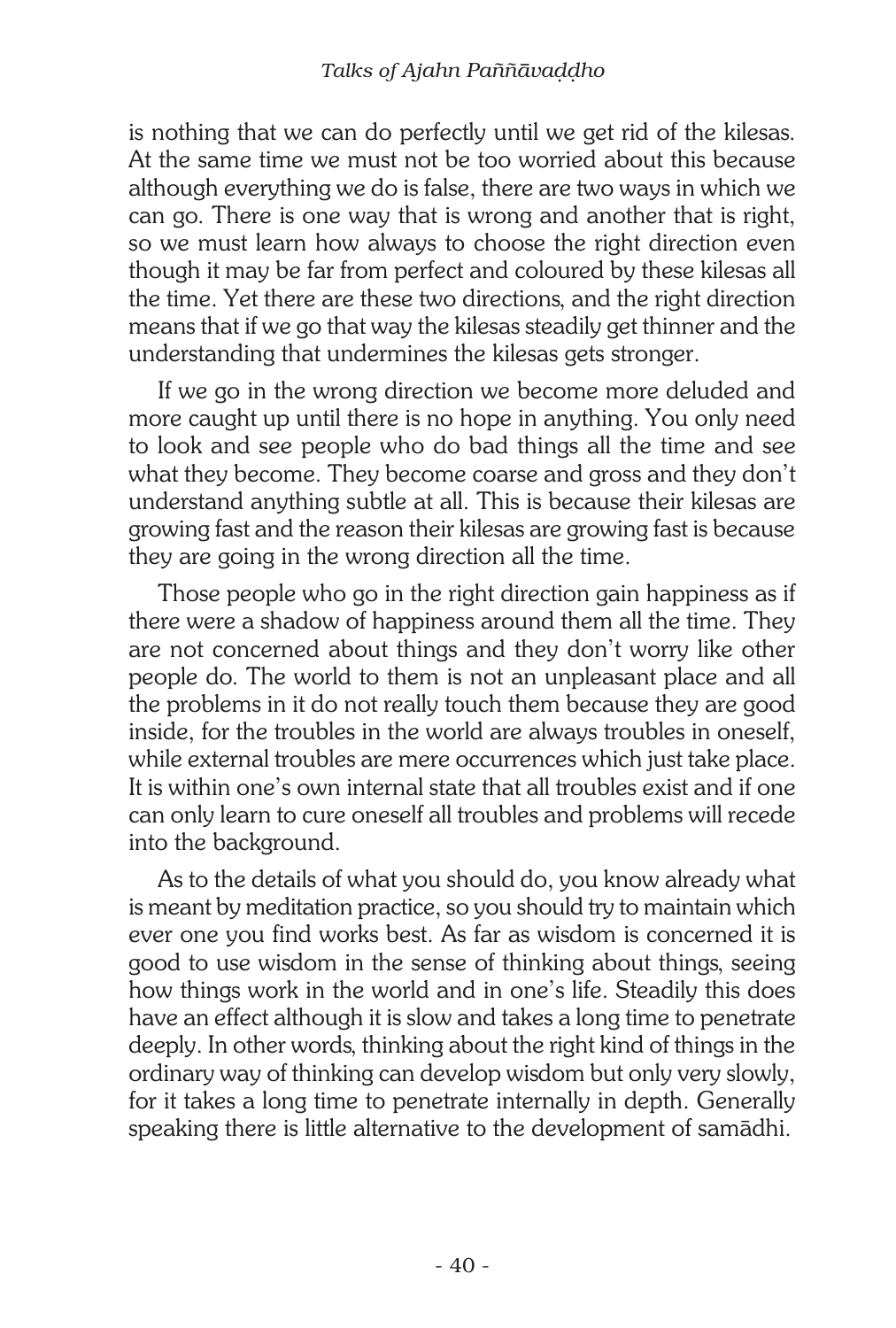is nothing that we can do perfectly until we get rid of the kilesas. At the same time we must not be too worried about this because although everything we do is false, there are two ways in which we can go. There is one way that is wrong and another that is right, so we must learn how always to choose the right direction even though it may be far from perfect and coloured by these kilesas all the time. Yet there are these two directions, and the right direction means that if we go that way the kilesas steadily get thinner and the understanding that undermines the kilesas gets stronger.

If we go in the wrong direction we become more deluded and more caught up until there is no hope in anything. You only need to look and see people who do bad things all the time and see what they become. They become coarse and gross and they don't understand anything subtle at all. This is because their kilesas are growing fast and the reason their kilesas are growing fast is because they are going in the wrong direction all the time.

Those people who go in the right direction gain happiness as if there were a shadow of happiness around them all the time. They are not concerned about things and they don't worry like other people do. The world to them is not an unpleasant place and all the problems in it do not really touch them because they are good inside, for the troubles in the world are always troubles in oneself, while external troubles are mere occurrences which just take place. It is within one's own internal state that all troubles exist and if one can only learn to cure oneself all troubles and problems will recede into the background.

As to the details of what you should do, you know already what is meant by meditation practice, so you should try to maintain which ever one you find works best. As far as wisdom is concerned it is good to use wisdom in the sense of thinking about things, seeing how things work in the world and in one's life. Steadily this does have an effect although it is slow and takes a long time to penetrate deeply. In other words, thinking about the right kind of things in the ordinary way of thinking can develop wisdom but only very slowly, for it takes a long time to penetrate internally in depth. Generally speaking there is little alternative to the development of samādhi.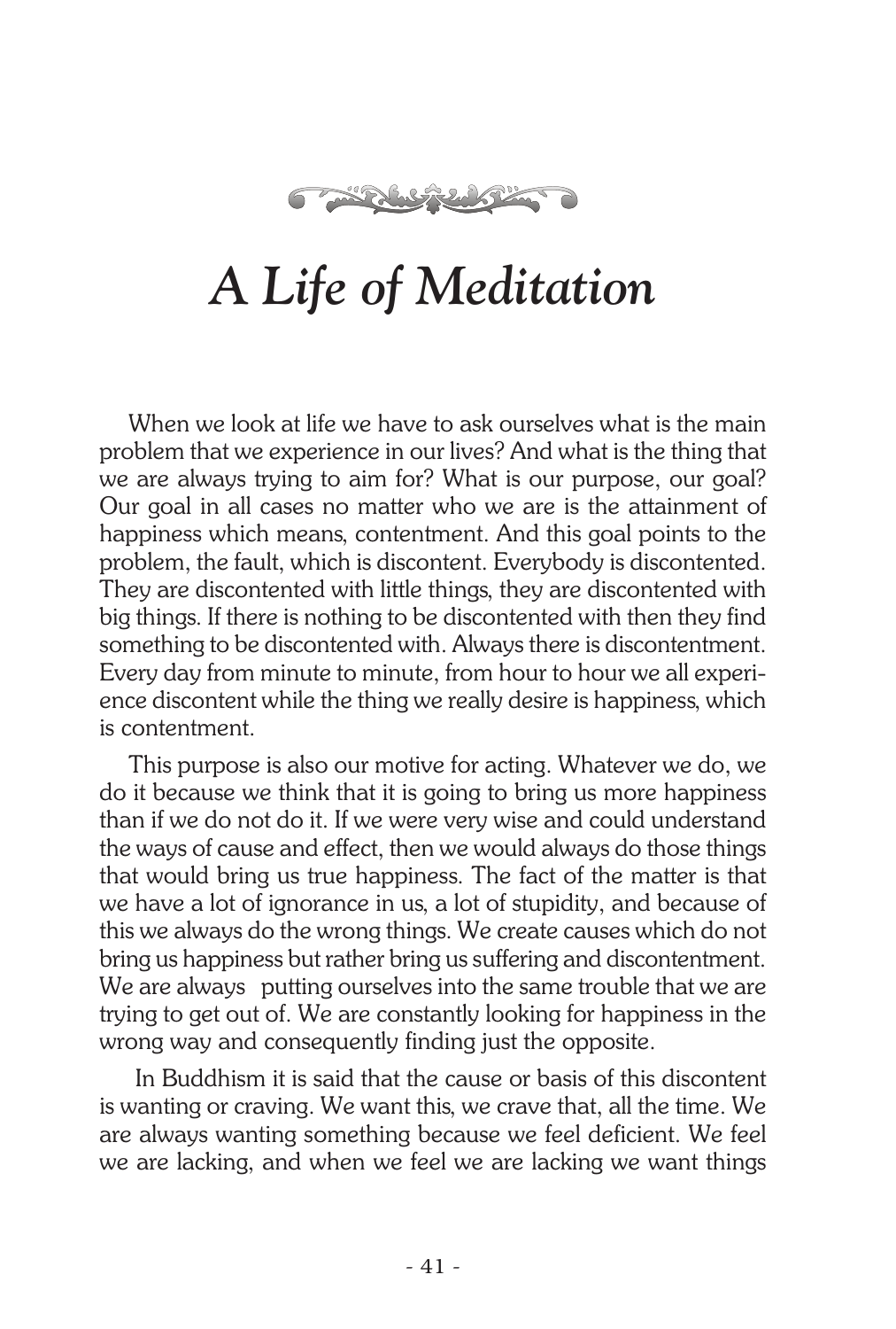# *A Life of Meditation*

When we look at life we have to ask ourselves what is the main problem that we experience in our lives? And what is the thing that we are always trying to aim for? What is our purpose, our goal? Our goal in all cases no matter who we are is the attainment of happiness which means, contentment. And this goal points to the problem, the fault, which is discontent. Everybody is discontented. They are discontented with little things, they are discontented with big things. If there is nothing to be discontented with then they find something to be discontented with. Always there is discontentment. Every day from minute to minute, from hour to hour we all experience discontent while the thing we really desire is happiness, which is contentment.

This purpose is also our motive for acting. Whatever we do, we do it because we think that it is going to bring us more happiness than if we do not do it. If we were very wise and could understand the ways of cause and effect, then we would always do those things that would bring us true happiness. The fact of the matter is that we have a lot of ignorance in us, a lot of stupidity, and because of this we always do the wrong things. We create causes which do not bring us happiness but rather bring us suffering and discontentment. We are always putting ourselves into the same trouble that we are trying to get out of. We are constantly looking for happiness in the wrong way and consequently finding just the opposite.

In Buddhism it is said that the cause or basis of this discontent is wanting or craving. We want this, we crave that, all the time. We are always wanting something because we feel deficient. We feel we are lacking, and when we feel we are lacking we want things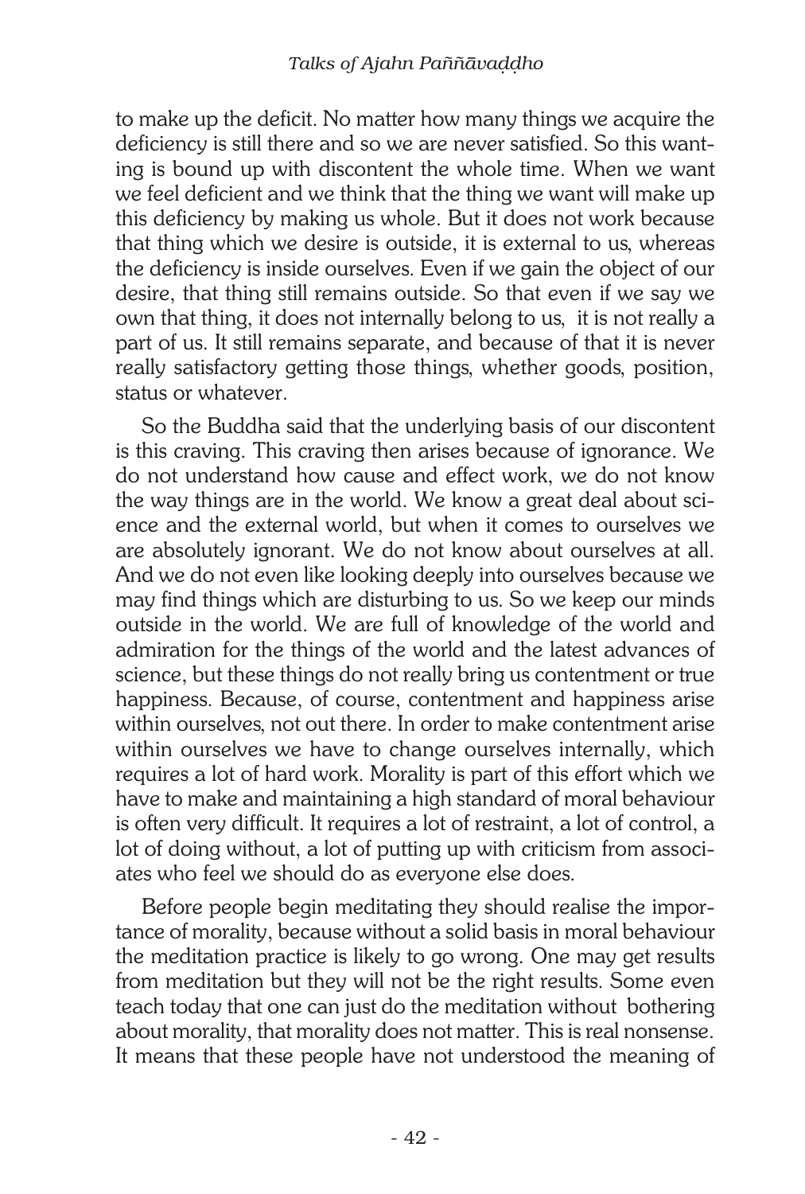to make up the deficit. No matter how many things we acquire the deficiency is still there and so we are never satisfied. So this wanting is bound up with discontent the whole time. When we want we feel deficient and we think that the thing we want will make up this deficiency by making us whole. But it does not work because that thing which we desire is outside, it is external to us, whereas the deficiency is inside ourselves. Even if we gain the object of our desire, that thing still remains outside. So that even if we say we own that thing, it does not internally belong to us, it is not really a part of us. It still remains separate, and because of that it is never really satisfactory getting those things, whether goods, position, status or whatever.

So the Buddha said that the underlying basis of our discontent is this craving. This craving then arises because of ignorance. We do not understand how cause and effect work, we do not know the way things are in the world. We know a great deal about science and the external world, but when it comes to ourselves we are absolutely ignorant. We do not know about ourselves at all. And we do not even like looking deeply into ourselves because we may find things which are disturbing to us. So we keep our minds outside in the world. We are full of knowledge of the world and admiration for the things of the world and the latest advances of science, but these things do not really bring us contentment or true happiness. Because, of course, contentment and happiness arise within ourselves, not out there. In order to make contentment arise within ourselves we have to change ourselves internally, which requires a lot of hard work. Morality is part of this effort which we have to make and maintaining a high standard of moral behaviour is often very difficult. It requires a lot of restraint, a lot of control, a lot of doing without, a lot of putting up with criticism from associates who feel we should do as everyone else does.

Before people begin meditating they should realise the importance of morality, because without a solid basis in moral behaviour the meditation practice is likely to go wrong. One may get results from meditation but they will not be the right results. Some even teach today that one can just do the meditation without bothering about morality, that morality does not matter. This is real nonsense. It means that these people have not understood the meaning of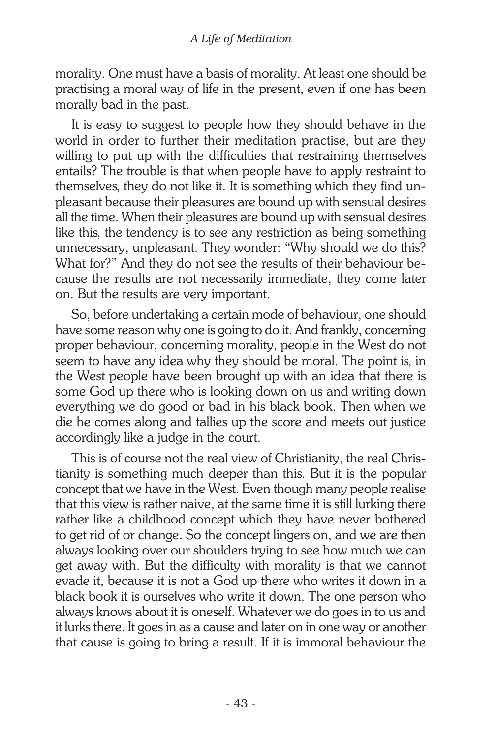morality. One must have a basis of morality. At least one should be practising a moral way of life in the present, even if one has been morally bad in the past.

It is easy to suggest to people how they should behave in the world in order to further their meditation practise, but are they willing to put up with the difficulties that restraining themselves entails? The trouble is that when people have to apply restraint to themselves, they do not like it. It is something which they find unpleasant because their pleasures are bound up with sensual desires all the time. When their pleasures are bound up with sensual desires like this, the tendency is to see any restriction as being something unnecessary, unpleasant. They wonder: "Why should we do this? What for?" And they do not see the results of their behaviour because the results are not necessarily immediate, they come later on. But the results are very important.

So, before undertaking a certain mode of behaviour, one should have some reason why one is going to do it. And frankly, concerning proper behaviour, concerning morality, people in the West do not seem to have any idea why they should be moral. The point is, in the West people have been brought up with an idea that there is some God up there who is looking down on us and writing down everything we do good or bad in his black book. Then when we die he comes along and tallies up the score and meets out justice accordingly like a judge in the court.

This is of course not the real view of Christianity, the real Christianity is something much deeper than this. But it is the popular concept that we have in the West. Even though many people realise that this view is rather naive, at the same time it is still lurking there rather like a childhood concept which they have never bothered to get rid of or change. So the concept lingers on, and we are then always looking over our shoulders trying to see how much we can get away with. But the difficulty with morality is that we cannot evade it, because it is not a God up there who writes it down in a black book it is ourselves who write it down. The one person who always knows about it is oneself. Whatever we do goes in to us and it lurks there. It goes in as a cause and later on in one way or another that cause is going to bring a result. If it is immoral behaviour the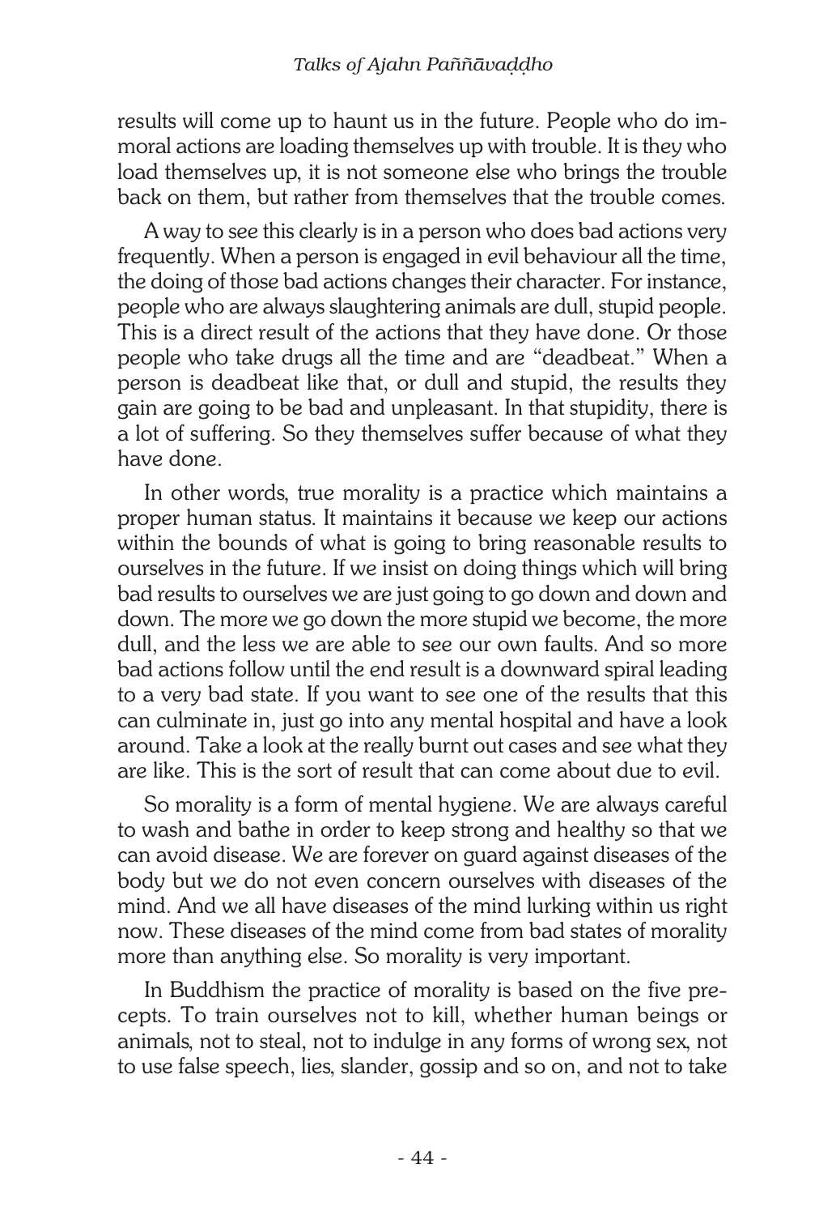results will come up to haunt us in the future. People who do immoral actions are loading themselves up with trouble. It is they who load themselves up, it is not someone else who brings the trouble back on them, but rather from themselves that the trouble comes.

A way to see this clearly is in a person who does bad actions very frequently. When a person is engaged in evil behaviour all the time, the doing of those bad actions changes their character. For instance, people who are always slaughtering animals are dull, stupid people. This is a direct result of the actions that they have done. Or those people who take drugs all the time and are "deadbeat." When a person is deadbeat like that, or dull and stupid, the results they gain are going to be bad and unpleasant. In that stupidity, there is a lot of suffering. So they themselves suffer because of what they have done.

In other words, true morality is a practice which maintains a proper human status. It maintains it because we keep our actions within the bounds of what is going to bring reasonable results to ourselves in the future. If we insist on doing things which will bring bad results to ourselves we are just going to go down and down and down. The more we go down the more stupid we become, the more dull, and the less we are able to see our own faults. And so more bad actions follow until the end result is a downward spiral leading to a very bad state. If you want to see one of the results that this can culminate in, just go into any mental hospital and have a look around. Take a look at the really burnt out cases and see what they are like. This is the sort of result that can come about due to evil.

So morality is a form of mental hygiene. We are always careful to wash and bathe in order to keep strong and healthy so that we can avoid disease. We are forever on guard against diseases of the body but we do not even concern ourselves with diseases of the mind. And we all have diseases of the mind lurking within us right now. These diseases of the mind come from bad states of morality more than anything else. So morality is very important.

In Buddhism the practice of morality is based on the five precepts. To train ourselves not to kill, whether human beings or animals, not to steal, not to indulge in any forms of wrong sex, not to use false speech, lies, slander, gossip and so on, and not to take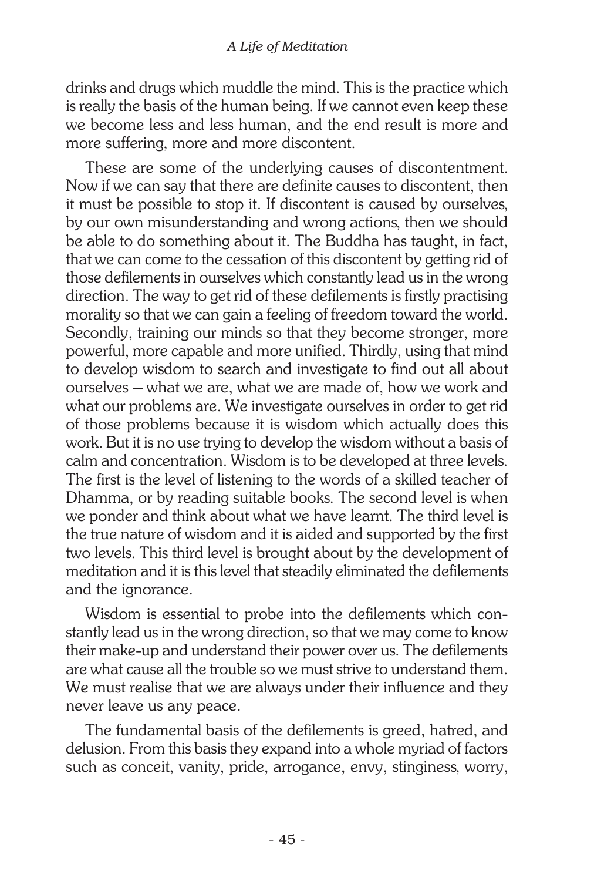drinks and drugs which muddle the mind. This is the practice which is really the basis of the human being. If we cannot even keep these we become less and less human, and the end result is more and more suffering, more and more discontent.

These are some of the underlying causes of discontentment. Now if we can say that there are definite causes to discontent, then it must be possible to stop it. If discontent is caused by ourselves, by our own misunderstanding and wrong actions, then we should be able to do something about it. The Buddha has taught, in fact, that we can come to the cessation of this discontent by getting rid of those defilements in ourselves which constantly lead us in the wrong direction. The way to get rid of these defilements is firstly practising morality so that we can gain a feeling of freedom toward the world. Secondly, training our minds so that they become stronger, more powerful, more capable and more unified. Thirdly, using that mind to develop wisdom to search and investigate to find out all about ourselves — what we are, what we are made of, how we work and what our problems are. We investigate ourselves in order to get rid of those problems because it is wisdom which actually does this work. But it is no use trying to develop the wisdom without a basis of calm and concentration. Wisdom is to be developed at three levels. The first is the level of listening to the words of a skilled teacher of Dhamma, or by reading suitable books. The second level is when we ponder and think about what we have learnt. The third level is the true nature of wisdom and it is aided and supported by the first two levels. This third level is brought about by the development of meditation and it is this level that steadily eliminated the defilements and the ignorance.

Wisdom is essential to probe into the defilements which constantly lead us in the wrong direction, so that we may come to know their make-up and understand their power over us. The defilements are what cause all the trouble so we must strive to understand them. We must realise that we are always under their influence and they never leave us any peace.

The fundamental basis of the defilements is greed, hatred, and delusion. From this basis they expand into a whole myriad of factors such as conceit, vanity, pride, arrogance, envy, stinginess, worry,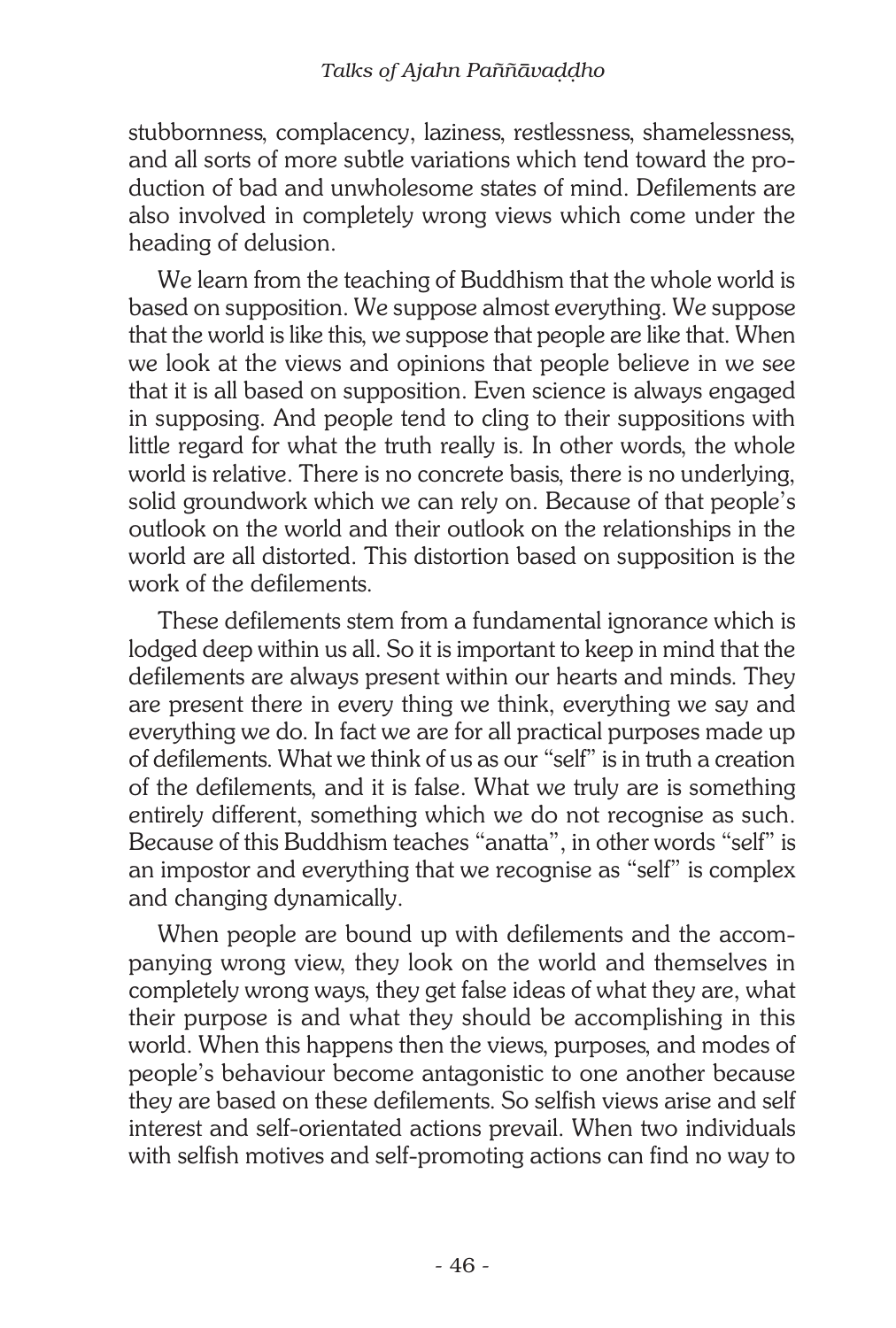stubbornness, complacency, laziness, restlessness, shamelessness, and all sorts of more subtle variations which tend toward the production of bad and unwholesome states of mind. Defilements are also involved in completely wrong views which come under the heading of delusion.

We learn from the teaching of Buddhism that the whole world is based on supposition. We suppose almost everything. We suppose that the world is like this, we suppose that people are like that. When we look at the views and opinions that people believe in we see that it is all based on supposition. Even science is always engaged in supposing. And people tend to cling to their suppositions with little regard for what the truth really is. In other words, the whole world is relative. There is no concrete basis, there is no underlying, solid groundwork which we can rely on. Because of that people's outlook on the world and their outlook on the relationships in the world are all distorted. This distortion based on supposition is the work of the defilements.

These defilements stem from a fundamental ignorance which is lodged deep within us all. So it is important to keep in mind that the defilements are always present within our hearts and minds. They are present there in every thing we think, everything we say and everything we do. In fact we are for all practical purposes made up of defilements. What we think of us as our "self" is in truth a creation of the defilements, and it is false. What we truly are is something entirely different, something which we do not recognise as such. Because of this Buddhism teaches "anatta", in other words "self" is an impostor and everything that we recognise as "self" is complex and changing dynamically.

When people are bound up with defilements and the accompanying wrong view, they look on the world and themselves in completely wrong ways, they get false ideas of what they are, what their purpose is and what they should be accomplishing in this world. When this happens then the views, purposes, and modes of people's behaviour become antagonistic to one another because they are based on these defilements. So selfish views arise and self interest and self-orientated actions prevail. When two individuals with selfish motives and self-promoting actions can find no way to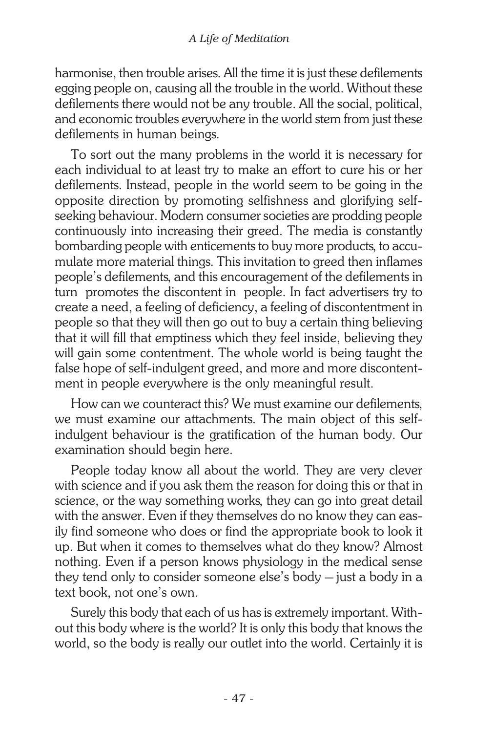harmonise, then trouble arises. All the time it is just these defilements egging people on, causing all the trouble in the world. Without these defilements there would not be any trouble. All the social, political, and economic troubles everywhere in the world stem from just these defilements in human beings.

To sort out the many problems in the world it is necessary for each individual to at least try to make an effort to cure his or her defilements. Instead, people in the world seem to be going in the opposite direction by promoting selfishness and glorifying self-seeking behaviour. Modern consumer societies are prodding people continuously into increasing their greed. The media is constantly bombarding people with enticements to buy more products, to accumulate more material things. This invitation to greed then inflames people's defilements, and this encouragement of the defilements in turn promotes the discontent in people. In fact advertisers try to create a need, a feeling of deficiency, a feeling of discontentment in people so that they will then go out to buy a certain thing believing that it will fill that emptiness which they feel inside, believing they will gain some contentment. The whole world is being taught the false hope of self-indulgent greed, and more and more discontentment in people everywhere is the only meaningful result.

How can we counteract this? We must examine our defilements, we must examine our attachments. The main object of this self-indulgent behaviour is the gratification of the human body. Our examination should begin here.

People today know all about the world. They are very clever with science and if you ask them the reason for doing this or that in science, or the way something works, they can go into great detail with the answer. Even if they themselves do no know they can easily find someone who does or find the appropriate book to look it up. But when it comes to themselves what do they know? Almost nothing. Even if a person knows physiology in the medical sense they tend only to consider someone else's body — just a body in a text book, not one's own.

Surely this body that each of us has is extremely important. Without this body where is the world? It is only this body that knows the world, so the body is really our outlet into the world. Certainly it is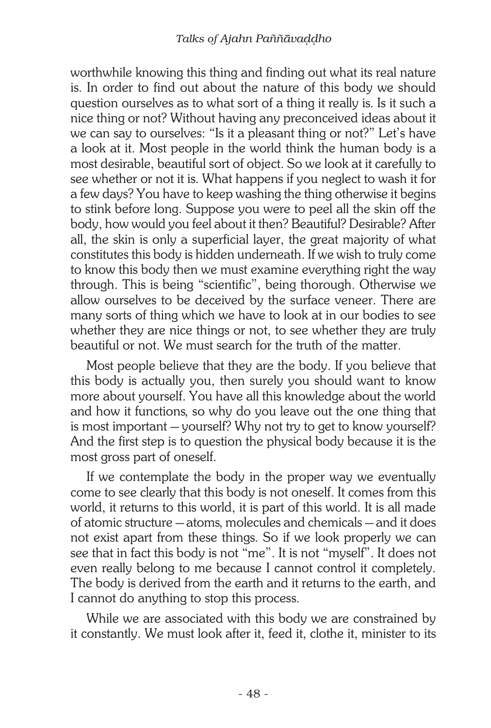worthwhile knowing this thing and finding out what its real nature is. In order to find out about the nature of this body we should question ourselves as to what sort of a thing it really is. Is it such a nice thing or not? Without having any preconceived ideas about it we can say to ourselves: "Is it a pleasant thing or not?" Let's have a look at it. Most people in the world think the human body is a most desirable, beautiful sort of object. So we look at it carefully to see whether or not it is. What happens if you neglect to wash it for a few days? You have to keep washing the thing otherwise it begins to stink before long. Suppose you were to peel all the skin off the body, how would you feel about it then? Beautiful? Desirable? After all, the skin is only a superficial layer, the great majority of what constitutes this body is hidden underneath. If we wish to truly come to know this body then we must examine everything right the way through. This is being "scientific", being thorough. Otherwise we allow ourselves to be deceived by the surface veneer. There are many sorts of thing which we have to look at in our bodies to see whether they are nice things or not, to see whether they are truly beautiful or not. We must search for the truth of the matter.

Most people believe that they are the body. If you believe that this body is actually you, then surely you should want to know more about yourself. You have all this knowledge about the world and how it functions, so why do you leave out the one thing that is most important — yourself? Why not try to get to know yourself? And the first step is to question the physical body because it is the most gross part of oneself.

If we contemplate the body in the proper way we eventually come to see clearly that this body is not oneself. It comes from this world, it returns to this world, it is part of this world. It is all made of atomic structure — atoms, molecules and chemicals — and it does not exist apart from these things. So if we look properly we can see that in fact this body is not "me". It is not "myself". It does not even really belong to me because I cannot control it completely. The body is derived from the earth and it returns to the earth, and I cannot do anything to stop this process.

While we are associated with this body we are constrained by it constantly. We must look after it, feed it, clothe it, minister to its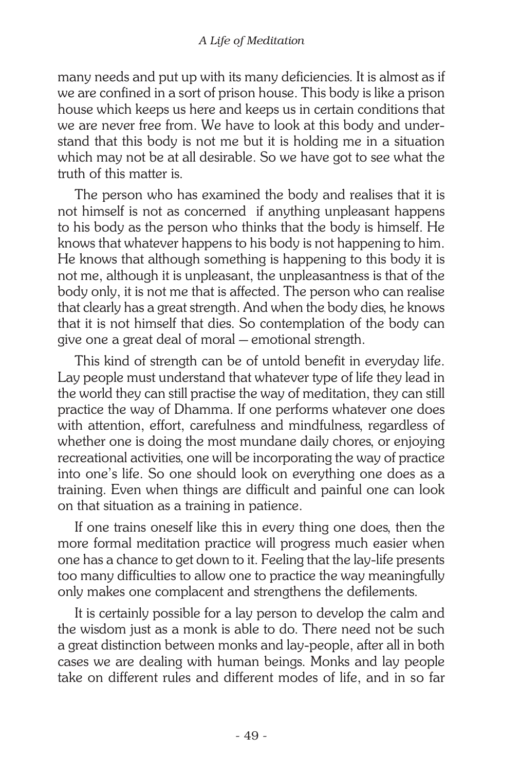many needs and put up with its many deficiencies. It is almost as if we are confined in a sort of prison house. This body is like a prison house which keeps us here and keeps us in certain conditions that we are never free from. We have to look at this body and understand that this body is not me but it is holding me in a situation which may not be at all desirable. So we have got to see what the truth of this matter is.

The person who has examined the body and realises that it is not himself is not as concerned if anything unpleasant happens to his body as the person who thinks that the body is himself. He knows that whatever happens to his body is not happening to him. He knows that although something is happening to this body it is not me, although it is unpleasant, the unpleasantness is that of the body only, it is not me that is affected. The person who can realise that clearly has a great strength. And when the body dies, he knows that it is not himself that dies. So contemplation of the body can give one a great deal of moral — emotional strength.

This kind of strength can be of untold benefit in everyday life. Lay people must understand that whatever type of life they lead in the world they can still practise the way of meditation, they can still practice the way of Dhamma. If one performs whatever one does with attention, effort, carefulness and mindfulness, regardless of whether one is doing the most mundane daily chores, or enjoying recreational activities, one will be incorporating the way of practice into one's life. So one should look on everything one does as a training. Even when things are difficult and painful one can look on that situation as a training in patience.

If one trains oneself like this in every thing one does, then the more formal meditation practice will progress much easier when one has a chance to get down to it. Feeling that the lay-life presents too many difficulties to allow one to practice the way meaningfully only makes one complacent and strengthens the defilements.

It is certainly possible for a lay person to develop the calm and the wisdom just as a monk is able to do. There need not be such a great distinction between monks and lay-people, after all in both cases we are dealing with human beings. Monks and lay people take on different rules and different modes of life, and in so far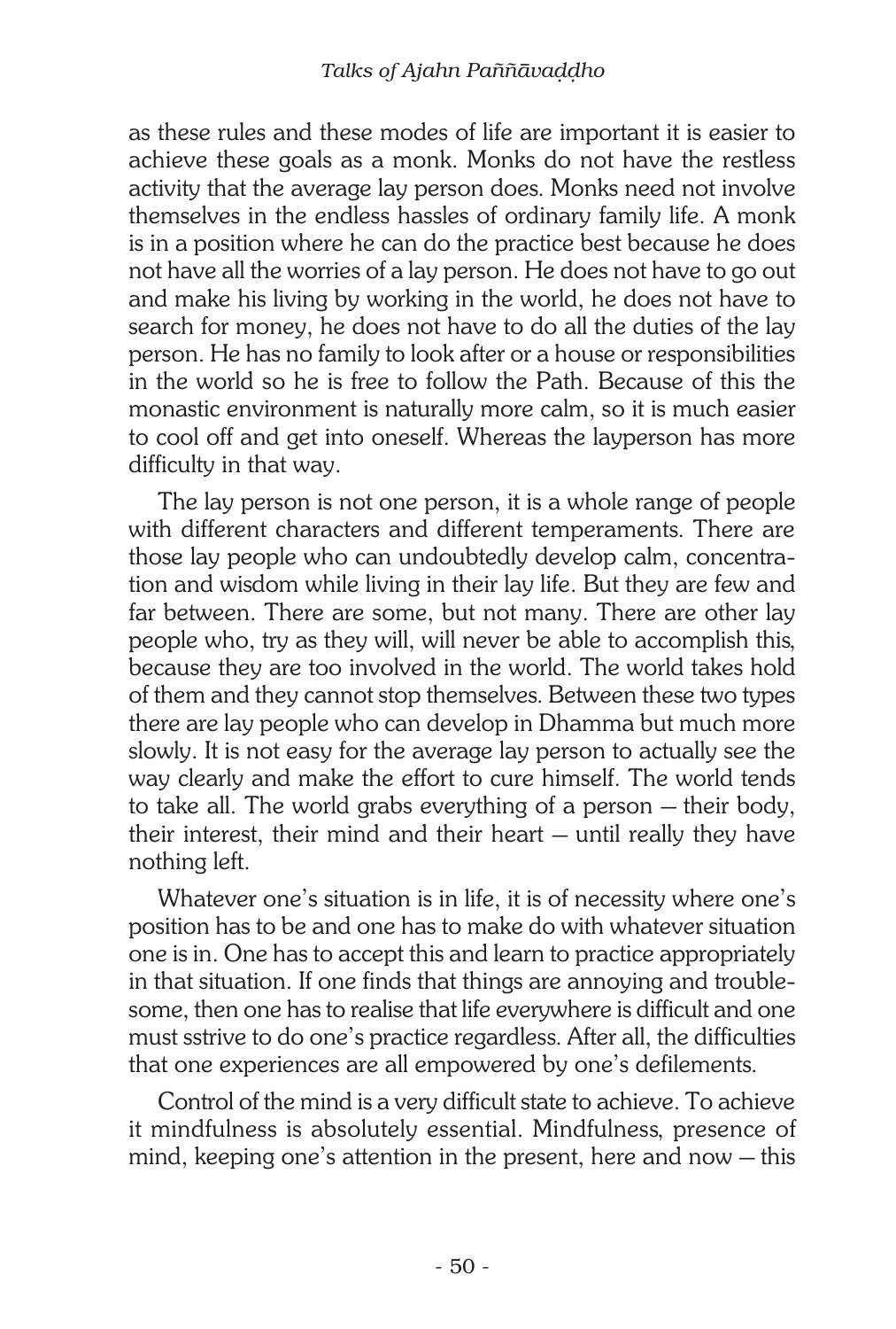as these rules and these modes of life are important it is easier to achieve these goals as a monk. Monks do not have the restless activity that the average lay person does. Monks need not involve themselves in the endless hassles of ordinary family life. A monk is in a position where he can do the practice best because he does not have all the worries of a lay person. He does not have to go out and make his living by working in the world, he does not have to search for money, he does not have to do all the duties of the lay person. He has no family to look after or a house or responsibilities in the world so he is free to follow the Path. Because of this the monastic environment is naturally more calm, so it is much easier to cool off and get into oneself. Whereas the layperson has more difficulty in that way.

The lay person is not one person, it is a whole range of people with different characters and different temperaments. There are those lay people who can undoubtedly develop calm, concentration and wisdom while living in their lay life. But they are few and far between. There are some, but not many. There are other lay people who, try as they will, will never be able to accomplish this, because they are too involved in the world. The world takes hold of them and they cannot stop themselves. Between these two types there are lay people who can develop in Dhamma but much more slowly. It is not easy for the average lay person to actually see the way clearly and make the effort to cure himself. The world tends to take all. The world grabs everything of a person — their body, their interest, their mind and their heart — until really they have nothing left.

Whatever one's situation is in life, it is of necessity where one's position has to be and one has to make do with whatever situation one is in. One has to accept this and learn to practice appropriately in that situation. If one finds that things are annoying and troublesome, then one has to realise that life everywhere is difficult and one must sstrive to do one's practice regardless. After all, the difficulties that one experiences are all empowered by one's defilements.

Control of the mind is a very difficult state to achieve. To achieve it mindfulness is absolutely essential. Mindfulness, presence of mind, keeping one's attention in the present, here and now — this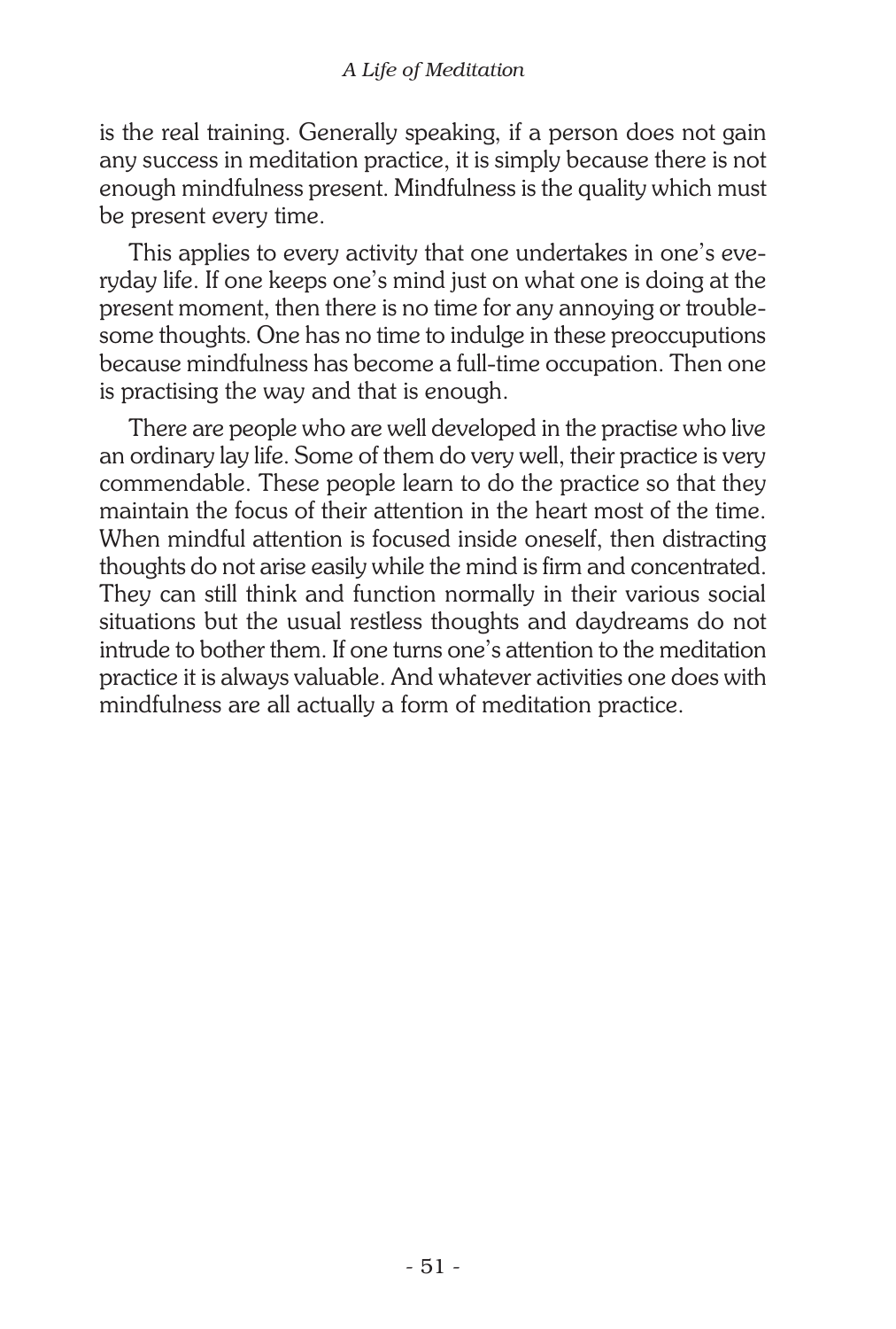is the real training. Generally speaking, if a person does not gain any success in meditation practice, it is simply because there is not enough mindfulness present. Mindfulness is the quality which must be present every time.

This applies to every activity that one undertakes in one's everyday life. If one keeps one's mind just on what one is doing at the present moment, then there is no time for any annoying or troublesome thoughts. One has no time to indulge in these preoccuputions because mindfulness has become a full-time occupation. Then one is practising the way and that is enough.

There are people who are well developed in the practise who live an ordinary lay life. Some of them do very well, their practice is very commendable. These people learn to do the practice so that they maintain the focus of their attention in the heart most of the time. When mindful attention is focused inside oneself, then distracting thoughts do not arise easily while the mind is firm and concentrated. They can still think and function normally in their various social situations but the usual restless thoughts and daydreams do not intrude to bother them. If one turns one's attention to the meditation practice it is always valuable. And whatever activities one does with mindfulness are all actually a form of meditation practice.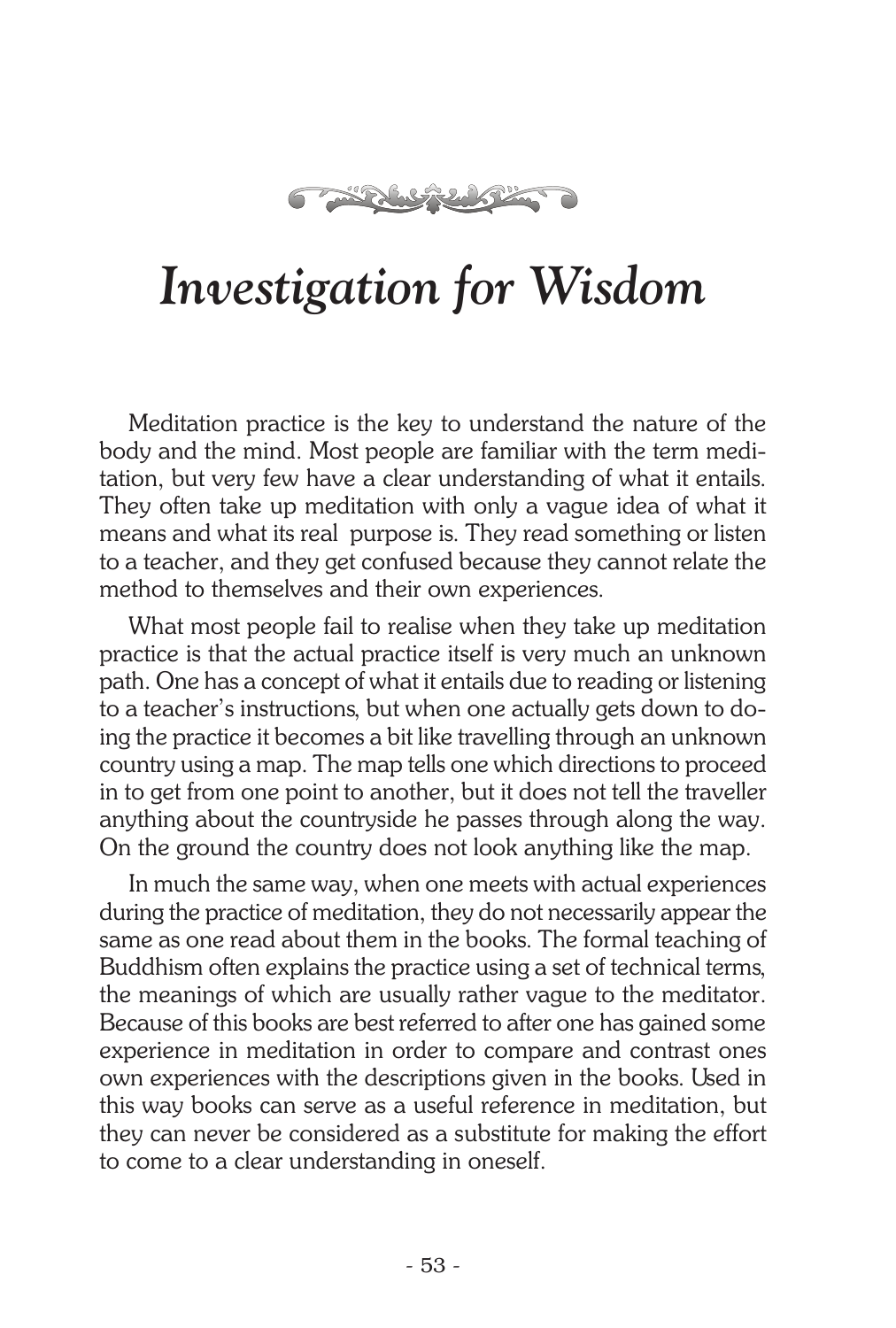# *Investigation for Wisdom*

Meditation practice is the key to understand the nature of the body and the mind. Most people are familiar with the term meditation, but very few have a clear understanding of what it entails. They often take up meditation with only a vague idea of what it means and what its real purpose is. They read something or listen to a teacher, and they get confused because they cannot relate the method to themselves and their own experiences.

What most people fail to realise when they take up meditation practice is that the actual practice itself is very much an unknown path. One has a concept of what it entails due to reading or listening to a teacher's instructions, but when one actually gets down to doing the practice it becomes a bit like travelling through an unknown country using a map. The map tells one which directions to proceed in to get from one point to another, but it does not tell the traveller anything about the countryside he passes through along the way. On the ground the country does not look anything like the map.

In much the same way, when one meets with actual experiences during the practice of meditation, they do not necessarily appear the same as one read about them in the books. The formal teaching of Buddhism often explains the practice using a set of technical terms, the meanings of which are usually rather vague to the meditator. Because of this books are best referred to after one has gained some experience in meditation in order to compare and contrast ones own experiences with the descriptions given in the books. Used in this way books can serve as a useful reference in meditation, but they can never be considered as a substitute for making the effort to come to a clear understanding in oneself.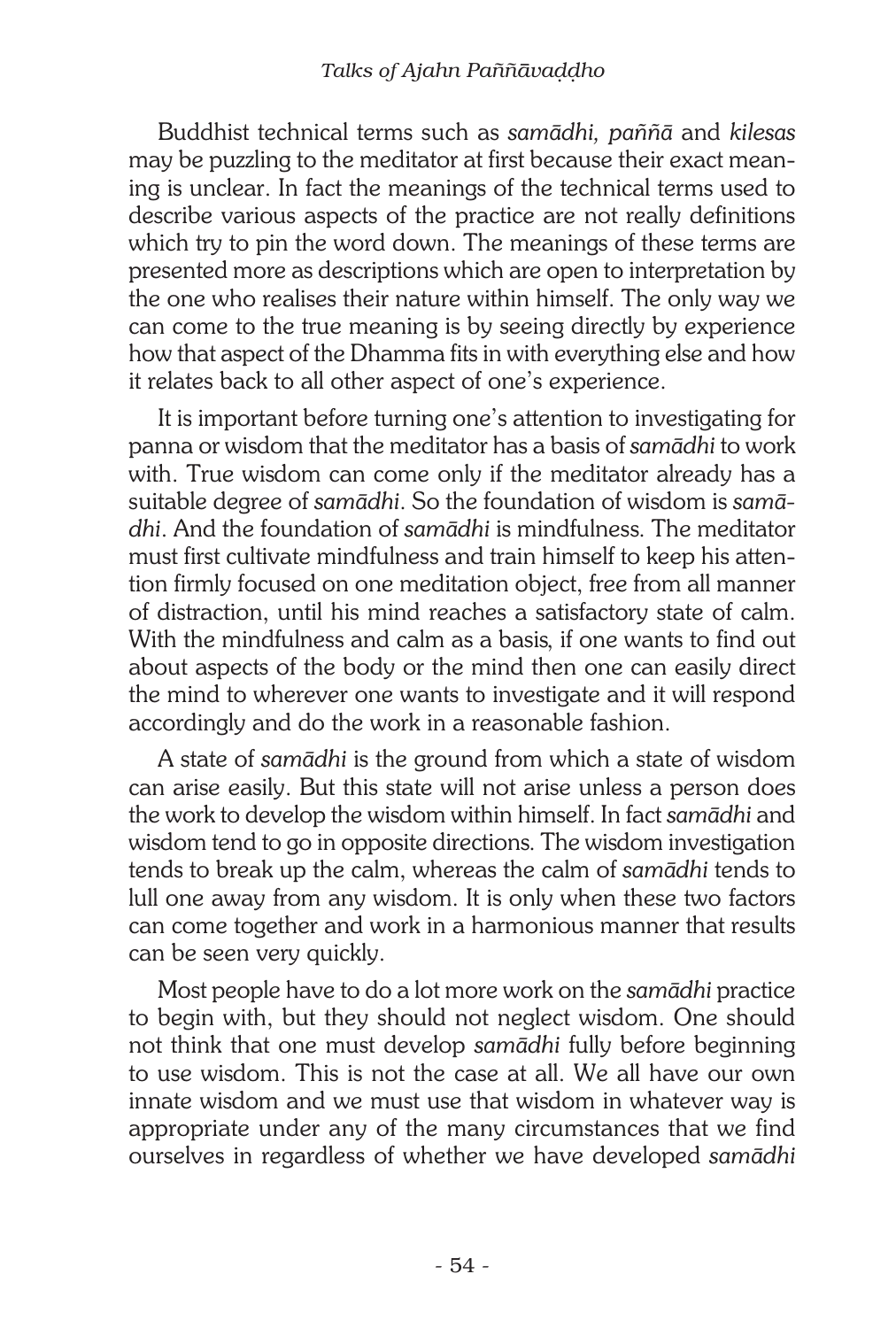Buddhist technical terms such as *samādhi, paññā* and *kilesas* may be puzzling to the meditator at first because their exact meaning is unclear. In fact the meanings of the technical terms used to describe various aspects of the practice are not really definitions which try to pin the word down. The meanings of these terms are presented more as descriptions which are open to interpretation by the one who realises their nature within himself. The only way we can come to the true meaning is by seeing directly by experience how that aspect of the Dhamma fits in with everything else and how it relates back to all other aspect of one's experience.

It is important before turning one's attention to investigating for panna or wisdom that the meditator has a basis of *samādhi* to work with. True wisdom can come only if the meditator already has a suitable degree of *samādhi*. So the foundation of wisdom is *samādhi*. And the foundation of *samādhi* is mindfulness. The meditator must first cultivate mindfulness and train himself to keep his attention firmly focused on one meditation object, free from all manner of distraction, until his mind reaches a satisfactory state of calm. With the mindfulness and calm as a basis, if one wants to find out about aspects of the body or the mind then one can easily direct the mind to wherever one wants to investigate and it will respond accordingly and do the work in a reasonable fashion.

A state of *samādhi* is the ground from which a state of wisdom can arise easily. But this state will not arise unless a person does the work to develop the wisdom within himself. In fact *samādhi* and wisdom tend to go in opposite directions. The wisdom investigation tends to break up the calm, whereas the calm of *samādhi* tends to lull one away from any wisdom. It is only when these two factors can come together and work in a harmonious manner that results can be seen very quickly.

Most people have to do a lot more work on the *samādhi* practice to begin with, but they should not neglect wisdom. One should not think that one must develop *samādhi* fully before beginning to use wisdom. This is not the case at all. We all have our own innate wisdom and we must use that wisdom in whatever way is appropriate under any of the many circumstances that we find ourselves in regardless of whether we have developed *samādhi*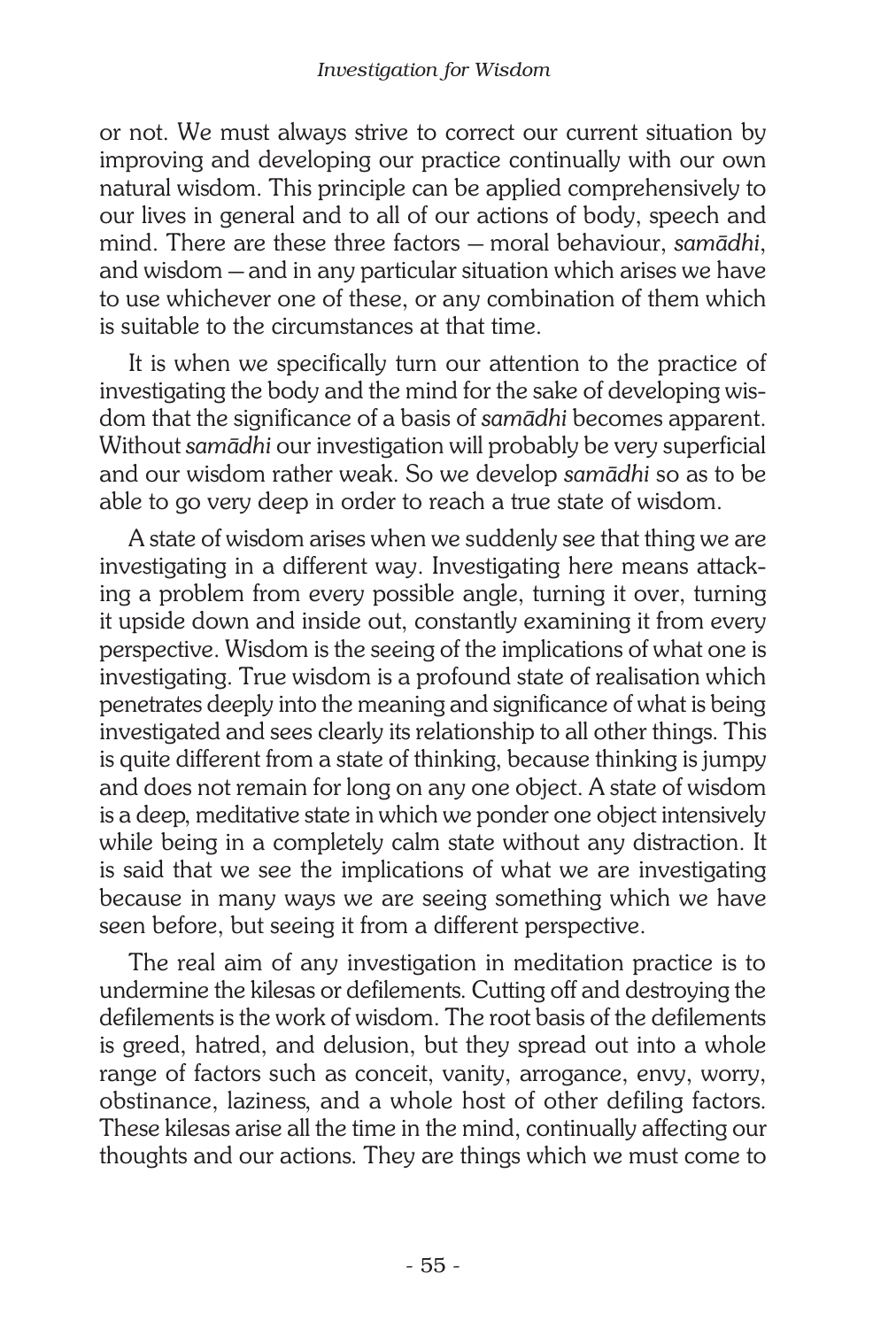or not. We must always strive to correct our current situation by improving and developing our practice continually with our own natural wisdom. This principle can be applied comprehensively to our lives in general and to all of our actions of body, speech and mind. There are these three factors — moral behaviour, *samādhi*, and wisdom — and in any particular situation which arises we have to use whichever one of these, or any combination of them which is suitable to the circumstances at that time.

It is when we specifically turn our attention to the practice of investigating the body and the mind for the sake of developing wisdom that the significance of a basis of *samādhi* becomes apparent. Without *samādhi* our investigation will probably be very superficial and our wisdom rather weak. So we develop *samādhi* so as to be able to go very deep in order to reach a true state of wisdom.

A state of wisdom arises when we suddenly see that thing we are investigating in a different way. Investigating here means attacking a problem from every possible angle, turning it over, turning it upside down and inside out, constantly examining it from every perspective. Wisdom is the seeing of the implications of what one is investigating. True wisdom is a profound state of realisation which penetrates deeply into the meaning and significance of what is being investigated and sees clearly its relationship to all other things. This is quite different from a state of thinking, because thinking is jumpy and does not remain for long on any one object. A state of wisdom is a deep, meditative state in which we ponder one object intensively while being in a completely calm state without any distraction. It is said that we see the implications of what we are investigating because in many ways we are seeing something which we have seen before, but seeing it from a different perspective.

The real aim of any investigation in meditation practice is to undermine the kilesas or defilements. Cutting off and destroying the defilements is the work of wisdom. The root basis of the defilements is greed, hatred, and delusion, but they spread out into a whole range of factors such as conceit, vanity, arrogance, envy, worry, obstinance, laziness, and a whole host of other defiling factors. These kilesas arise all the time in the mind, continually affecting our thoughts and our actions. They are things which we must come to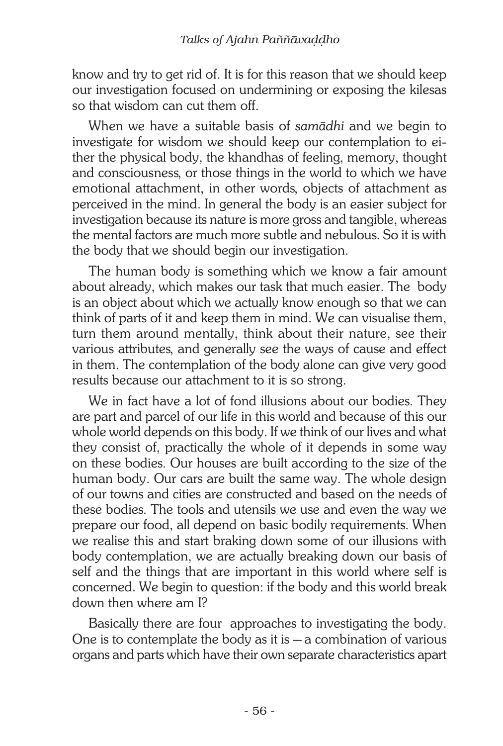know and try to get rid of. It is for this reason that we should keep our investigation focused on undermining or exposing the kilesas so that wisdom can cut them off.

When we have a suitable basis of *samādhi* and we begin to investigate for wisdom we should keep our contemplation to either the physical body, the khandhas of feeling, memory, thought and consciousness, or those things in the world to which we have emotional attachment, in other words, objects of attachment as perceived in the mind. In general the body is an easier subject for investigation because its nature is more gross and tangible, whereas the mental factors are much more subtle and nebulous. So it is with the body that we should begin our investigation.

The human body is something which we know a fair amount about already, which makes our task that much easier. The body is an object about which we actually know enough so that we can think of parts of it and keep them in mind. We can visualise them, turn them around mentally, think about their nature, see their various attributes, and generally see the ways of cause and effect in them. The contemplation of the body alone can give very good results because our attachment to it is so strong.

We in fact have a lot of fond illusions about our bodies. They are part and parcel of our life in this world and because of this our whole world depends on this body. If we think of our lives and what they consist of, practically the whole of it depends in some way on these bodies. Our houses are built according to the size of the human body. Our cars are built the same way. The whole design of our towns and cities are constructed and based on the needs of these bodies. The tools and utensils we use and even the way we prepare our food, all depend on basic bodily requirements. When we realise this and start braking down some of our illusions with body contemplation, we are actually breaking down our basis of self and the things that are important in this world where self is concerned. We begin to question: if the body and this world break down then where am I?

Basically there are four approaches to investigating the body. One is to contemplate the body as it is — a combination of various organs and parts which have their own separate characteristics apart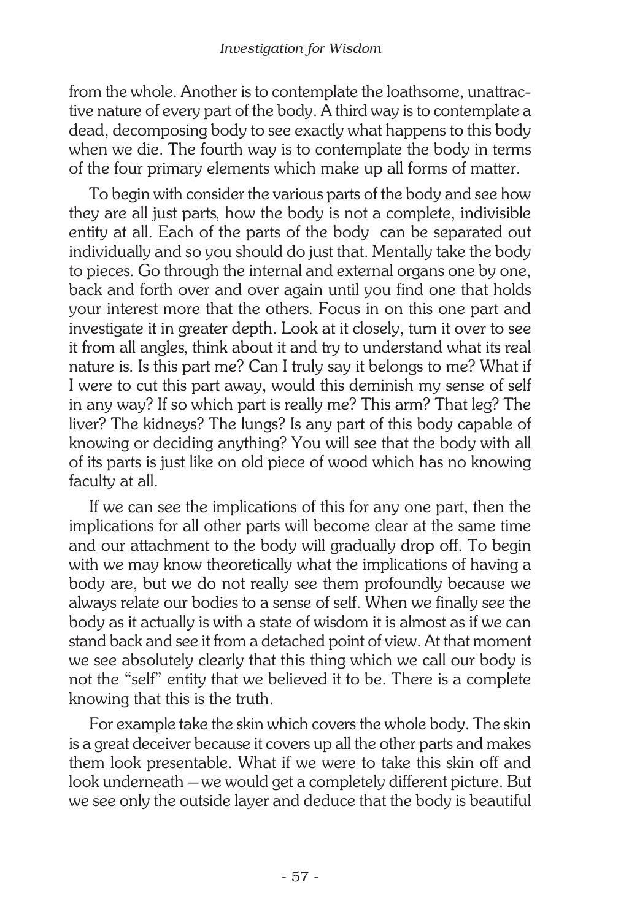from the whole. Another is to contemplate the loathsome, unattractive nature of every part of the body. A third way is to contemplate a dead, decomposing body to see exactly what happens to this body when we die. The fourth way is to contemplate the body in terms of the four primary elements which make up all forms of matter.

To begin with consider the various parts of the body and see how they are all just parts, how the body is not a complete, indivisible entity at all. Each of the parts of the body can be separated out individually and so you should do just that. Mentally take the body to pieces. Go through the internal and external organs one by one, back and forth over and over again until you find one that holds your interest more that the others. Focus in on this one part and investigate it in greater depth. Look at it closely, turn it over to see it from all angles, think about it and try to understand what its real nature is. Is this part me? Can I truly say it belongs to me? What if I were to cut this part away, would this deminish my sense of self in any way? If so which part is really me? This arm? That leg? The liver? The kidneys? The lungs? Is any part of this body capable of knowing or deciding anything? You will see that the body with all of its parts is just like on old piece of wood which has no knowing faculty at all.

If we can see the implications of this for any one part, then the implications for all other parts will become clear at the same time and our attachment to the body will gradually drop off. To begin with we may know theoretically what the implications of having a body are, but we do not really see them profoundly because we always relate our bodies to a sense of self. When we finally see the body as it actually is with a state of wisdom it is almost as if we can stand back and see it from a detached point of view. At that moment we see absolutely clearly that this thing which we call our body is not the "self" entity that we believed it to be. There is a complete knowing that this is the truth.

For example take the skin which covers the whole body. The skin is a great deceiver because it covers up all the other parts and makes them look presentable. What if we were to take this skin off and look underneath—we would get a completely different picture. But we see only the outside layer and deduce that the body is beautiful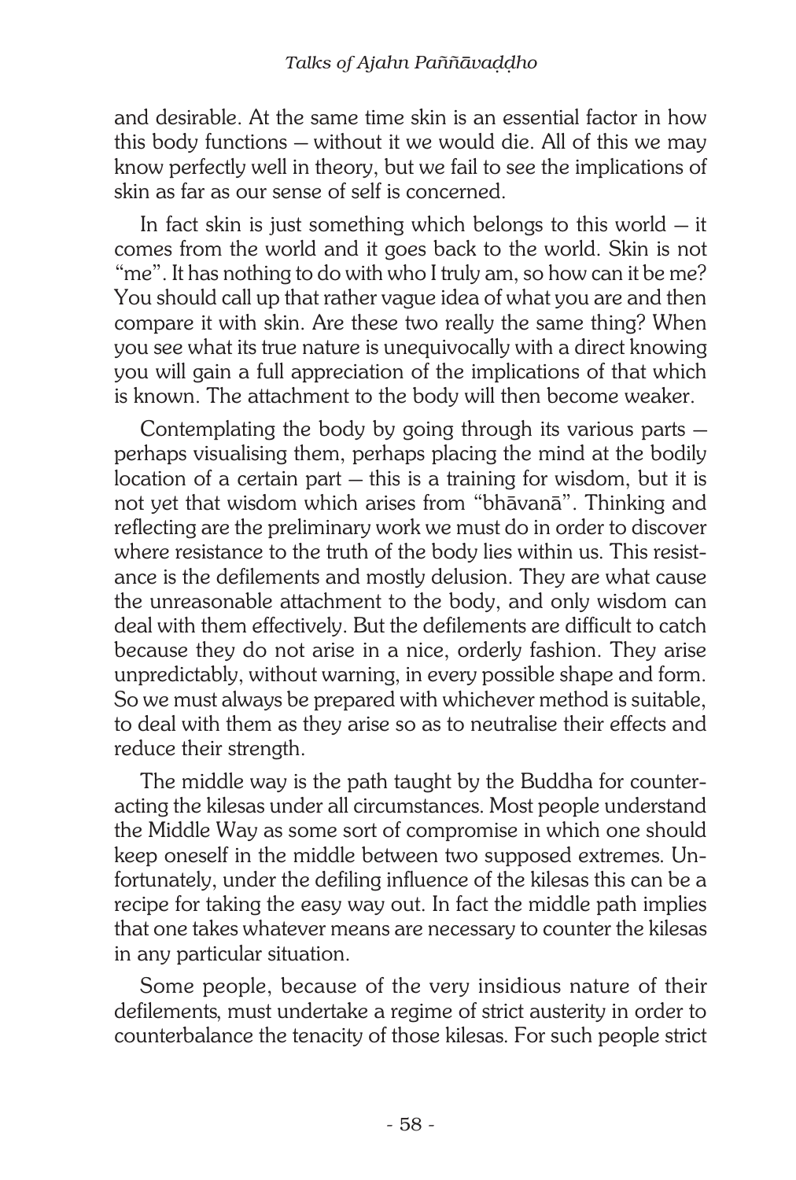and desirable. At the same time skin is an essential factor in how this body functions — without it we would die. All of this we may know perfectly well in theory, but we fail to see the implications of skin as far as our sense of self is concerned.

In fact skin is just something which belongs to this world — it comes from the world and it goes back to the world. Skin is not "me". It has nothing to do with who I truly am, so how can it be me? You should call up that rather vague idea of what you are and then compare it with skin. Are these two really the same thing? When you see what its true nature is unequivocally with a direct knowing you will gain a full appreciation of the implications of that which is known. The attachment to the body will then become weaker.

Contemplating the body by going through its various parts — perhaps visualising them, perhaps placing the mind at the bodily location of a certain part — this is a training for wisdom, but it is not yet that wisdom which arises from "bhāvanā". Thinking and reflecting are the preliminary work we must do in order to discover where resistance to the truth of the body lies within us. This resistance is the defilements and mostly delusion. They are what cause the unreasonable attachment to the body, and only wisdom can deal with them effectively. But the defilements are difficult to catch because they do not arise in a nice, orderly fashion. They arise unpredictably, without warning, in every possible shape and form. So we must always be prepared with whichever method is suitable, to deal with them as they arise so as to neutralise their effects and reduce their strength.

The middle way is the path taught by the Buddha for counteracting the kilesas under all circumstances. Most people understand the Middle Way as some sort of compromise in which one should keep oneself in the middle between two supposed extremes. Unfortunately, under the defiling influence of the kilesas this can be a recipe for taking the easy way out. In fact the middle path implies that one takes whatever means are necessary to counter the kilesas in any particular situation.

Some people, because of the very insidious nature of their defilements, must undertake a regime of strict austerity in order to counterbalance the tenacity of those kilesas. For such people strict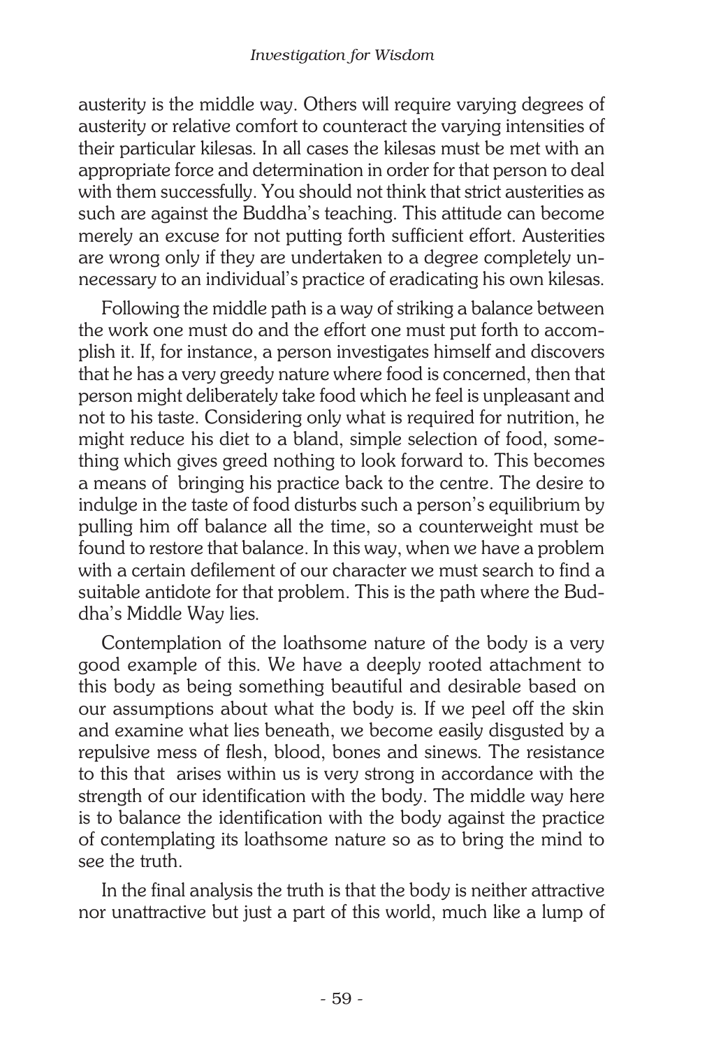austerity is the middle way. Others will require varying degrees of austerity or relative comfort to counteract the varying intensities of their particular kilesas. In all cases the kilesas must be met with an appropriate force and determination in order for that person to deal with them successfully. You should not think that strict austerities as such are against the Buddha's teaching. This attitude can become merely an excuse for not putting forth sufficient effort. Austerities are wrong only if they are undertaken to a degree completely unnecessary to an individual's practice of eradicating his own kilesas.

Following the middle path is a way of striking a balance between the work one must do and the effort one must put forth to accomplish it. If, for instance, a person investigates himself and discovers that he has a very greedy nature where food is concerned, then that person might deliberately take food which he feel is unpleasant and not to his taste. Considering only what is required for nutrition, he might reduce his diet to a bland, simple selection of food, something which gives greed nothing to look forward to. This becomes a means of bringing his practice back to the centre. The desire to indulge in the taste of food disturbs such a person's equilibrium by pulling him off balance all the time, so a counterweight must be found to restore that balance. In this way, when we have a problem with a certain defilement of our character we must search to find a suitable antidote for that problem. This is the path where the Buddha's Middle Way lies.

Contemplation of the loathsome nature of the body is a very good example of this. We have a deeply rooted attachment to this body as being something beautiful and desirable based on our assumptions about what the body is. If we peel off the skin and examine what lies beneath, we become easily disgusted by a repulsive mess of flesh, blood, bones and sinews. The resistance to this that arises within us is very strong in accordance with the strength of our identification with the body. The middle way here is to balance the identification with the body against the practice of contemplating its loathsome nature so as to bring the mind to see the truth.

In the final analysis the truth is that the body is neither attractive nor unattractive but just a part of this world, much like a lump of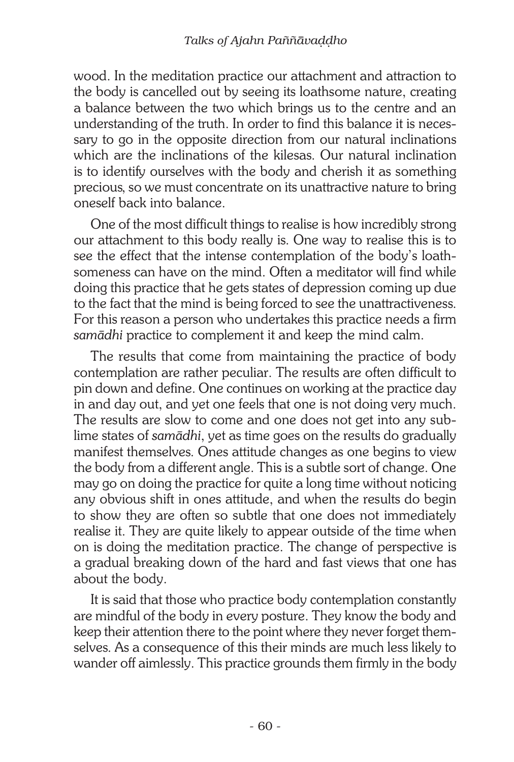wood. In the meditation practice our attachment and attraction to the body is cancelled out by seeing its loathsome nature, creating a balance between the two which brings us to the centre and an understanding of the truth. In order to find this balance it is necessary to go in the opposite direction from our natural inclinations which are the inclinations of the kilesas. Our natural inclination is to identify ourselves with the body and cherish it as something precious, so we must concentrate on its unattractive nature to bring oneself back into balance.

One of the most difficult things to realise is how incredibly strong our attachment to this body really is. One way to realise this is to see the effect that the intense contemplation of the body's loathsomeness can have on the mind. Often a meditator will find while doing this practice that he gets states of depression coming up due to the fact that the mind is being forced to see the unattractiveness. For this reason a person who undertakes this practice needs a firm *samādhi* practice to complement it and keep the mind calm.

The results that come from maintaining the practice of body contemplation are rather peculiar. The results are often difficult to pin down and define. One continues on working at the practice day in and day out, and yet one feels that one is not doing very much. The results are slow to come and one does not get into any sublime states of *samādhi*, yet as time goes on the results do gradually manifest themselves. Ones attitude changes as one begins to view the body from a different angle. This is a subtle sort of change. One may go on doing the practice for quite a long time without noticing any obvious shift in ones attitude, and when the results do begin to show they are often so subtle that one does not immediately realise it. They are quite likely to appear outside of the time when on is doing the meditation practice. The change of perspective is a gradual breaking down of the hard and fast views that one has about the body.

It is said that those who practice body contemplation constantly are mindful of the body in every posture. They know the body and keep their attention there to the point where they never forget themselves. As a consequence of this their minds are much less likely to wander off aimlessly. This practice grounds them firmly in the body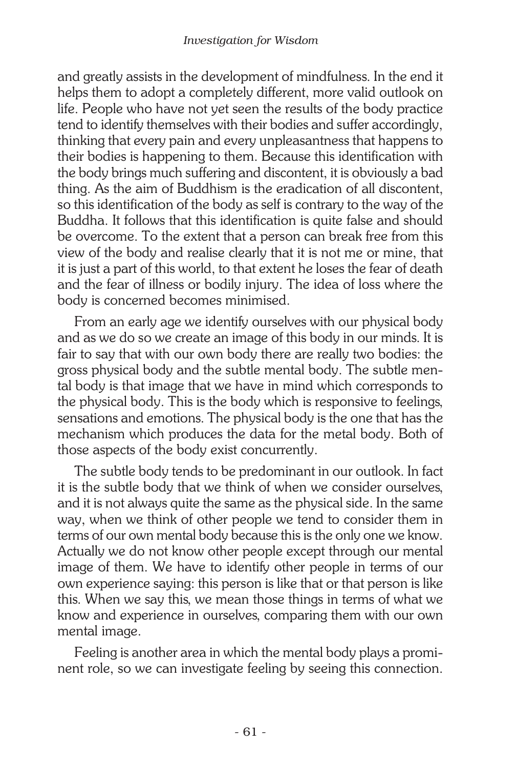and greatly assists in the development of mindfulness. In the end it helps them to adopt a completely different, more valid outlook on life. People who have not yet seen the results of the body practice tend to identify themselves with their bodies and suffer accordingly, thinking that every pain and every unpleasantness that happens to their bodies is happening to them. Because this identification with the body brings much suffering and discontent, it is obviously a bad thing. As the aim of Buddhism is the eradication of all discontent, so this identification of the body as self is contrary to the way of the Buddha. It follows that this identification is quite false and should be overcome. To the extent that a person can break free from this view of the body and realise clearly that it is not me or mine, that it is just a part of this world, to that extent he loses the fear of death and the fear of illness or bodily injury. The idea of loss where the body is concerned becomes minimised.

From an early age we identify ourselves with our physical body and as we do so we create an image of this body in our minds. It is fair to say that with our own body there are really two bodies: the gross physical body and the subtle mental body. The subtle mental body is that image that we have in mind which corresponds to the physical body. This is the body which is responsive to feelings, sensations and emotions. The physical body is the one that has the mechanism which produces the data for the metal body. Both of those aspects of the body exist concurrently.

The subtle body tends to be predominant in our outlook. In fact it is the subtle body that we think of when we consider ourselves, and it is not always quite the same as the physical side. In the same way, when we think of other people we tend to consider them in terms of our own mental body because this is the only one we know. Actually we do not know other people except through our mental image of them. We have to identify other people in terms of our own experience saying: this person is like that or that person is like this. When we say this, we mean those things in terms of what we know and experience in ourselves, comparing them with our own mental image.

Feeling is another area in which the mental body plays a prominent role, so we can investigate feeling by seeing this connection.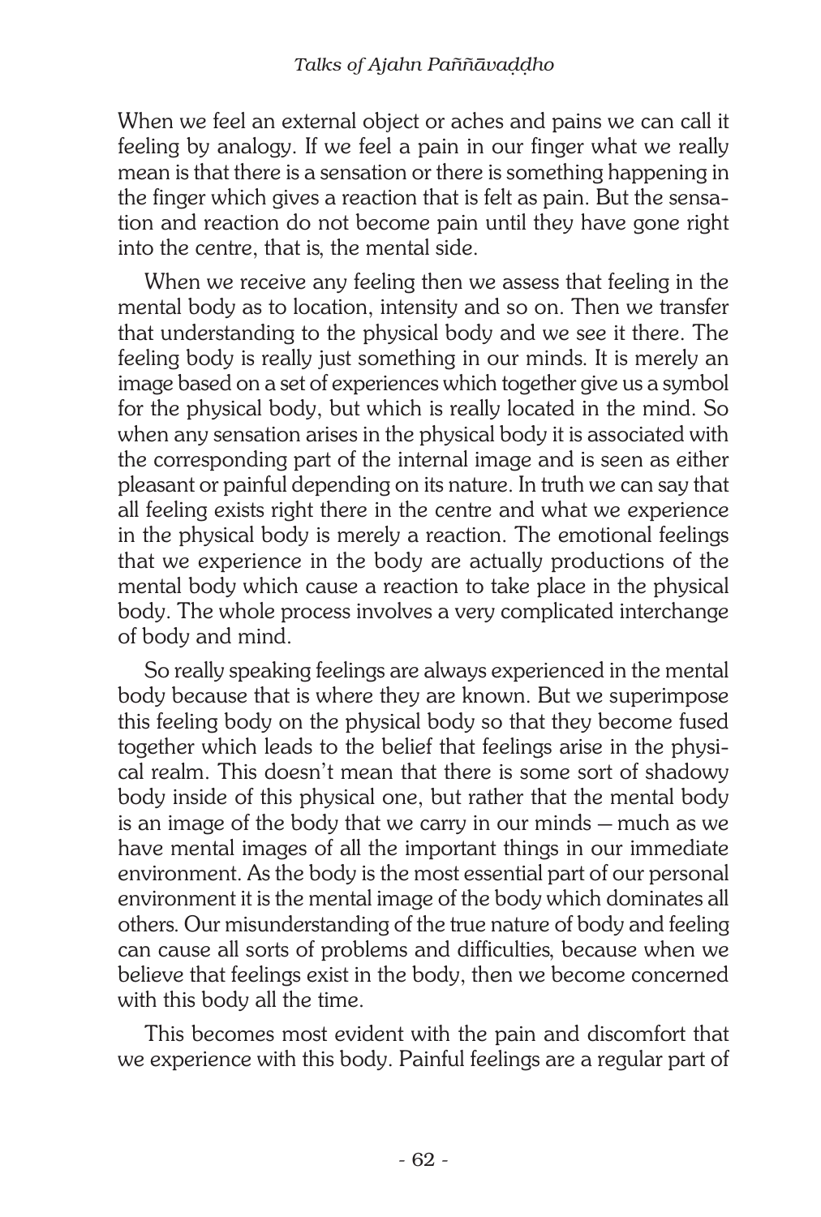When we feel an external object or aches and pains we can call it feeling by analogy. If we feel a pain in our finger what we really mean is that there is a sensation or there is something happening in the finger which gives a reaction that is felt as pain. But the sensation and reaction do not become pain until they have gone right into the centre, that is, the mental side.

When we receive any feeling then we assess that feeling in the mental body as to location, intensity and so on. Then we transfer that understanding to the physical body and we see it there. The feeling body is really just something in our minds. It is merely an image based on a set of experiences which together give us a symbol for the physical body, but which is really located in the mind. So when any sensation arises in the physical body it is associated with the corresponding part of the internal image and is seen as either pleasant or painful depending on its nature. In truth we can say that all feeling exists right there in the centre and what we experience in the physical body is merely a reaction. The emotional feelings that we experience in the body are actually productions of the mental body which cause a reaction to take place in the physical body. The whole process involves a very complicated interchange of body and mind.

So really speaking feelings are always experienced in the mental body because that is where they are known. But we superimpose this feeling body on the physical body so that they become fused together which leads to the belief that feelings arise in the physical realm. This doesn't mean that there is some sort of shadowy body inside of this physical one, but rather that the mental body is an image of the body that we carry in our minds — much as we have mental images of all the important things in our immediate environment. As the body is the most essential part of our personal environment it is the mental image of the body which dominates all others. Our misunderstanding of the true nature of body and feeling can cause all sorts of problems and difficulties, because when we believe that feelings exist in the body, then we become concerned with this body all the time.

This becomes most evident with the pain and discomfort that we experience with this body. Painful feelings are a regular part of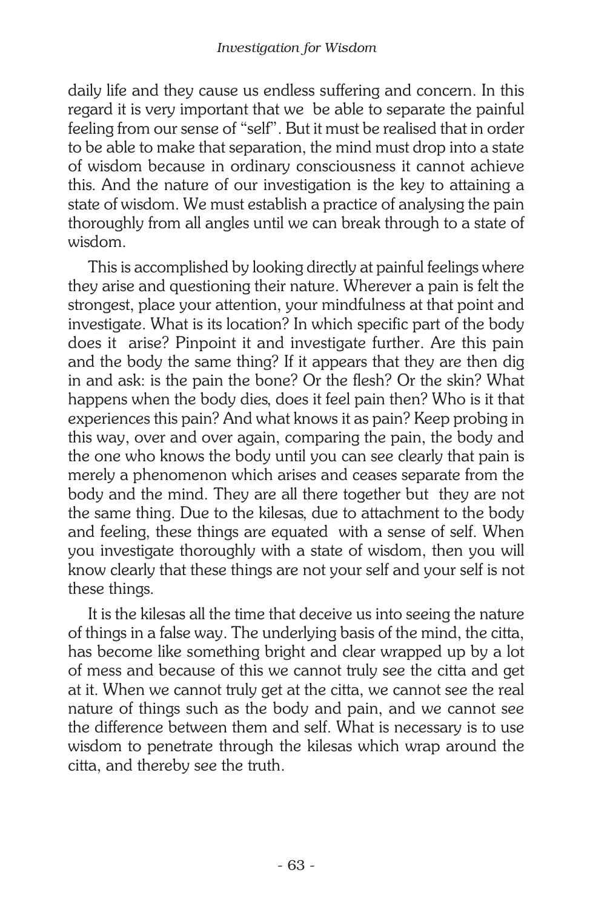daily life and they cause us endless suffering and concern. In this regard it is very important that we be able to separate the painful feeling from our sense of "self". But it must be realised that in order to be able to make that separation, the mind must drop into a state of wisdom because in ordinary consciousness it cannot achieve this. And the nature of our investigation is the key to attaining a state of wisdom. We must establish a practice of analysing the pain thoroughly from all angles until we can break through to a state of wisdom.

This is accomplished by looking directly at painful feelings where they arise and questioning their nature. Wherever a pain is felt the strongest, place your attention, your mindfulness at that point and investigate. What is its location? In which specific part of the body does it arise? Pinpoint it and investigate further. Are this pain and the body the same thing? If it appears that they are then dig in and ask: is the pain the bone? Or the flesh? Or the skin? What happens when the body dies, does it feel pain then? Who is it that experiences this pain? And what knows it as pain? Keep probing in this way, over and over again, comparing the pain, the body and the one who knows the body until you can see clearly that pain is merely a phenomenon which arises and ceases separate from the body and the mind. They are all there together but they are not the same thing. Due to the kilesas, due to attachment to the body and feeling, these things are equated with a sense of self. When you investigate thoroughly with a state of wisdom, then you will know clearly that these things are not your self and your self is not these things.

It is the kilesas all the time that deceive us into seeing the nature of things in a false way. The underlying basis of the mind, the citta, has become like something bright and clear wrapped up by a lot of mess and because of this we cannot truly see the citta and get at it. When we cannot truly get at the citta, we cannot see the real nature of things such as the body and pain, and we cannot see the difference between them and self. What is necessary is to use wisdom to penetrate through the kilesas which wrap around the citta, and thereby see the truth.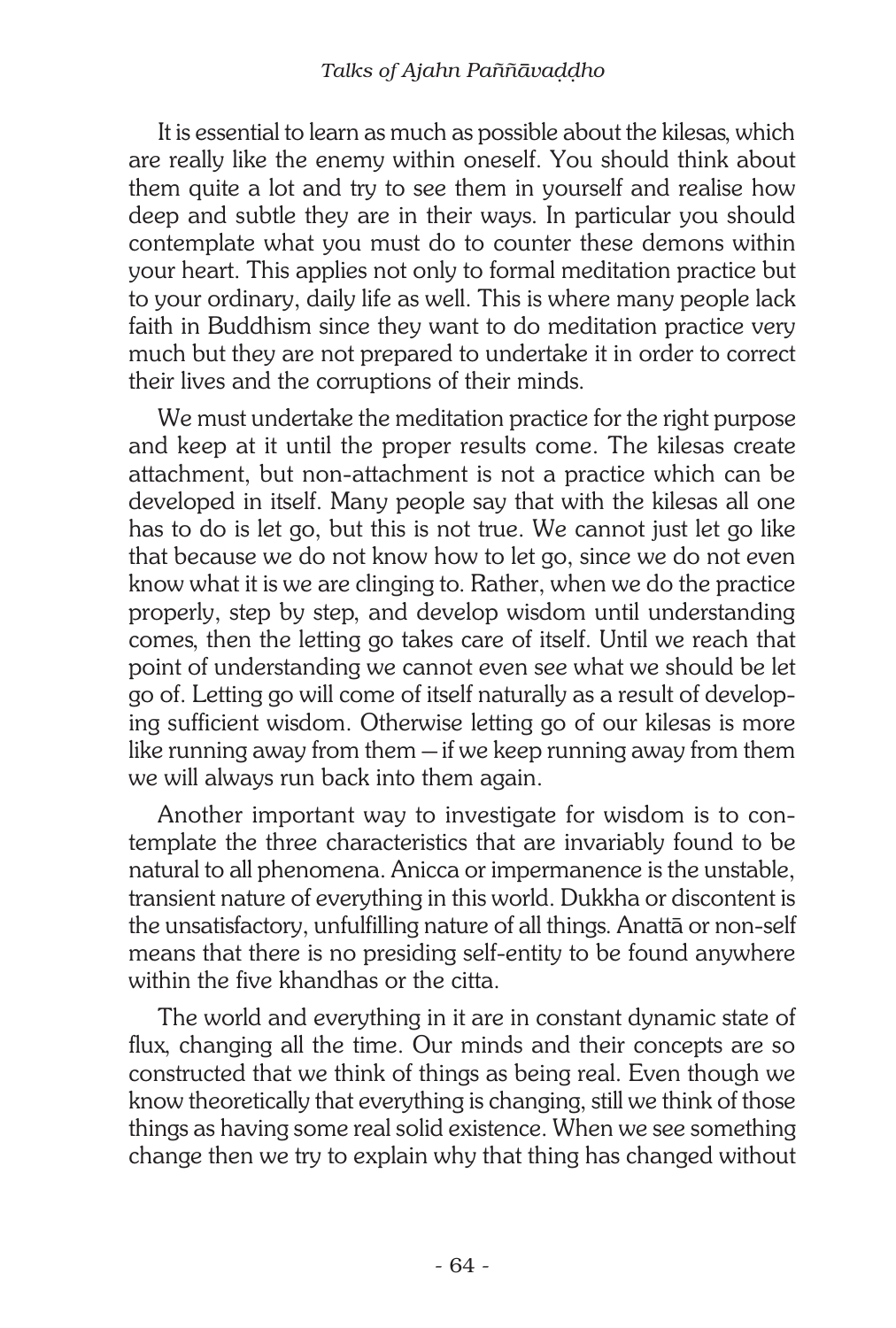It is essential to learn as much as possible about the kilesas, which are really like the enemy within oneself. You should think about them quite a lot and try to see them in yourself and realise how deep and subtle they are in their ways. In particular you should contemplate what you must do to counter these demons within your heart. This applies not only to formal meditation practice but to your ordinary, daily life as well. This is where many people lack faith in Buddhism since they want to do meditation practice very much but they are not prepared to undertake it in order to correct their lives and the corruptions of their minds.

We must undertake the meditation practice for the right purpose and keep at it until the proper results come. The kilesas create attachment, but non-attachment is not a practice which can be developed in itself. Many people say that with the kilesas all one has to do is let go, but this is not true. We cannot just let go like that because we do not know how to let go, since we do not even know what it is we are clinging to. Rather, when we do the practice properly, step by step, and develop wisdom until understanding comes, then the letting go takes care of itself. Until we reach that point of understanding we cannot even see what we should be let go of. Letting go will come of itself naturally as a result of developing sufficient wisdom. Otherwise letting go of our kilesas is more like running away from them — if we keep running away from them we will always run back into them again.

Another important way to investigate for wisdom is to contemplate the three characteristics that are invariably found to be natural to all phenomena. Anicca or impermanence is the unstable, transient nature of everything in this world. Dukkha or discontent is the unsatisfactory, unfulfilling nature of all things. Anattā or non-self means that there is no presiding self-entity to be found anywhere within the five khandhas or the citta.

The world and everything in it are in constant dynamic state of flux, changing all the time. Our minds and their concepts are so constructed that we think of things as being real. Even though we know theoretically that everything is changing, still we think of those things as having some real solid existence. When we see something change then we try to explain why that thing has changed without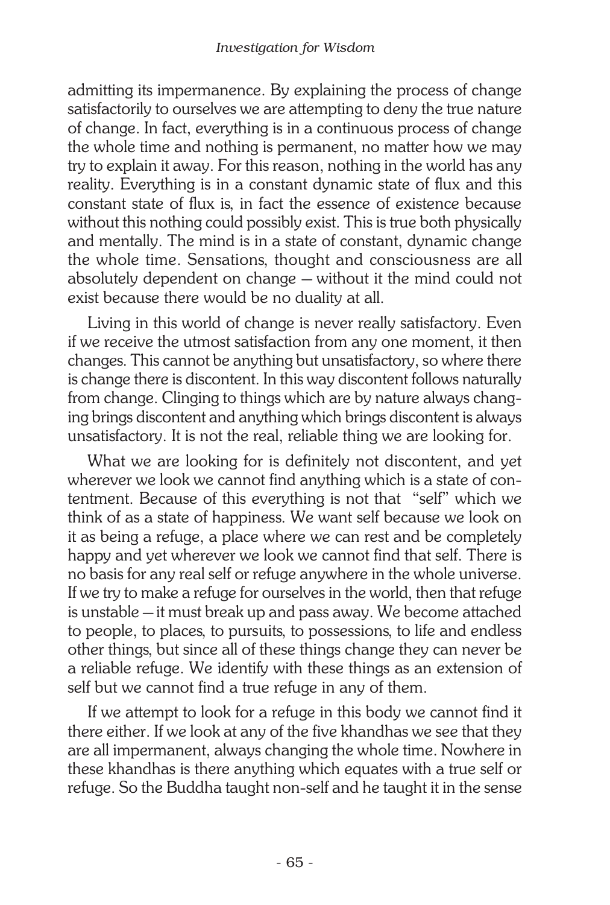admitting its impermanence. By explaining the process of change satisfactorily to ourselves we are attempting to deny the true nature of change. In fact, everything is in a continuous process of change the whole time and nothing is permanent, no matter how we may try to explain it away. For this reason, nothing in the world has any reality. Everything is in a constant dynamic state of flux and this constant state of flux is, in fact the essence of existence because without this nothing could possibly exist. This is true both physically and mentally. The mind is in a state of constant, dynamic change the whole time. Sensations, thought and consciousness are all absolutely dependent on change — without it the mind could not exist because there would be no duality at all.

Living in this world of change is never really satisfactory. Even if we receive the utmost satisfaction from any one moment, it then changes. This cannot be anything but unsatisfactory, so where there is change there is discontent. In this way discontent follows naturally from change. Clinging to things which are by nature always changing brings discontent and anything which brings discontent is always unsatisfactory. It is not the real, reliable thing we are looking for.

What we are looking for is definitely not discontent, and yet wherever we look we cannot find anything which is a state of contentment. Because of this everything is not that "self" which we think of as a state of happiness. We want self because we look on it as being a refuge, a place where we can rest and be completely happy and yet wherever we look we cannot find that self. There is no basis for any real self or refuge anywhere in the whole universe. If we try to make a refuge for ourselves in the world, then that refuge is unstable — it must break up and pass away. We become attached to people, to places, to pursuits, to possessions, to life and endless other things, but since all of these things change they can never be a reliable refuge. We identify with these things as an extension of self but we cannot find a true refuge in any of them.

If we attempt to look for a refuge in this body we cannot find it there either. If we look at any of the five khandhas we see that they are all impermanent, always changing the whole time. Nowhere in these khandhas is there anything which equates with a true self or refuge. So the Buddha taught non-self and he taught it in the sense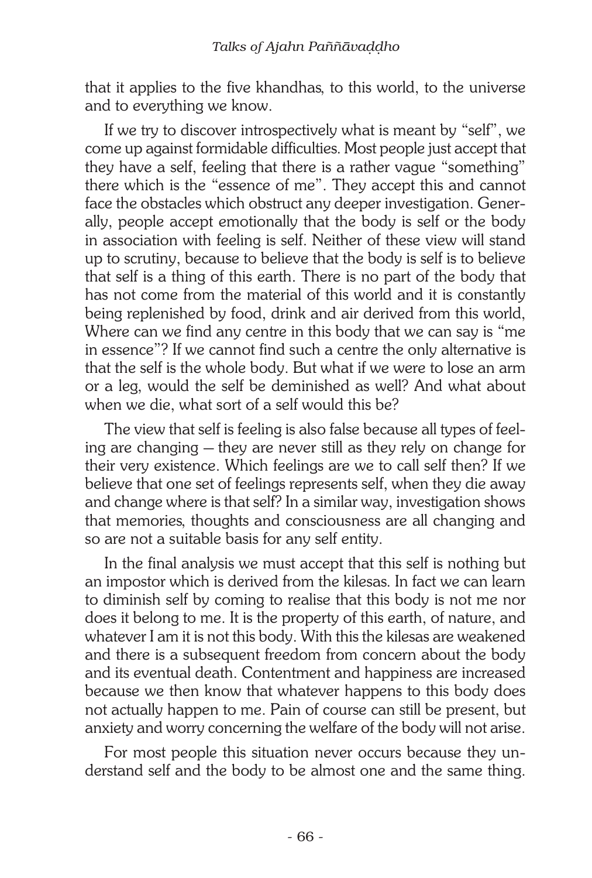that it applies to the five khandhas, to this world, to the universe and to everything we know.

If we try to discover introspectively what is meant by "self", we come up against formidable difficulties. Most people just accept that they have a self, feeling that there is a rather vague "something" there which is the "essence of me". They accept this and cannot face the obstacles which obstruct any deeper investigation. Generally, people accept emotionally that the body is self or the body in association with feeling is self. Neither of these view will stand up to scrutiny, because to believe that the body is self is to believe that self is a thing of this earth. There is no part of the body that has not come from the material of this world and it is constantly being replenished by food, drink and air derived from this world, Where can we find any centre in this body that we can say is "me in essence"? If we cannot find such a centre the only alternative is that the self is the whole body. But what if we were to lose an arm or a leg, would the self be deminished as well? And what about when we die, what sort of a self would this be?

The view that self is feeling is also false because all types of feeling are changing — they are never still as they rely on change for their very existence. Which feelings are we to call self then? If we believe that one set of feelings represents self, when they die away and change where is that self? In a similar way, investigation shows that memories, thoughts and consciousness are all changing and so are not a suitable basis for any self entity.

In the final analysis we must accept that this self is nothing but an impostor which is derived from the kilesas. In fact we can learn to diminish self by coming to realise that this body is not me nor does it belong to me. It is the property of this earth, of nature, and whatever I am it is not this body. With this the kilesas are weakened and there is a subsequent freedom from concern about the body and its eventual death. Contentment and happiness are increased because we then know that whatever happens to this body does not actually happen to me. Pain of course can still be present, but anxiety and worry concerning the welfare of the body will not arise.

For most people this situation never occurs because they understand self and the body to be almost one and the same thing.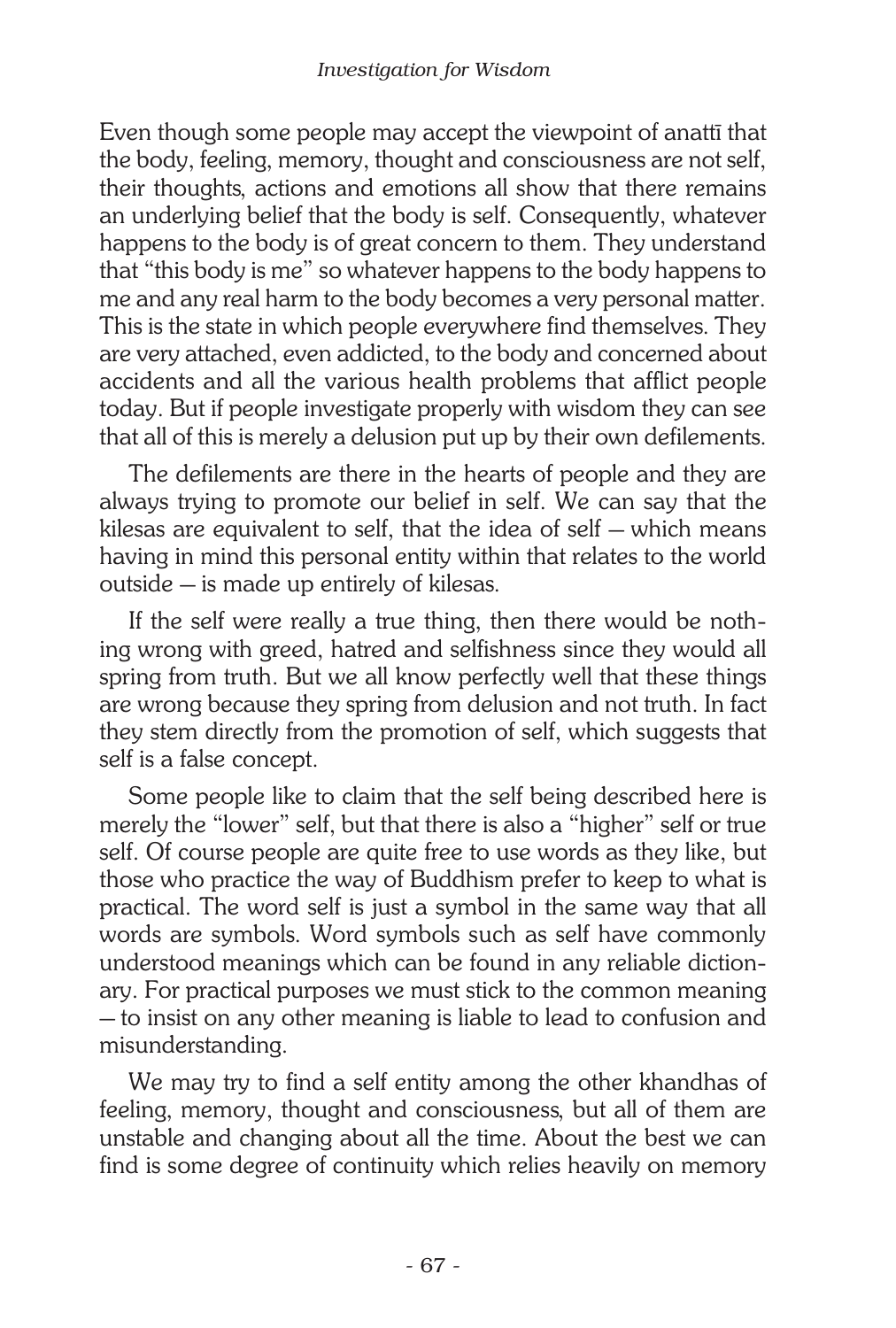Even though some people may accept the viewpoint of anattī that the body, feeling, memory, thought and consciousness are not self, their thoughts, actions and emotions all show that there remains an underlying belief that the body is self. Consequently, whatever happens to the body is of great concern to them. They understand that "this body is me" so whatever happens to the body happens to me and any real harm to the body becomes a very personal matter. This is the state in which people everywhere find themselves. They are very attached, even addicted, to the body and concerned about accidents and all the various health problems that afflict people today. But if people investigate properly with wisdom they can see that all of this is merely a delusion put up by their own defilements.

The defilements are there in the hearts of people and they are always trying to promote our belief in self. We can say that the kilesas are equivalent to self, that the idea of self — which means having in mind this personal entity within that relates to the world outside — is made up entirely of kilesas.

If the self were really a true thing, then there would be nothing wrong with greed, hatred and selfishness since they would all spring from truth. But we all know perfectly well that these things are wrong because they spring from delusion and not truth. In fact they stem directly from the promotion of self, which suggests that self is a false concept.

Some people like to claim that the self being described here is merely the "lower" self, but that there is also a "higher" self or true self. Of course people are quite free to use words as they like, but those who practice the way of Buddhism prefer to keep to what is practical. The word self is just a symbol in the same way that all words are symbols. Word symbols such as self have commonly understood meanings which can be found in any reliable dictionary. For practical purposes we must stick to the common meaning — to insist on any other meaning is liable to lead to confusion and misunderstanding.

We may try to find a self entity among the other khandhas of feeling, memory, thought and consciousness, but all of them are unstable and changing about all the time. About the best we can find is some degree of continuity which relies heavily on memory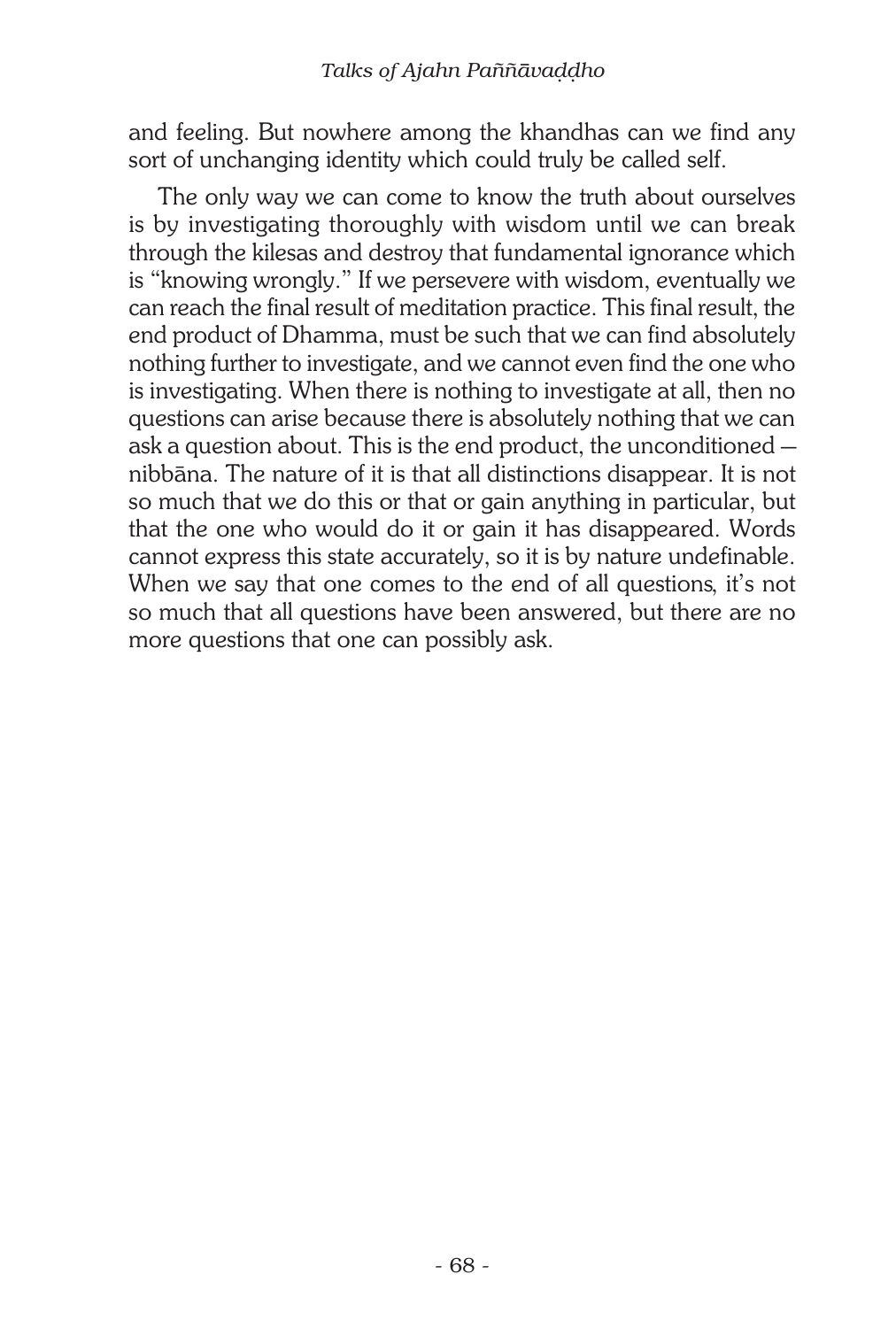and feeling. But nowhere among the khandhas can we find any sort of unchanging identity which could truly be called self.

The only way we can come to know the truth about ourselves is by investigating thoroughly with wisdom until we can break through the kilesas and destroy that fundamental ignorance which is "knowing wrongly." If we persevere with wisdom, eventually we can reach the final result of meditation practice. This final result, the end product of Dhamma, must be such that we can find absolutely nothing further to investigate, and we cannot even find the one who is investigating. When there is nothing to investigate at all, then no questions can arise because there is absolutely nothing that we can ask a question about. This is the end product, the unconditioned — nibbāna. The nature of it is that all distinctions disappear. It is not so much that we do this or that or gain anything in particular, but that the one who would do it or gain it has disappeared. Words cannot express this state accurately, so it is by nature undefinable. When we say that one comes to the end of all questions, it's not so much that all questions have been answered, but there are no more questions that one can possibly ask.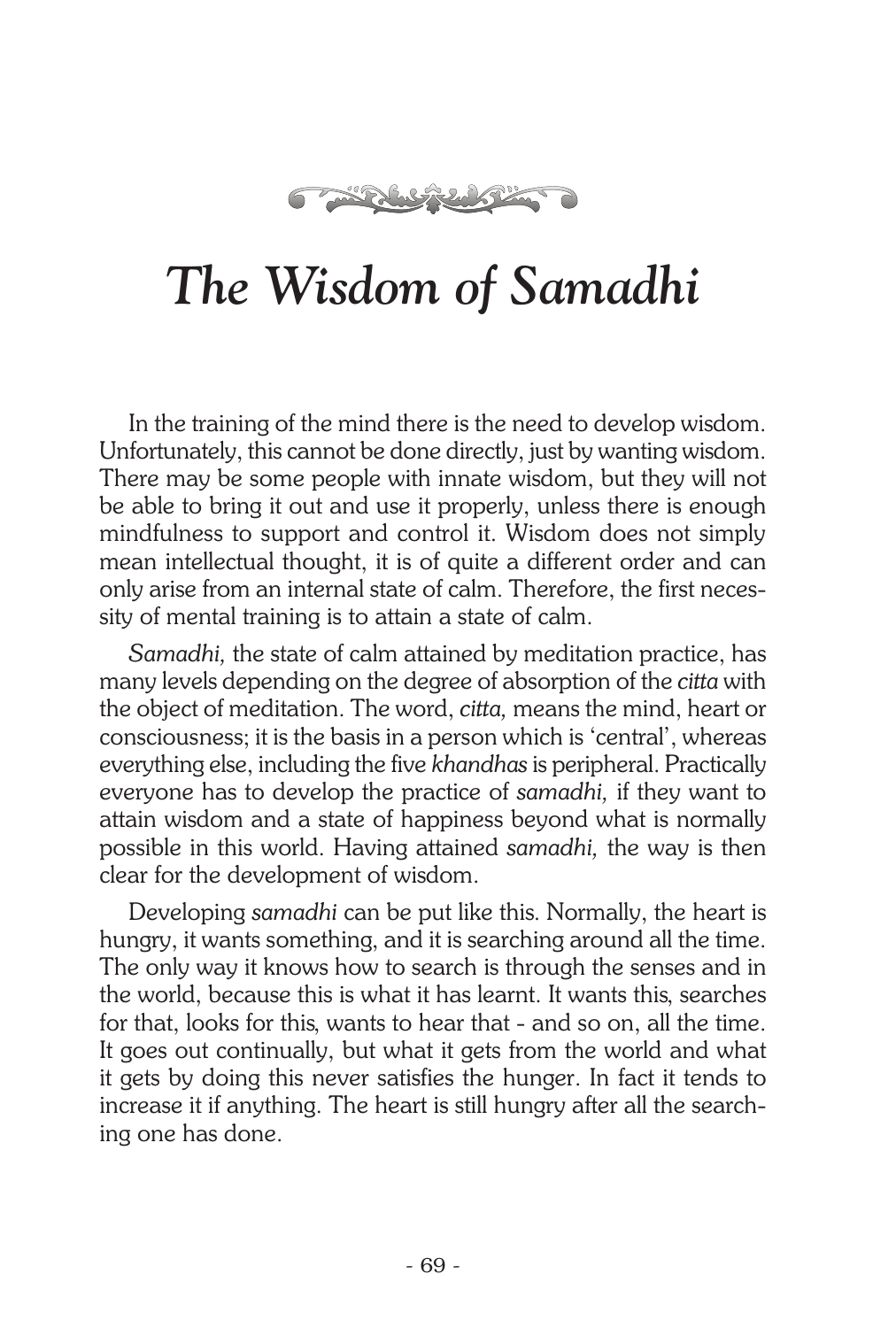# *The Wisdom of Samadhi*

In the training of the mind there is the need to develop wisdom. Unfortunately, this cannot be done directly, just by wanting wisdom. There may be some people with innate wisdom, but they will not be able to bring it out and use it properly, unless there is enough mindfulness to support and control it. Wisdom does not simply mean intellectual thought, it is of quite a different order and can only arise from an internal state of calm. Therefore, the first necessity of mental training is to attain a state of calm.

*Samadhi,* the state of calm attained by meditation practice, has many levels depending on the degree of absorption of the *citta* with the object of meditation. The word, *citta,* means the mind, heart or consciousness; it is the basis in a person which is 'central', whereas everything else, including the five *khandhas* is peripheral. Practically everyone has to develop the practice of *samadhi,* if they want to attain wisdom and a state of happiness beyond what is normally possible in this world. Having attained *samadhi,* the way is then clear for the development of wisdom.

Developing *samadhi* can be put like this. Normally, the heart is hungry, it wants something, and it is searching around all the time. The only way it knows how to search is through the senses and in the world, because this is what it has learnt. It wants this, searches for that, looks for this, wants to hear that - and so on, all the time. It goes out continually, but what it gets from the world and what it gets by doing this never satisfies the hunger. In fact it tends to increase it if anything. The heart is still hungry after all the searching one has done.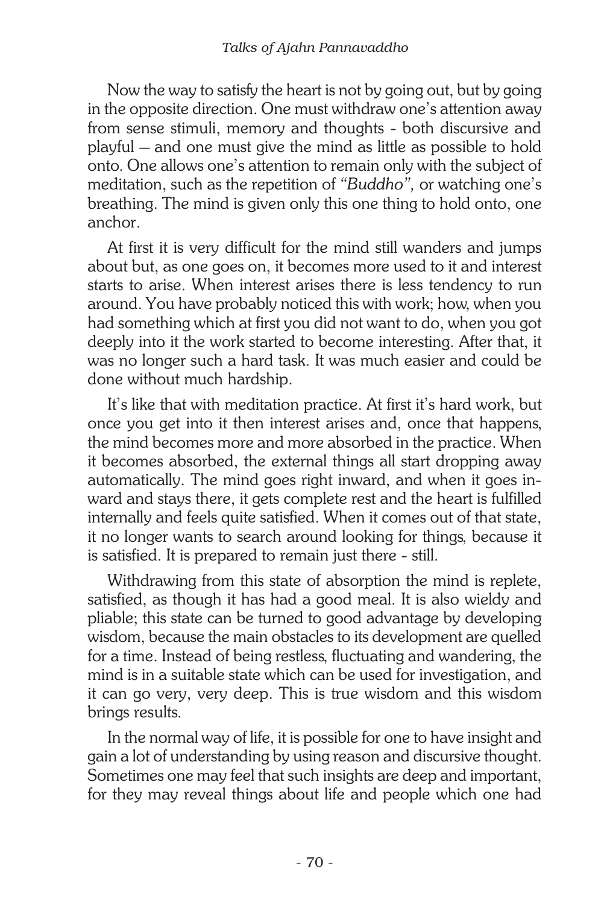Now the way to satisfy the heart is not by going out, but by going in the opposite direction. One must withdraw one's attention away from sense stimuli, memory and thoughts - both discursive and playful – and one must give the mind as little as possible to hold onto. One allows one's attention to remain only with the subject of meditation, such as the repetition of *"Buddho",* or watching one's breathing. The mind is given only this one thing to hold onto, one anchor.

At first it is very difficult for the mind still wanders and jumps about but, as one goes on, it becomes more used to it and interest starts to arise. When interest arises there is less tendency to run around. You have probably noticed this with work; how, when you had something which at first you did not want to do, when you got deeply into it the work started to become interesting. After that, it was no longer such a hard task. It was much easier and could be done without much hardship.

It's like that with meditation practice. At first it's hard work, but once you get into it then interest arises and, once that happens, the mind becomes more and more absorbed in the practice. When it becomes absorbed, the external things all start dropping away automatically. The mind goes right inward, and when it goes inward and stays there, it gets complete rest and the heart is fulfilled internally and feels quite satisfied. When it comes out of that state, it no longer wants to search around looking for things, because it is satisfied. It is prepared to remain just there - still.

Withdrawing from this state of absorption the mind is replete, satisfied, as though it has had a good meal. It is also wieldy and pliable; this state can be turned to good advantage by developing wisdom, because the main obstacles to its development are quelled for a time. Instead of being restless, fluctuating and wandering, the mind is in a suitable state which can be used for investigation, and it can go very, very deep. This is true wisdom and this wisdom brings results.

In the normal way of life, it is possible for one to have insight and gain a lot of understanding by using reason and discursive thought. Sometimes one may feel that such insights are deep and important, for they may reveal things about life and people which one had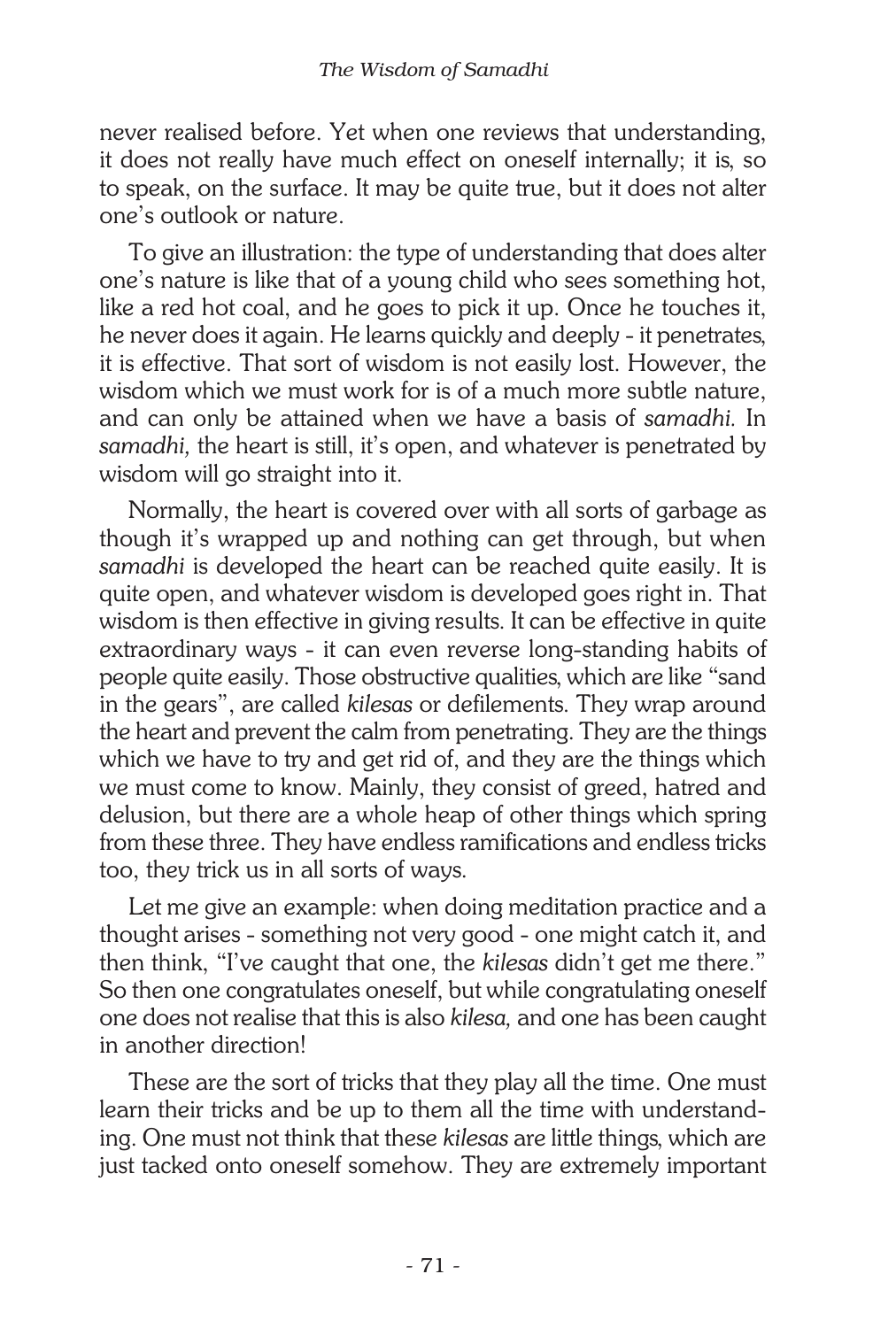never realised before. Yet when one reviews that understanding, it does not really have much effect on oneself internally; it is, so to speak, on the surface. It may be quite true, but it does not alter one's outlook or nature.

To give an illustration: the type of understanding that does alter one's nature is like that of a young child who sees something hot, like a red hot coal, and he goes to pick it up. Once he touches it, he never does it again. He learns quickly and deeply - it penetrates, it is effective. That sort of wisdom is not easily lost. However, the wisdom which we must work for is of a much more subtle nature, and can only be attained when we have a basis of *samadhi.* In *samadhi,* the heart is still, it's open, and whatever is penetrated by wisdom will go straight into it.

Normally, the heart is covered over with all sorts of garbage as though it's wrapped up and nothing can get through, but when *samadhi* is developed the heart can be reached quite easily. It is quite open, and whatever wisdom is developed goes right in. That wisdom is then effective in giving results. It can be effective in quite extraordinary ways - it can even reverse long-standing habits of people quite easily. Those obstructive qualities, which are like "sand in the gears", are called *kilesas* or defilements. They wrap around the heart and prevent the calm from penetrating. They are the things which we have to try and get rid of, and they are the things which we must come to know. Mainly, they consist of greed, hatred and delusion, but there are a whole heap of other things which spring from these three. They have endless ramifications and endless tricks too, they trick us in all sorts of ways.

Let me give an example: when doing meditation practice and a thought arises - something not very good - one might catch it, and then think, "I've caught that one, the *kilesas* didn't get me there." So then one congratulates oneself, but while congratulating oneself one does not realise that this is also *kilesa,* and one has been caught in another direction!

These are the sort of tricks that they play all the time. One must learn their tricks and be up to them all the time with understanding. One must not think that these *kilesas* are little things, which are just tacked onto oneself somehow. They are extremely important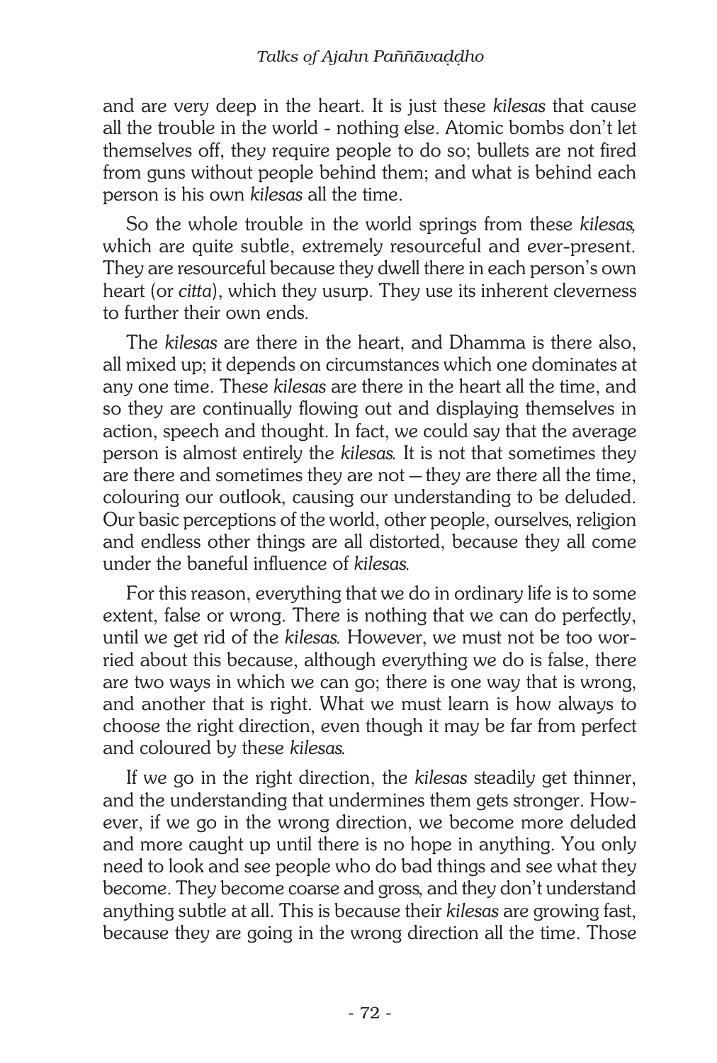and are very deep in the heart. It is just these *kilesas* that cause all the trouble in the world - nothing else. Atomic bombs don't let themselves off, they require people to do so; bullets are not fired from guns without people behind them; and what is behind each person is his own *kilesas* all the time.

So the whole trouble in the world springs from these *kilesas*, which are quite subtle, extremely resourceful and ever-present. They are resourceful because they dwell there in each person's own heart (or *citta*), which they usurp. They use its inherent cleverness to further their own ends.

The *kilesas* are there in the heart, and Dhamma is there also, all mixed up; it depends on circumstances which one dominates at any one time. These *kilesas* are there in the heart all the time, and so they are continually flowing out and displaying themselves in action, speech and thought. In fact, we could say that the average person is almost entirely the *kilesas*. It is not that sometimes they are there and sometimes they are not — they are there all the time, colouring our outlook, causing our understanding to be deluded. Our basic perceptions of the world, other people, ourselves, religion and endless other things are all distorted, because they all come under the baneful influence of *kilesas*.

For this reason, everything that we do in ordinary life is to some extent, false or wrong. There is nothing that we can do perfectly, until we get rid of the *kilesas*. However, we must not be too worried about this because, although everything we do is false, there are two ways in which we can go; there is one way that is wrong, and another that is right. What we must learn is how always to choose the right direction, even though it may be far from perfect and coloured by these *kilesas*.

If we go in the right direction, the *kilesas* steadily get thinner, and the understanding that undermines them gets stronger. However, if we go in the wrong direction, we become more deluded and more caught up until there is no hope in anything. You only need to look and see people who do bad things and see what they become. They become coarse and gross, and they don't understand anything subtle at all. This is because their *kilesas* are growing fast, because they are going in the wrong direction all the time. Those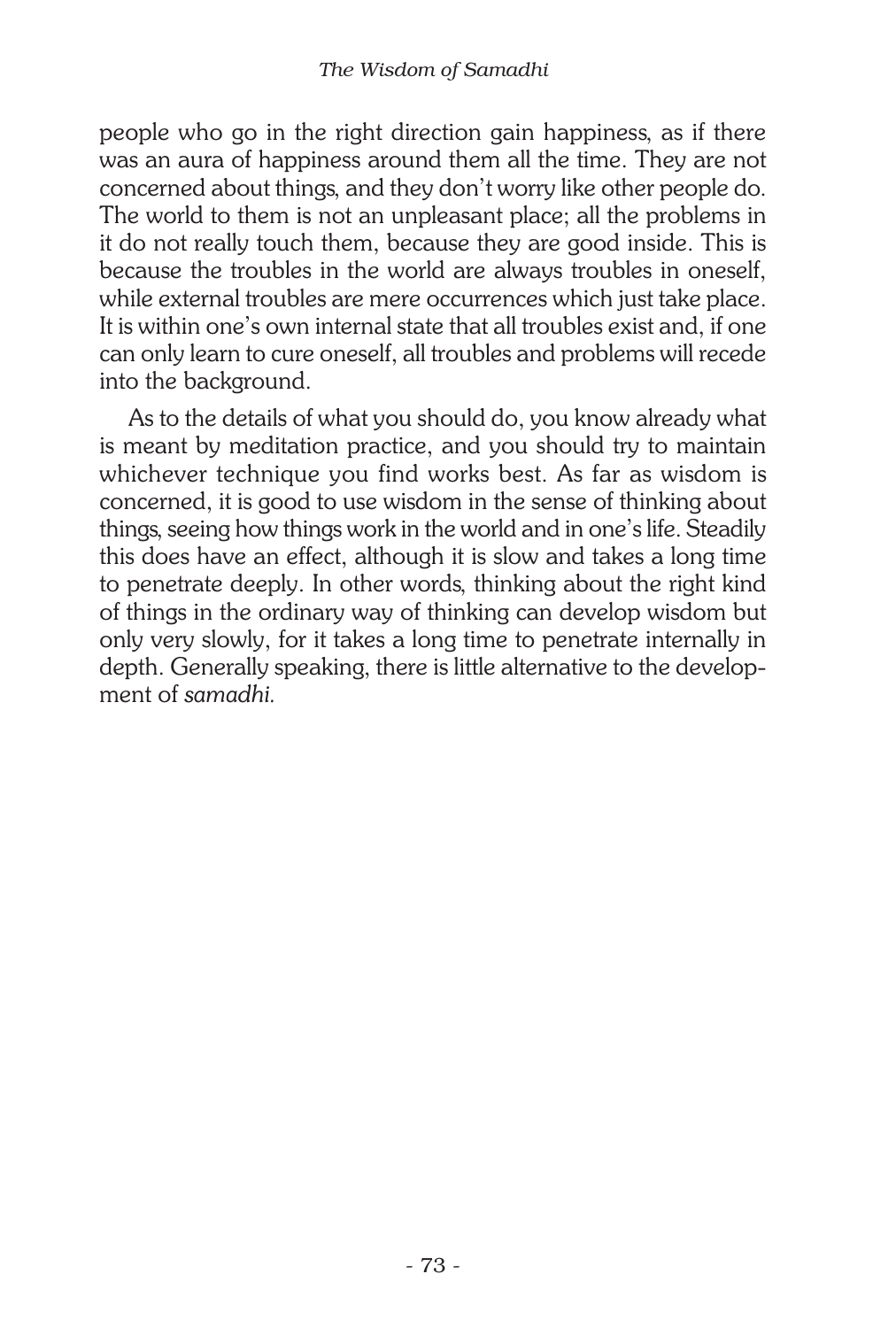people who go in the right direction gain happiness, as if there was an aura of happiness around them all the time. They are not concerned about things, and they don't worry like other people do. The world to them is not an unpleasant place; all the problems in it do not really touch them, because they are good inside. This is because the troubles in the world are always troubles in oneself, while external troubles are mere occurrences which just take place. It is within one's own internal state that all troubles exist and, if one can only learn to cure oneself, all troubles and problems will recede into the background.

As to the details of what you should do, you know already what is meant by meditation practice, and you should try to maintain whichever technique you find works best. As far as wisdom is concerned, it is good to use wisdom in the sense of thinking about things, seeing how things work in the world and in one's life. Steadily this does have an effect, although it is slow and takes a long time to penetrate deeply. In other words, thinking about the right kind of things in the ordinary way of thinking can develop wisdom but only very slowly, for it takes a long time to penetrate internally in depth. Generally speaking, there is little alternative to the development of *samadhi*.